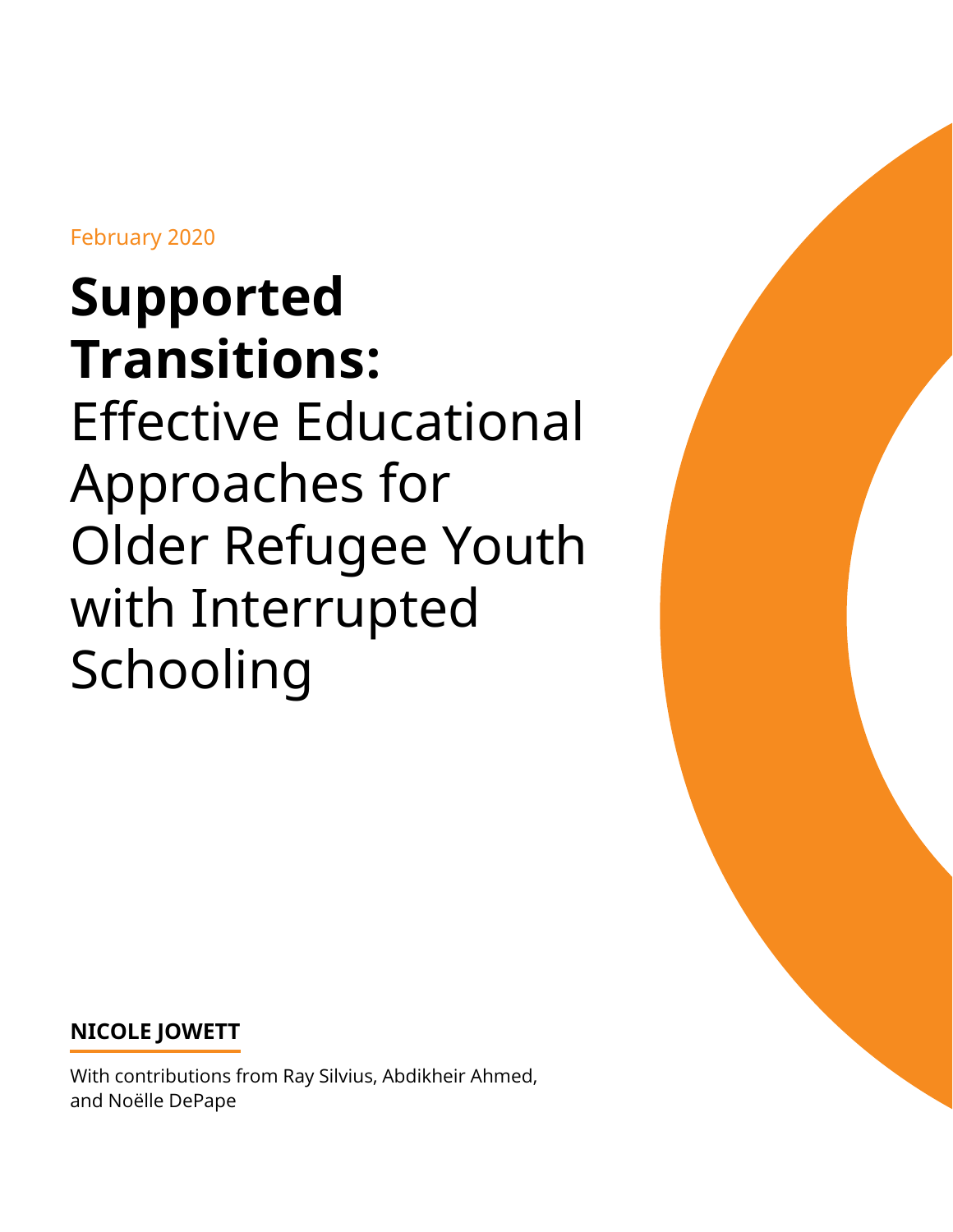February 2020

# **Supported Transitions:** Effective Educational Approaches for Older Refugee Youth with Interrupted Schooling

**NICOLE JOWETT**

With contributions from Ray Silvius, Abdikheir Ahmed, and Noëlle DePape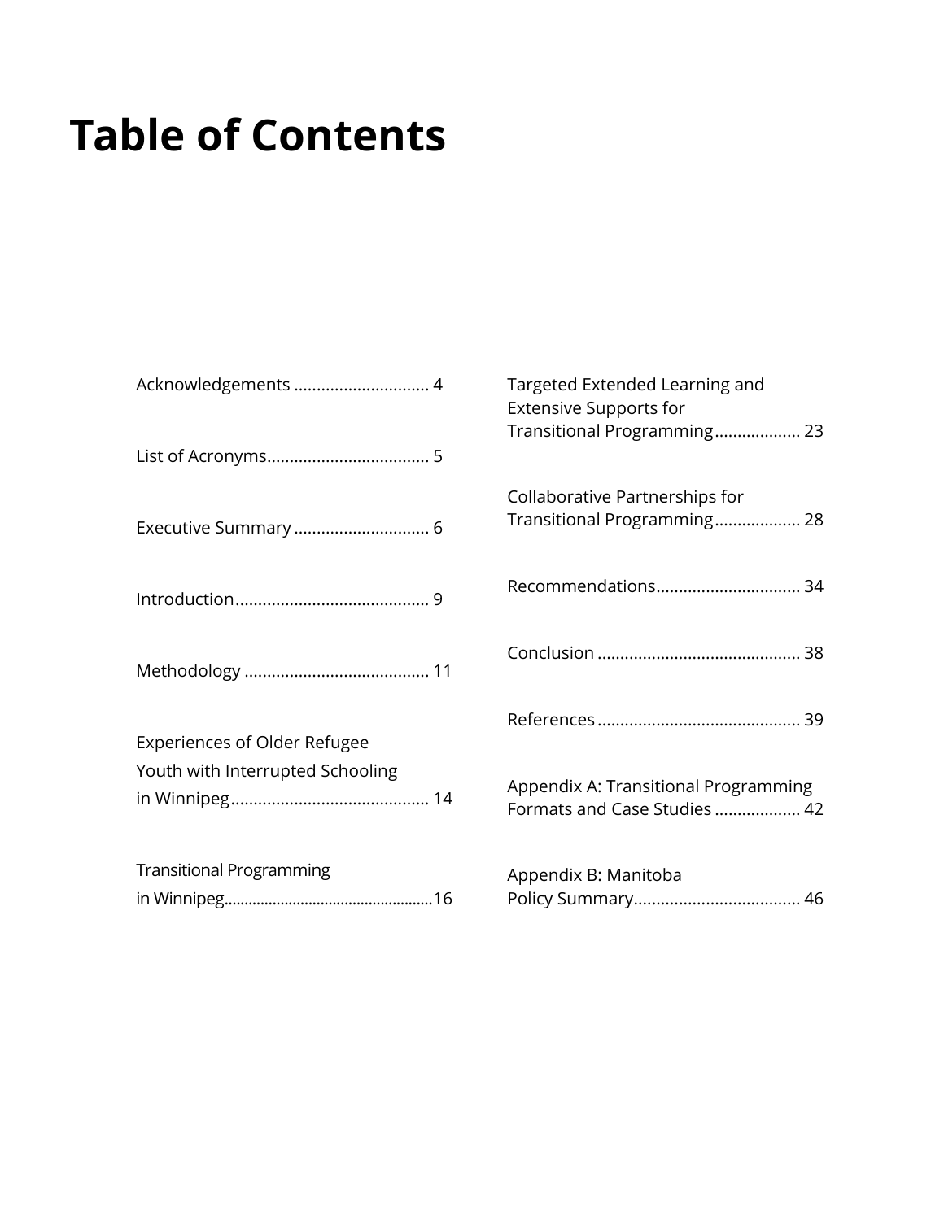# Table of Contents

Acknowledgements .............................. 4

List of Acronyms.................................... 5

Executive Summary .............................. 6

Introduction........................................... 9

Methodology ......................................... 11

Experiences of Older Refugee Youth with Interrupted Schooling in Winnipeg............................................ 14

Transitional Programming in Winnipeg....................................................16

Targeted Extended Learning and Extensive Supports for Transitional Programming................... 23

Collaborative Partnerships for Transitional Programming................... 28

Recommendations................................ 34

Conclusion ............................................. 38

References ............................................. 39

Appendix A: Transitional Programming Formats and Case Studies ................... 42

Appendix B: Manitoba Policy Summary..................................... 46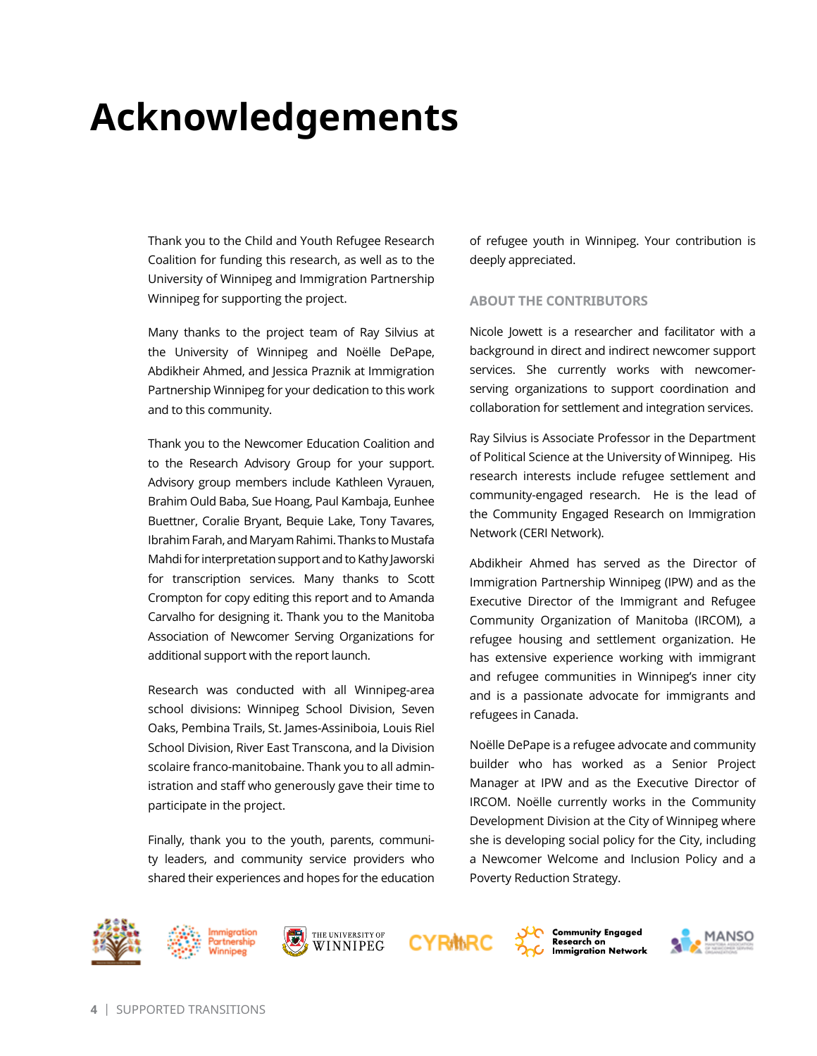# Acknowledgements

Thank you to the Child and Youth Refugee Research Coalition for funding this research, as well as to the University of Winnipeg and Immigration Partnership Winnipeg for supporting the project.

Many thanks to the project team of Ray Silvius at the University of Winnipeg and Noëlle DePape, Abdikheir Ahmed, and Jessica Praznik at Immigration Partnership Winnipeg for your dedication to this work and to this community.

Thank you to the Newcomer Education Coalition and to the Research Advisory Group for your support. Advisory group members include Kathleen Vyrauen, Brahim Ould Baba, Sue Hoang, Paul Kambaja, Eunhee Buettner, Coralie Bryant, Bequie Lake, Tony Tavares, Ibrahim Farah, and Maryam Rahimi. Thanks to Mustafa Mahdi for interpretation support and to Kathy Jaworski for transcription services. Many thanks to Scott Crompton for copy editing this report and to Amanda Carvalho for designing it. Thank you to the Manitoba Association of Newcomer Serving Organizations for additional support with the report launch.

Research was conducted with all Winnipeg-area school divisions: Winnipeg School Division, Seven Oaks, Pembina Trails, St. James-Assiniboia, Louis Riel School Division, River East Transcona, and la Division scolaire franco-manitobaine. Thank you to all administration and staff who generously gave their time to participate in the project.

Finally, thank you to the youth, parents, community leaders, and community service providers who shared their experiences and hopes for the education of refugee youth in Winnipeg. Your contribution is deeply appreciated.

## ABOUT THE CONTRIBUTORS

Nicole Jowett is a researcher and facilitator with a background in direct and indirect newcomer support services. She currently works with newcomer-serving organizations to support coordination and collaboration for settlement and integration services.

Ray Silvius is Associate Professor in the Department of Political Science at the University of Winnipeg. His research interests include refugee settlement and community-engaged research. He is the lead of the Community Engaged Research on Immigration Network (CERI Network).

Abdikheir Ahmed has served as the Director of Immigration Partnership Winnipeg (IPW) and as the Executive Director of the Immigrant and Refugee Community Organization of Manitoba (IRCOM), a refugee housing and settlement organization. He has extensive experience working with immigrant and refugee communities in Winnipeg's inner city and is a passionate advocate for immigrants and refugees in Canada.

Noëlle DePape is a refugee advocate and community builder who has worked as a Senior Project Manager at IPW and as the Executive Director of IRCOM. Noëlle currently works in the Community Development Division at the City of Winnipeg where she is developing social policy for the City, including a Newcomer Welcome and Inclusion Policy and a Poverty Reduction Strategy.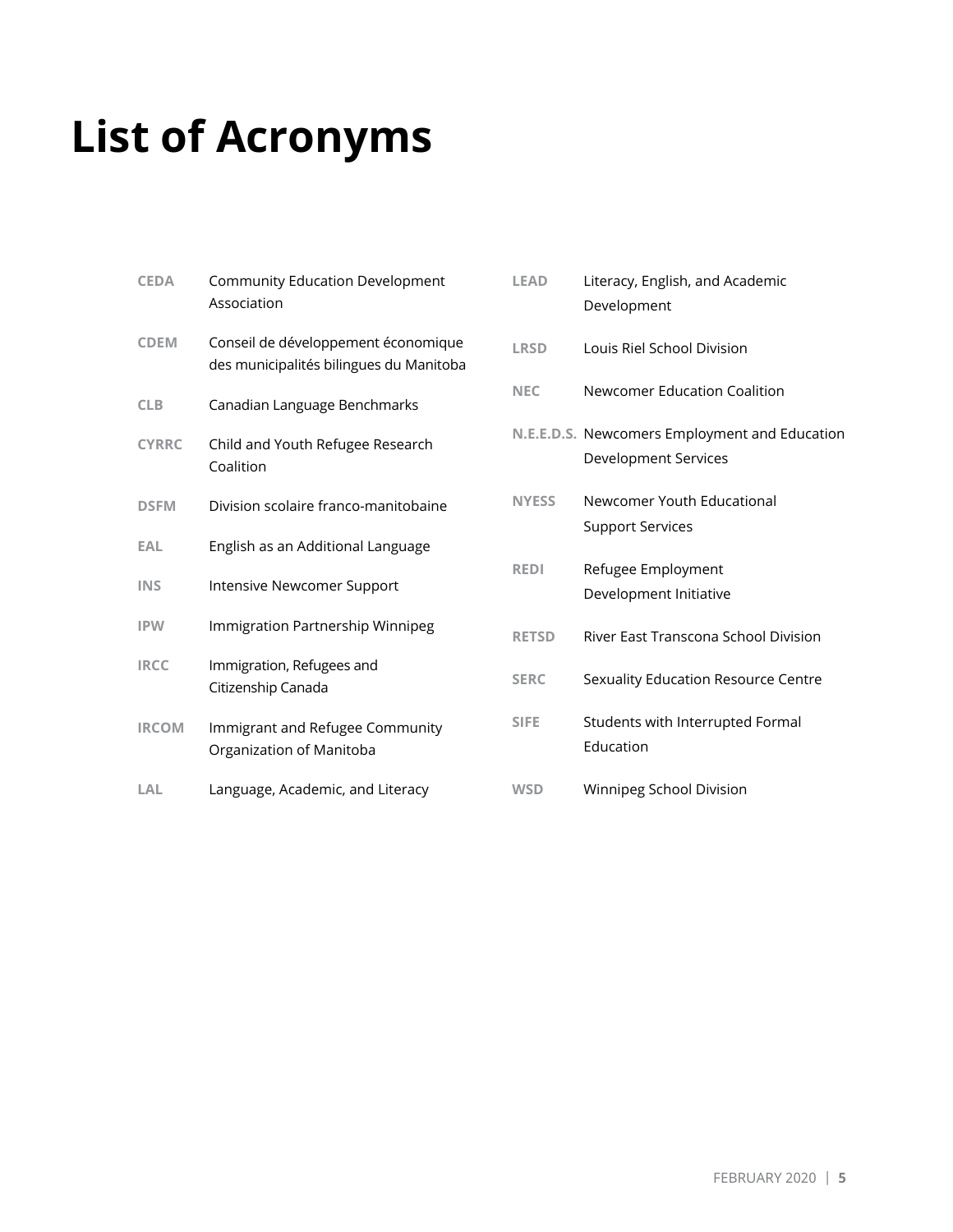# List of Acronyms

**CEDA** Community Education Development Association

**CDEM** Conseil de développement économique des municipalités bilingues du Manitoba

**CLB** Canadian Language Benchmarks

**CYRRC** Child and Youth Refugee Research Coalition

**DSFM** Division scolaire franco-manitobaine

**EAL** English as an Additional Language

**INS** Intensive Newcomer Support

**IPW** Immigration Partnership Winnipeg

**IRCC** Immigration, Refugees and Citizenship Canada

**IRCOM** Immigrant and Refugee Community Organization of Manitoba

**LAL** Language, Academic, and Literacy

**LEAD** Literacy, English, and Academic Development

**LRSD** Louis Riel School Division

**NEC** Newcomer Education Coalition

**N.E.E.D.S.** Newcomers Employment and Education Development Services

**NYESS** Newcomer Youth Educational Support Services

**REDI** Refugee Employment Development Initiative

**RETSD** River East Transcona School Division

**SERC** Sexuality Education Resource Centre

**SIFE** Students with Interrupted Formal Education

**WSD** Winnipeg School Division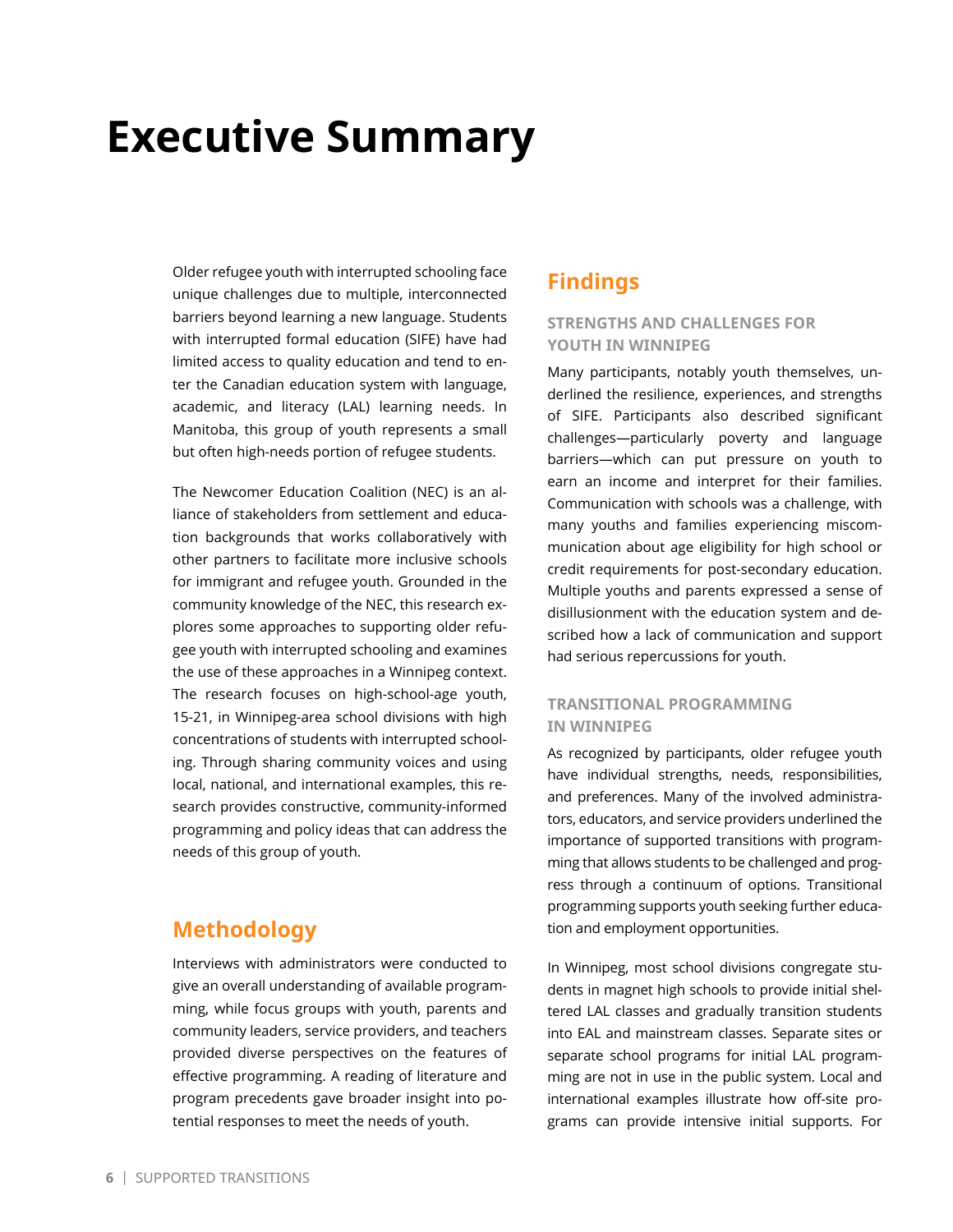# Executive Summary

Older refugee youth with interrupted schooling face unique challenges due to multiple, interconnected barriers beyond learning a new language. Students with interrupted formal education (SIFE) have had limited access to quality education and tend to enter the Canadian education system with language, academic, and literacy (LAL) learning needs. In Manitoba, this group of youth represents a small but often high-needs portion of refugee students.

The Newcomer Education Coalition (NEC) is an alliance of stakeholders from settlement and education backgrounds that works collaboratively with other partners to facilitate more inclusive schools for immigrant and refugee youth. Grounded in the community knowledge of the NEC, this research explores some approaches to supporting older refugee youth with interrupted schooling and examines the use of these approaches in a Winnipeg context. The research focuses on high-school-age youth, 15-21, in Winnipeg-area school divisions with high concentrations of students with interrupted schooling. Through sharing community voices and using local, national, and international examples, this research provides constructive, community-informed programming and policy ideas that can address the needs of this group of youth.

## Methodology

Interviews with administrators were conducted to give an overall understanding of available programming, while focus groups with youth, parents and community leaders, service providers, and teachers provided diverse perspectives on the features of effective programming. A reading of literature and program precedents gave broader insight into potential responses to meet the needs of youth.

## Findings

### STRENGTHS AND CHALLENGES FOR YOUTH IN WINNIPEG

Many participants, notably youth themselves, underlined the resilience, experiences, and strengths of SIFE. Participants also described significant challenges—particularly poverty and language barriers—which can put pressure on youth to earn an income and interpret for their families. Communication with schools was a challenge, with many youths and families experiencing miscommunication about age eligibility for high school or credit requirements for post-secondary education. Multiple youths and parents expressed a sense of disillusionment with the education system and described how a lack of communication and support had serious repercussions for youth.

### TRANSITIONAL PROGRAMMING IN WINNIPEG

As recognized by participants, older refugee youth have individual strengths, needs, responsibilities, and preferences. Many of the involved administrators, educators, and service providers underlined the importance of supported transitions with programming that allows students to be challenged and progress through a continuum of options. Transitional programming supports youth seeking further education and employment opportunities.

In Winnipeg, most school divisions congregate students in magnet high schools to provide initial sheltered LAL classes and gradually transition students into EAL and mainstream classes. Separate sites or separate school programs for initial LAL programming are not in use in the public system. Local and international examples illustrate how off-site programs can provide intensive initial supports. For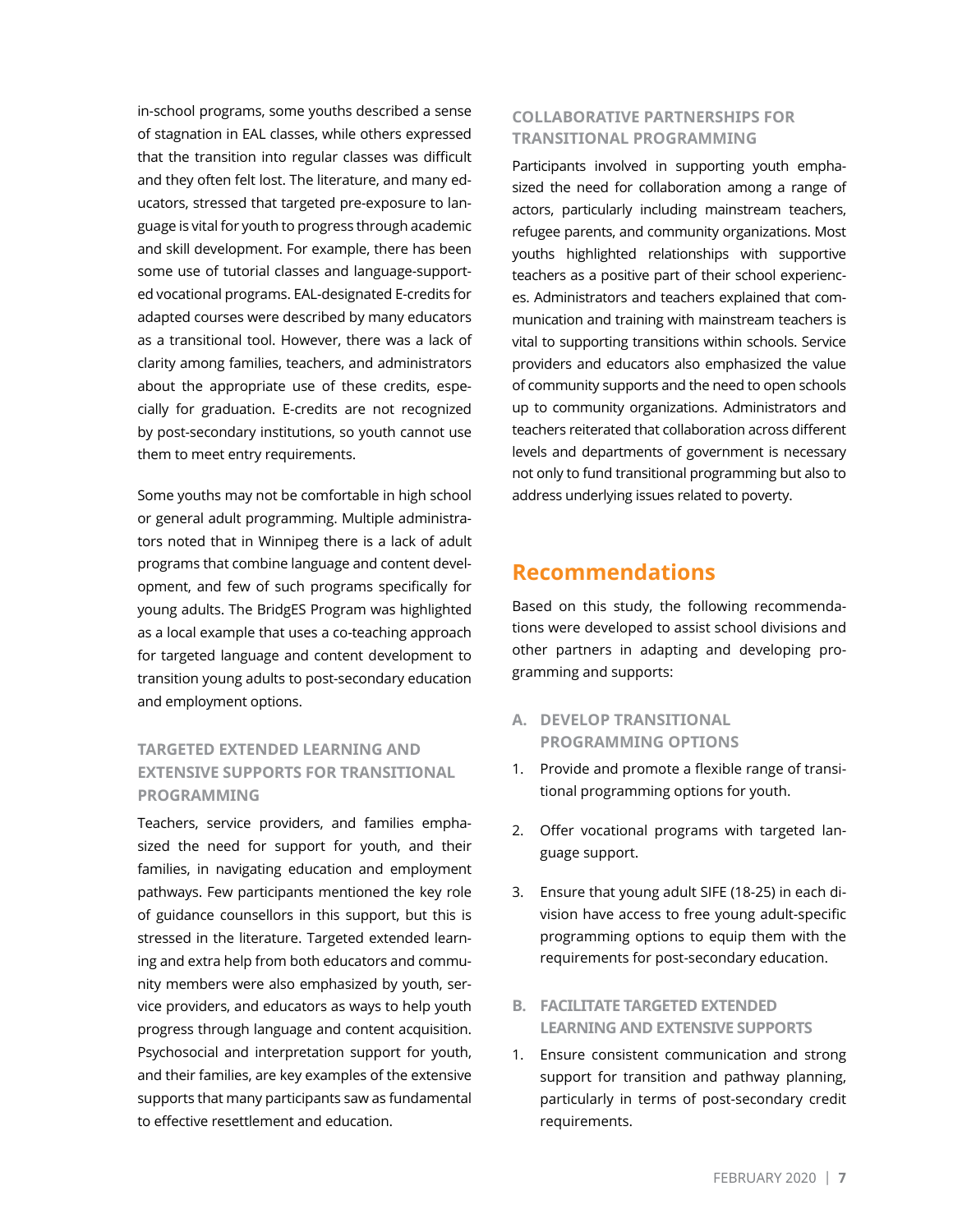in-school programs, some youths described a sense of stagnation in EAL classes, while others expressed that the transition into regular classes was difficult and they often felt lost. The literature, and many educators, stressed that targeted pre-exposure to language is vital for youth to progress through academic and skill development. For example, there has been some use of tutorial classes and language-supported vocational programs. EAL-designated E-credits for adapted courses were described by many educators as a transitional tool. However, there was a lack of clarity among families, teachers, and administrators about the appropriate use of these credits, especially for graduation. E-credits are not recognized by post-secondary institutions, so youth cannot use them to meet entry requirements.

Some youths may not be comfortable in high school or general adult programming. Multiple administrators noted that in Winnipeg there is a lack of adult programs that combine language and content development, and few of such programs specifically for young adults. The BridgES Program was highlighted as a local example that uses a co-teaching approach for targeted language and content development to transition young adults to post-secondary education and employment options.

### TARGETED EXTENDED LEARNING AND EXTENSIVE SUPPORTS FOR TRANSITIONAL PROGRAMMING

Teachers, service providers, and families emphasized the need for support for youth, and their families, in navigating education and employment pathways. Few participants mentioned the key role of guidance counsellors in this support, but this is stressed in the literature. Targeted extended learning and extra help from both educators and community members were also emphasized by youth, service providers, and educators as ways to help youth progress through language and content acquisition. Psychosocial and interpretation support for youth, and their families, are key examples of the extensive supports that many participants saw as fundamental to effective resettlement and education.

### COLLABORATIVE PARTNERSHIPS FOR TRANSITIONAL PROGRAMMING

Participants involved in supporting youth emphasized the need for collaboration among a range of actors, particularly including mainstream teachers, refugee parents, and community organizations. Most youths highlighted relationships with supportive teachers as a positive part of their school experiences. Administrators and teachers explained that communication and training with mainstream teachers is vital to supporting transitions within schools. Service providers and educators also emphasized the value of community supports and the need to open schools up to community organizations. Administrators and teachers reiterated that collaboration across different levels and departments of government is necessary not only to fund transitional programming but also to address underlying issues related to poverty.

## Recommendations

Based on this study, the following recommendations were developed to assist school divisions and other partners in adapting and developing programming and supports:

### A. DEVELOP TRANSITIONAL PROGRAMMING OPTIONS

1. Provide and promote a flexible range of transitional programming options for youth.
2. Offer vocational programs with targeted language support.
3. Ensure that young adult SIFE (18-25) in each division have access to free young adult-specific programming options to equip them with the requirements for post-secondary education.

### B. FACILITATE TARGETED EXTENDED LEARNING AND EXTENSIVE SUPPORTS

1. Ensure consistent communication and strong support for transition and pathway planning, particularly in terms of post-secondary credit requirements.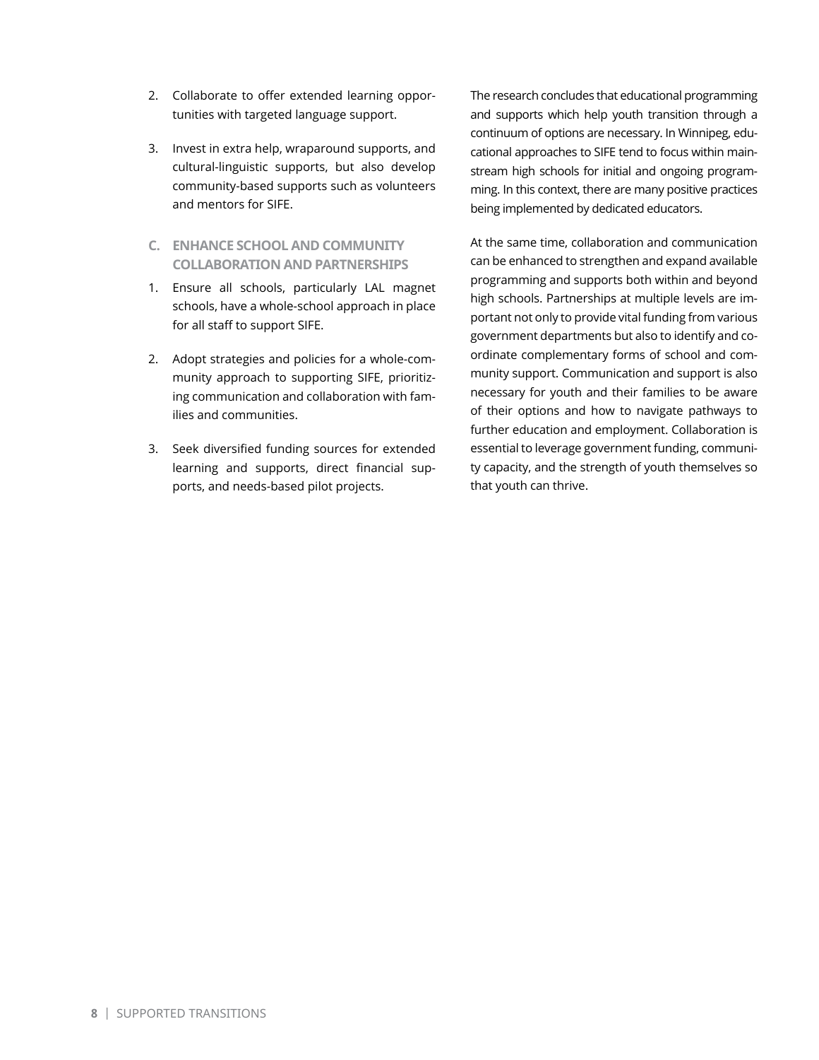2. Collaborate to offer extended learning opportunities with targeted language support.

3. Invest in extra help, wraparound supports, and cultural-linguistic supports, but also develop community-based supports such as volunteers and mentors for SIFE.

### C. ENHANCE SCHOOL AND COMMUNITY COLLABORATION AND PARTNERSHIPS

1. Ensure all schools, particularly LAL magnet schools, have a whole-school approach in place for all staff to support SIFE.

2. Adopt strategies and policies for a whole-community approach to supporting SIFE, prioritizing communication and collaboration with families and communities.

3. Seek diversified funding sources for extended learning and supports, direct financial supports, and needs-based pilot projects.

The research concludes that educational programming and supports which help youth transition through a continuum of options are necessary. In Winnipeg, educational approaches to SIFE tend to focus within mainstream high schools for initial and ongoing programming. In this context, there are many positive practices being implemented by dedicated educators.

At the same time, collaboration and communication can be enhanced to strengthen and expand available programming and supports both within and beyond high schools. Partnerships at multiple levels are important not only to provide vital funding from various government departments but also to identify and coordinate complementary forms of school and community support. Communication and support is also necessary for youth and their families to be aware of their options and how to navigate pathways to further education and employment. Collaboration is essential to leverage government funding, community capacity, and the strength of youth themselves so that youth can thrive.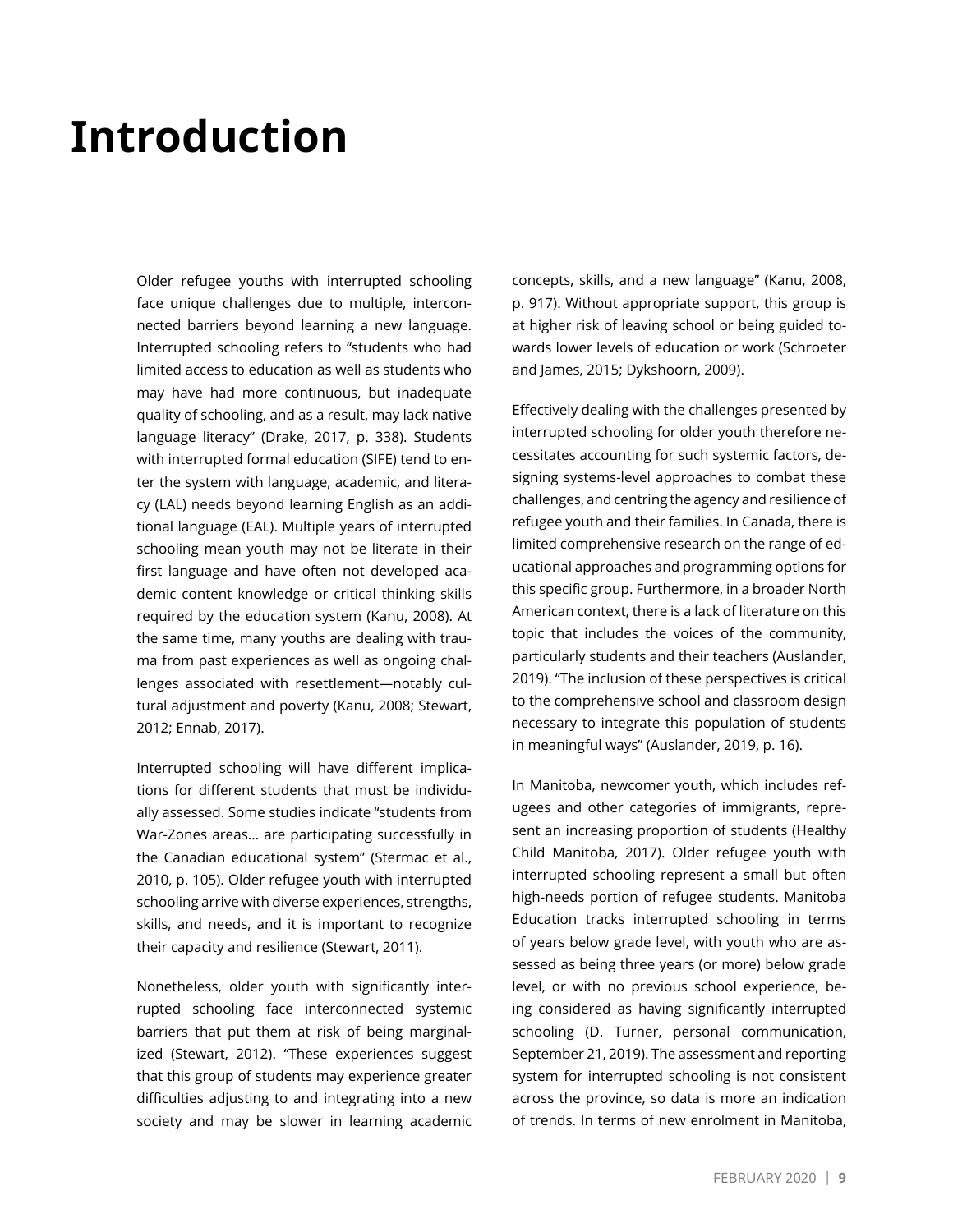# Introduction

Older refugee youths with interrupted schooling face unique challenges due to multiple, interconnected barriers beyond learning a new language. Interrupted schooling refers to "students who had limited access to education as well as students who may have had more continuous, but inadequate quality of schooling, and as a result, may lack native language literacy" (Drake, 2017, p. 338). Students with interrupted formal education (SIFE) tend to enter the system with language, academic, and literacy (LAL) needs beyond learning English as an additional language (EAL). Multiple years of interrupted schooling mean youth may not be literate in their first language and have often not developed academic content knowledge or critical thinking skills required by the education system (Kanu, 2008). At the same time, many youths are dealing with trauma from past experiences as well as ongoing challenges associated with resettlement—notably cultural adjustment and poverty (Kanu, 2008; Stewart, 2012; Ennab, 2017).

Interrupted schooling will have different implications for different students that must be individually assessed. Some studies indicate "students from War-Zones areas... are participating successfully in the Canadian educational system" (Stermac et al., 2010, p. 105). Older refugee youth with interrupted schooling arrive with diverse experiences, strengths, skills, and needs, and it is important to recognize their capacity and resilience (Stewart, 2011).

Nonetheless, older youth with significantly interrupted schooling face interconnected systemic barriers that put them at risk of being marginalized (Stewart, 2012). "These experiences suggest that this group of students may experience greater difficulties adjusting to and integrating into a new society and may be slower in learning academic concepts, skills, and a new language" (Kanu, 2008, p. 917). Without appropriate support, this group is at higher risk of leaving school or being guided towards lower levels of education or work (Schroeter and James, 2015; Dykshoorn, 2009).

Effectively dealing with the challenges presented by interrupted schooling for older youth therefore necessitates accounting for such systemic factors, designing systems-level approaches to combat these challenges, and centring the agency and resilience of refugee youth and their families. In Canada, there is limited comprehensive research on the range of educational approaches and programming options for this specific group. Furthermore, in a broader North American context, there is a lack of literature on this topic that includes the voices of the community, particularly students and their teachers (Auslander, 2019). "The inclusion of these perspectives is critical to the comprehensive school and classroom design necessary to integrate this population of students in meaningful ways" (Auslander, 2019, p. 16).

In Manitoba, newcomer youth, which includes refugees and other categories of immigrants, represent an increasing proportion of students (Healthy Child Manitoba, 2017). Older refugee youth with interrupted schooling represent a small but often high-needs portion of refugee students. Manitoba Education tracks interrupted schooling in terms of years below grade level, with youth who are assessed as being three years (or more) below grade level, or with no previous school experience, being considered as having significantly interrupted schooling (D. Turner, personal communication, September 21, 2019). The assessment and reporting system for interrupted schooling is not consistent across the province, so data is more an indication of trends. In terms of new enrolment in Manitoba,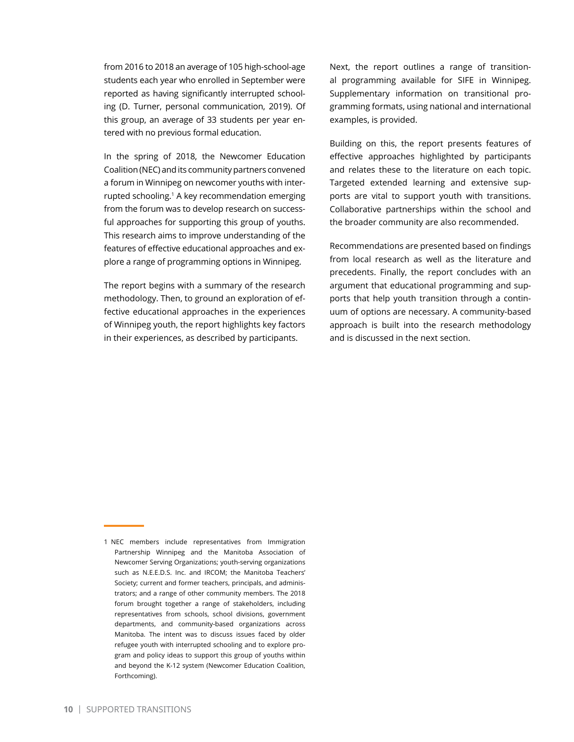from 2016 to 2018 an average of 105 high-school-age students each year who enrolled in September were reported as having significantly interrupted schooling (D. Turner, personal communication, 2019). Of this group, an average of 33 students per year entered with no previous formal education.

In the spring of 2018, the Newcomer Education Coalition (NEC) and its community partners convened a forum in Winnipeg on newcomer youths with interrupted schooling.[1] A key recommendation emerging from the forum was to develop research on successful approaches for supporting this group of youths. This research aims to improve understanding of the features of effective educational approaches and explore a range of programming options in Winnipeg.

The report begins with a summary of the research methodology. Then, to ground an exploration of effective educational approaches in the experiences of Winnipeg youth, the report highlights key factors in their experiences, as described by participants.

Next, the report outlines a range of transitional programming available for SIFE in Winnipeg. Supplementary information on transitional programming formats, using national and international examples, is provided.

Building on this, the report presents features of effective approaches highlighted by participants and relates these to the literature on each topic. Targeted extended learning and extensive supports are vital to support youth with transitions. Collaborative partnerships within the school and the broader community are also recommended.

Recommendations are presented based on findings from local research as well as the literature and precedents. Finally, the report concludes with an argument that educational programming and supports that help youth transition through a continuum of options are necessary. A community-based approach is built into the research methodology and is discussed in the next section.

---

1 NEC members include representatives from Immigration Partnership Winnipeg and the Manitoba Association of Newcomer Serving Organizations; youth-serving organizations such as N.E.E.D.S. Inc. and IRCOM; the Manitoba Teachers' Society; current and former teachers, principals, and administrators; and a range of other community members. The 2018 forum brought together a range of stakeholders, including representatives from schools, school divisions, government departments, and community-based organizations across Manitoba. The intent was to discuss issues faced by older refugee youth with interrupted schooling and to explore program and policy ideas to support this group of youths within and beyond the K-12 system (Newcomer Education Coalition, Forthcoming).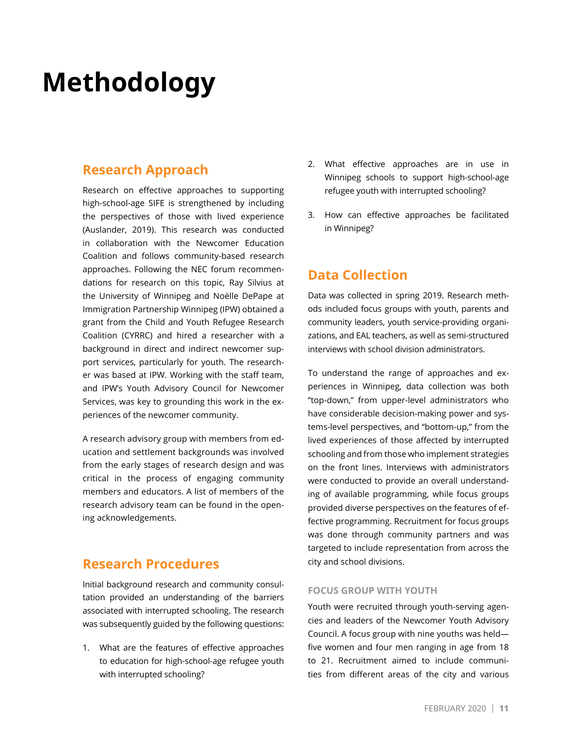# Methodology

## Research Approach

Research on effective approaches to supporting high-school-age SIFE is strengthened by including the perspectives of those with lived experience (Auslander, 2019). This research was conducted in collaboration with the Newcomer Education Coalition and follows community-based research approaches. Following the NEC forum recommendations for research on this topic, Ray Silvius at the University of Winnipeg and Noëlle DePape at Immigration Partnership Winnipeg (IPW) obtained a grant from the Child and Youth Refugee Research Coalition (CYRRC) and hired a researcher with a background in direct and indirect newcomer support services, particularly for youth. The researcher was based at IPW. Working with the staff team, and IPW's Youth Advisory Council for Newcomer Services, was key to grounding this work in the experiences of the newcomer community.

A research advisory group with members from education and settlement backgrounds was involved from the early stages of research design and was critical in the process of engaging community members and educators. A list of members of the research advisory team can be found in the opening acknowledgements.

## Research Procedures

Initial background research and community consultation provided an understanding of the barriers associated with interrupted schooling. The research was subsequently guided by the following questions:

1. What are the features of effective approaches to education for high-school-age refugee youth with interrupted schooling?
2. What effective approaches are in use in Winnipeg schools to support high-school-age refugee youth with interrupted schooling?
3. How can effective approaches be facilitated in Winnipeg?

## Data Collection

Data was collected in spring 2019. Research methods included focus groups with youth, parents and community leaders, youth service-providing organizations, and EAL teachers, as well as semi-structured interviews with school division administrators.

To understand the range of approaches and experiences in Winnipeg, data collection was both "top-down," from upper-level administrators who have considerable decision-making power and systems-level perspectives, and "bottom-up," from the lived experiences of those affected by interrupted schooling and from those who implement strategies on the front lines. Interviews with administrators were conducted to provide an overall understanding of available programming, while focus groups provided diverse perspectives on the features of effective programming. Recruitment for focus groups was done through community partners and was targeted to include representation from across the city and school divisions.

### FOCUS GROUP WITH YOUTH

Youth were recruited through youth-serving agencies and leaders of the Newcomer Youth Advisory Council. A focus group with nine youths was held—five women and four men ranging in age from 18 to 21. Recruitment aimed to include communities from different areas of the city and various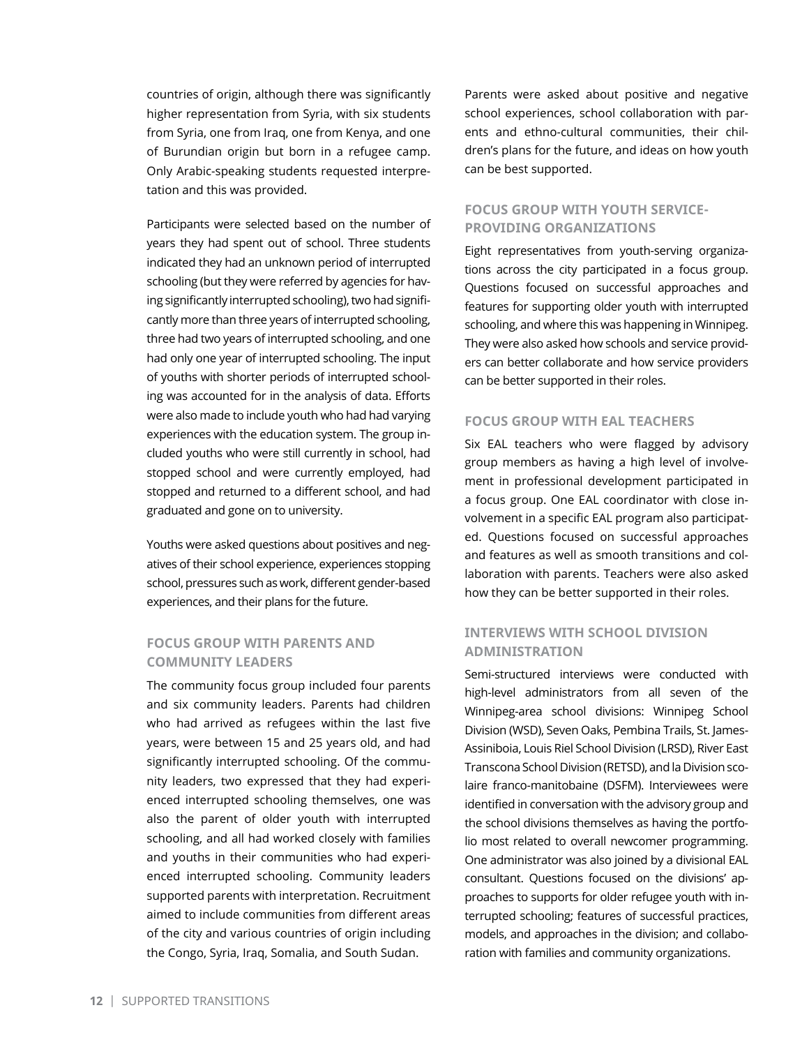countries of origin, although there was significantly higher representation from Syria, with six students from Syria, one from Iraq, one from Kenya, and one of Burundian origin but born in a refugee camp. Only Arabic-speaking students requested interpretation and this was provided.

Participants were selected based on the number of years they had spent out of school. Three students indicated they had an unknown period of interrupted schooling (but they were referred by agencies for having significantly interrupted schooling), two had significantly more than three years of interrupted schooling, three had two years of interrupted schooling, and one had only one year of interrupted schooling. The input of youths with shorter periods of interrupted schooling was accounted for in the analysis of data. Efforts were also made to include youth who had had varying experiences with the education system. The group included youths who were still currently in school, had stopped school and were currently employed, had stopped and returned to a different school, and had graduated and gone on to university.

Youths were asked questions about positives and negatives of their school experience, experiences stopping school, pressures such as work, different gender-based experiences, and their plans for the future.

### FOCUS GROUP WITH PARENTS AND COMMUNITY LEADERS

The community focus group included four parents and six community leaders. Parents had children who had arrived as refugees within the last five years, were between 15 and 25 years old, and had significantly interrupted schooling. Of the community leaders, two expressed that they had experienced interrupted schooling themselves, one was also the parent of older youth with interrupted schooling, and all had worked closely with families and youths in their communities who had experienced interrupted schooling. Community leaders supported parents with interpretation. Recruitment aimed to include communities from different areas of the city and various countries of origin including the Congo, Syria, Iraq, Somalia, and South Sudan.

Parents were asked about positive and negative school experiences, school collaboration with parents and ethno-cultural communities, their children's plans for the future, and ideas on how youth can be best supported.

### FOCUS GROUP WITH YOUTH SERVICE-PROVIDING ORGANIZATIONS

Eight representatives from youth-serving organizations across the city participated in a focus group. Questions focused on successful approaches and features for supporting older youth with interrupted schooling, and where this was happening in Winnipeg. They were also asked how schools and service providers can better collaborate and how service providers can be better supported in their roles.

### FOCUS GROUP WITH EAL TEACHERS

Six EAL teachers who were flagged by advisory group members as having a high level of involvement in professional development participated in a focus group. One EAL coordinator with close involvement in a specific EAL program also participated. Questions focused on successful approaches and features as well as smooth transitions and collaboration with parents. Teachers were also asked how they can be better supported in their roles.

### INTERVIEWS WITH SCHOOL DIVISION ADMINISTRATION

Semi-structured interviews were conducted with high-level administrators from all seven of the Winnipeg-area school divisions: Winnipeg School Division (WSD), Seven Oaks, Pembina Trails, St. James-Assiniboia, Louis Riel School Division (LRSD), River East Transcona School Division (RETSD), and la Division scolaire franco-manitobaine (DSFM). Interviewees were identified in conversation with the advisory group and the school divisions themselves as having the portfolio most related to overall newcomer programming. One administrator was also joined by a divisional EAL consultant. Questions focused on the divisions' approaches to supports for older refugee youth with interrupted schooling; features of successful practices, models, and approaches in the division; and collaboration with families and community organizations.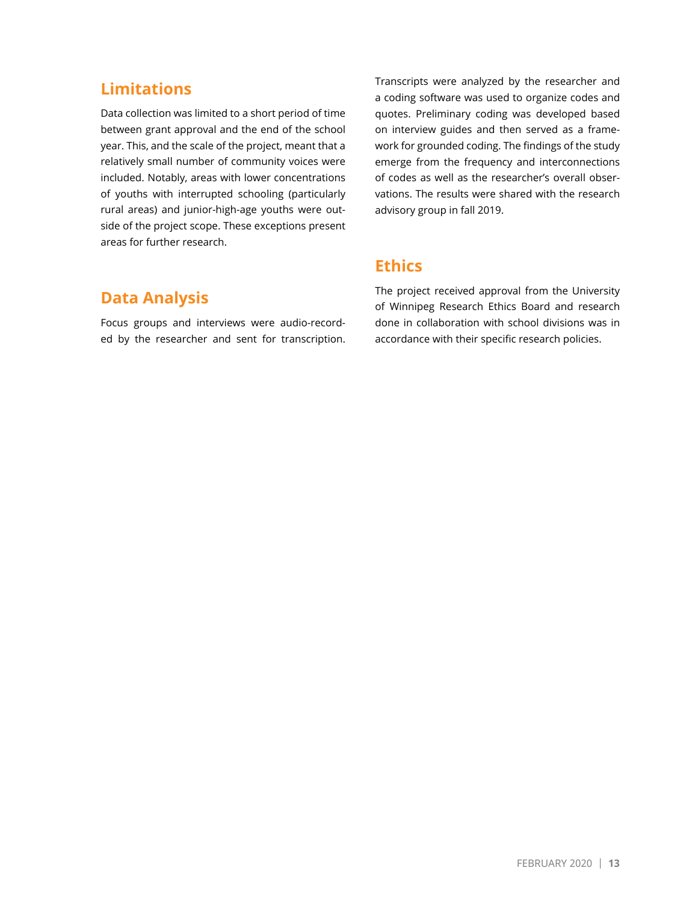## Limitations

Data collection was limited to a short period of time between grant approval and the end of the school year. This, and the scale of the project, meant that a relatively small number of community voices were included. Notably, areas with lower concentrations of youths with interrupted schooling (particularly rural areas) and junior-high-age youths were outside of the project scope. These exceptions present areas for further research.

## Data Analysis

Focus groups and interviews were audio-recorded by the researcher and sent for transcription. Transcripts were analyzed by the researcher and a coding software was used to organize codes and quotes. Preliminary coding was developed based on interview guides and then served as a framework for grounded coding. The findings of the study emerge from the frequency and interconnections of codes as well as the researcher's overall observations. The results were shared with the research advisory group in fall 2019.

## Ethics

The project received approval from the University of Winnipeg Research Ethics Board and research done in collaboration with school divisions was in accordance with their specific research policies.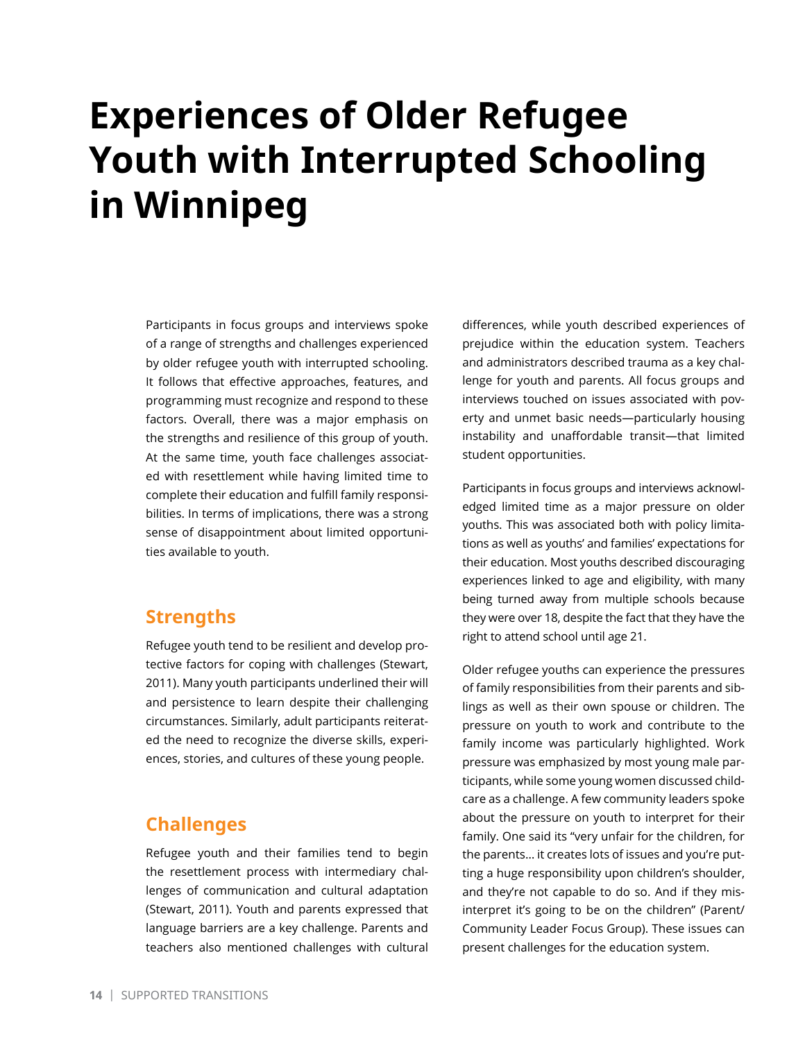# Experiences of Older Refugee Youth with Interrupted Schooling in Winnipeg

Participants in focus groups and interviews spoke of a range of strengths and challenges experienced by older refugee youth with interrupted schooling. It follows that effective approaches, features, and programming must recognize and respond to these factors. Overall, there was a major emphasis on the strengths and resilience of this group of youth. At the same time, youth face challenges associated with resettlement while having limited time to complete their education and fulfill family responsibilities. In terms of implications, there was a strong sense of disappointment about limited opportunities available to youth.

## Strengths

Refugee youth tend to be resilient and develop protective factors for coping with challenges (Stewart, 2011). Many youth participants underlined their will and persistence to learn despite their challenging circumstances. Similarly, adult participants reiterated the need to recognize the diverse skills, experiences, stories, and cultures of these young people.

## Challenges

Refugee youth and their families tend to begin the resettlement process with intermediary challenges of communication and cultural adaptation (Stewart, 2011). Youth and parents expressed that language barriers are a key challenge. Parents and teachers also mentioned challenges with cultural differences, while youth described experiences of prejudice within the education system. Teachers and administrators described trauma as a key challenge for youth and parents. All focus groups and interviews touched on issues associated with poverty and unmet basic needs—particularly housing instability and unaffordable transit—that limited student opportunities.

Participants in focus groups and interviews acknowledged limited time as a major pressure on older youths. This was associated both with policy limitations as well as youths' and families' expectations for their education. Most youths described discouraging experiences linked to age and eligibility, with many being turned away from multiple schools because they were over 18, despite the fact that they have the right to attend school until age 21.

Older refugee youths can experience the pressures of family responsibilities from their parents and siblings as well as their own spouse or children. The pressure on youth to work and contribute to the family income was particularly highlighted. Work pressure was emphasized by most young male participants, while some young women discussed childcare as a challenge. A few community leaders spoke about the pressure on youth to interpret for their family. One said its "very unfair for the children, for the parents... it creates lots of issues and you're putting a huge responsibility upon children's shoulder, and they're not capable to do so. And if they misinterpret it's going to be on the children" (Parent/Community Leader Focus Group). These issues can present challenges for the education system.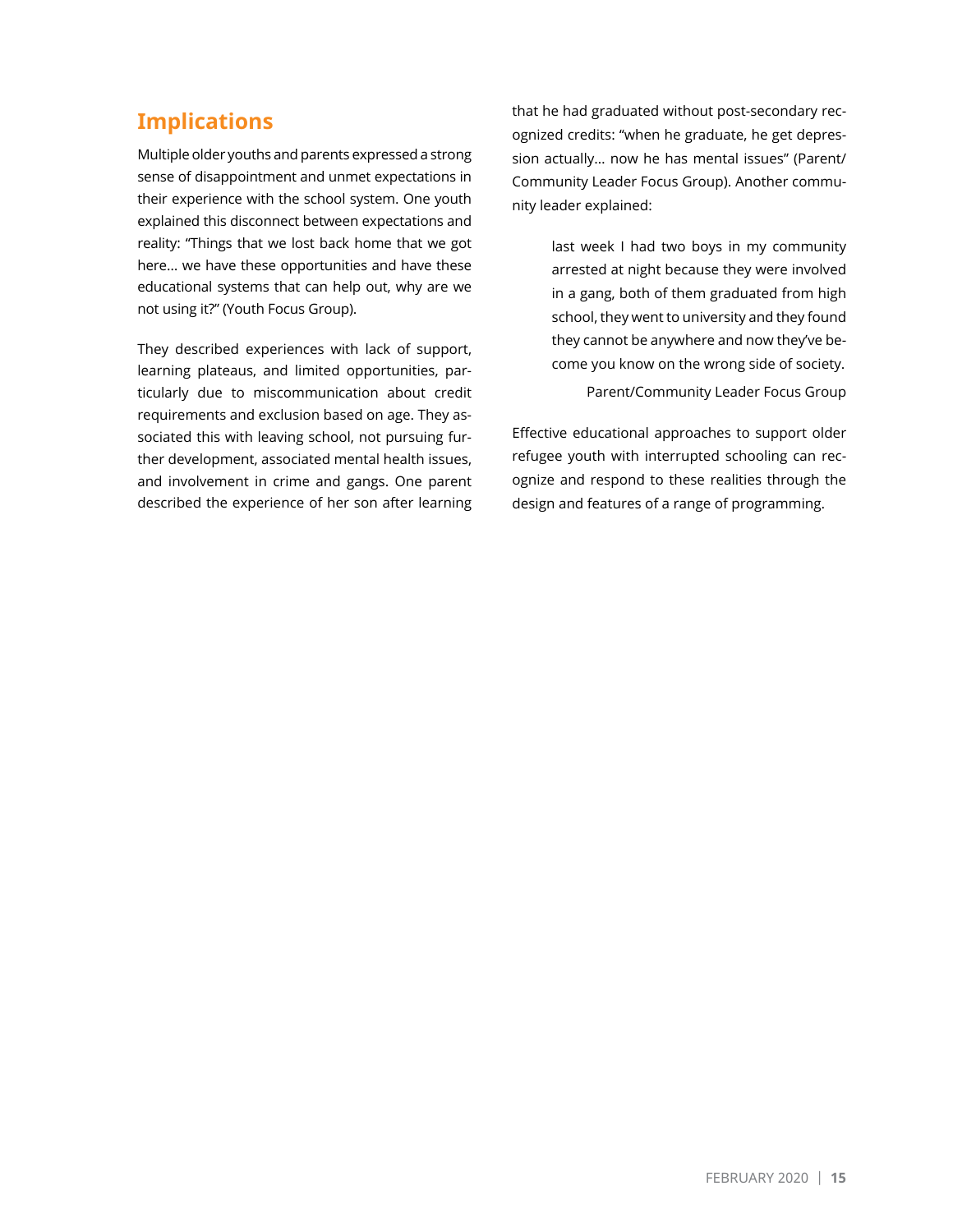## Implications

Multiple older youths and parents expressed a strong sense of disappointment and unmet expectations in their experience with the school system. One youth explained this disconnect between expectations and reality: "Things that we lost back home that we got here… we have these opportunities and have these educational systems that can help out, why are we not using it?" (Youth Focus Group).

They described experiences with lack of support, learning plateaus, and limited opportunities, particularly due to miscommunication about credit requirements and exclusion based on age. They associated this with leaving school, not pursuing further development, associated mental health issues, and involvement in crime and gangs. One parent described the experience of her son after learning that he had graduated without post-secondary recognized credits: "when he graduate, he get depression actually… now he has mental issues" (Parent/Community Leader Focus Group). Another community leader explained:

> last week I had two boys in my community arrested at night because they were involved in a gang, both of them graduated from high school, they went to university and they found they cannot be anywhere and now they've become you know on the wrong side of society.
>
> Parent/Community Leader Focus Group

Effective educational approaches to support older refugee youth with interrupted schooling can recognize and respond to these realities through the design and features of a range of programming.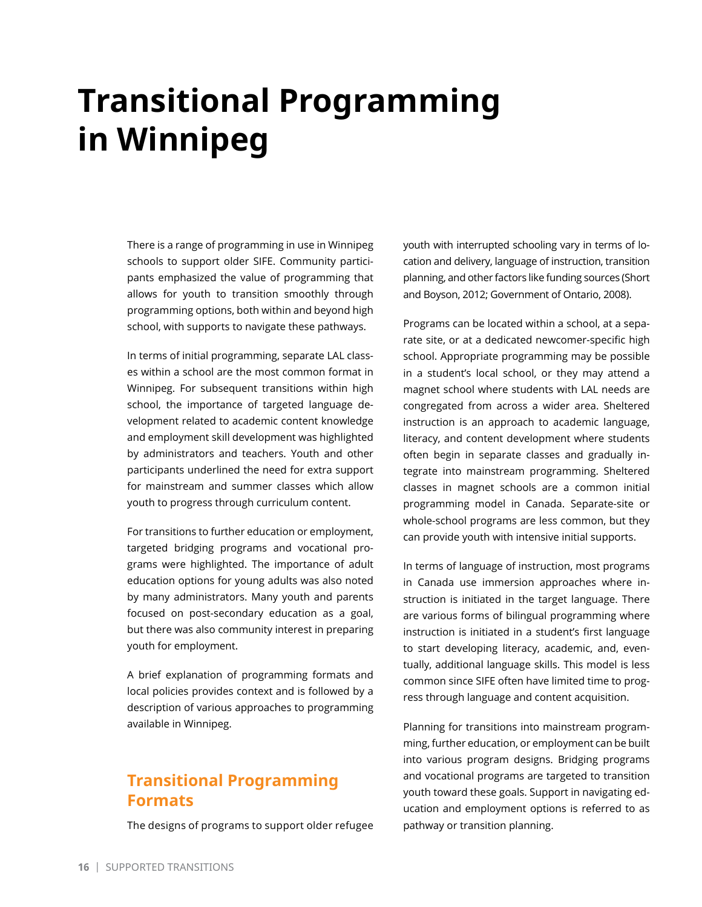# Transitional Programming in Winnipeg

There is a range of programming in use in Winnipeg schools to support older SIFE. Community participants emphasized the value of programming that allows for youth to transition smoothly through programming options, both within and beyond high school, with supports to navigate these pathways.

In terms of initial programming, separate LAL classes within a school are the most common format in Winnipeg. For subsequent transitions within high school, the importance of targeted language development related to academic content knowledge and employment skill development was highlighted by administrators and teachers. Youth and other participants underlined the need for extra support for mainstream and summer classes which allow youth to progress through curriculum content.

For transitions to further education or employment, targeted bridging programs and vocational programs were highlighted. The importance of adult education options for young adults was also noted by many administrators. Many youth and parents focused on post-secondary education as a goal, but there was also community interest in preparing youth for employment.

A brief explanation of programming formats and local policies provides context and is followed by a description of various approaches to programming available in Winnipeg.

## Transitional Programming Formats

The designs of programs to support older refugee youth with interrupted schooling vary in terms of location and delivery, language of instruction, transition planning, and other factors like funding sources (Short and Boyson, 2012; Government of Ontario, 2008).

Programs can be located within a school, at a separate site, or at a dedicated newcomer-specific high school. Appropriate programming may be possible in a student's local school, or they may attend a magnet school where students with LAL needs are congregated from across a wider area. Sheltered instruction is an approach to academic language, literacy, and content development where students often begin in separate classes and gradually integrate into mainstream programming. Sheltered classes in magnet schools are a common initial programming model in Canada. Separate-site or whole-school programs are less common, but they can provide youth with intensive initial supports.

In terms of language of instruction, most programs in Canada use immersion approaches where instruction is initiated in the target language. There are various forms of bilingual programming where instruction is initiated in a student's first language to start developing literacy, academic, and, eventually, additional language skills. This model is less common since SIFE often have limited time to progress through language and content acquisition.

Planning for transitions into mainstream programming, further education, or employment can be built into various program designs. Bridging programs and vocational programs are targeted to transition youth toward these goals. Support in navigating education and employment options is referred to as pathway or transition planning.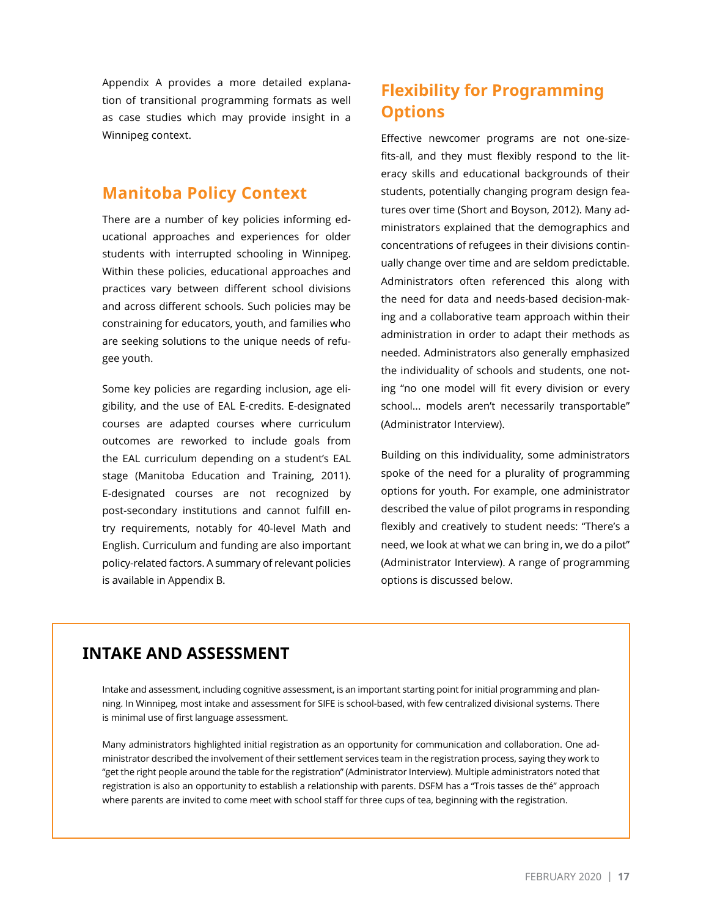Appendix A provides a more detailed explanation of transitional programming formats as well as case studies which may provide insight in a Winnipeg context.

## Manitoba Policy Context

There are a number of key policies informing educational approaches and experiences for older students with interrupted schooling in Winnipeg. Within these policies, educational approaches and practices vary between different school divisions and across different schools. Such policies may be constraining for educators, youth, and families who are seeking solutions to the unique needs of refugee youth.

Some key policies are regarding inclusion, age eligibility, and the use of EAL E-credits. E-designated courses are adapted courses where curriculum outcomes are reworked to include goals from the EAL curriculum depending on a student's EAL stage (Manitoba Education and Training, 2011). E-designated courses are not recognized by post-secondary institutions and cannot fulfill entry requirements, notably for 40-level Math and English. Curriculum and funding are also important policy-related factors. A summary of relevant policies is available in Appendix B.

## Flexibility for Programming Options

Effective newcomer programs are not one-size-fits-all, and they must flexibly respond to the literacy skills and educational backgrounds of their students, potentially changing program design features over time (Short and Boyson, 2012). Many administrators explained that the demographics and concentrations of refugees in their divisions continually change over time and are seldom predictable. Administrators often referenced this along with the need for data and needs-based decision-making and a collaborative team approach within their administration in order to adapt their methods as needed. Administrators also generally emphasized the individuality of schools and students, one noting "no one model will fit every division or every school... models aren't necessarily transportable" (Administrator Interview).

Building on this individuality, some administrators spoke of the need for a plurality of programming options for youth. For example, one administrator described the value of pilot programs in responding flexibly and creatively to student needs: "There's a need, we look at what we can bring in, we do a pilot" (Administrator Interview). A range of programming options is discussed below.

### INTAKE AND ASSESSMENT

Intake and assessment, including cognitive assessment, is an important starting point for initial programming and planning. In Winnipeg, most intake and assessment for SIFE is school-based, with few centralized divisional systems. There is minimal use of first language assessment.

Many administrators highlighted initial registration as an opportunity for communication and collaboration. One administrator described the involvement of their settlement services team in the registration process, saying they work to "get the right people around the table for the registration" (Administrator Interview). Multiple administrators noted that registration is also an opportunity to establish a relationship with parents. DSFM has a "Trois tasses de thé" approach where parents are invited to come meet with school staff for three cups of tea, beginning with the registration.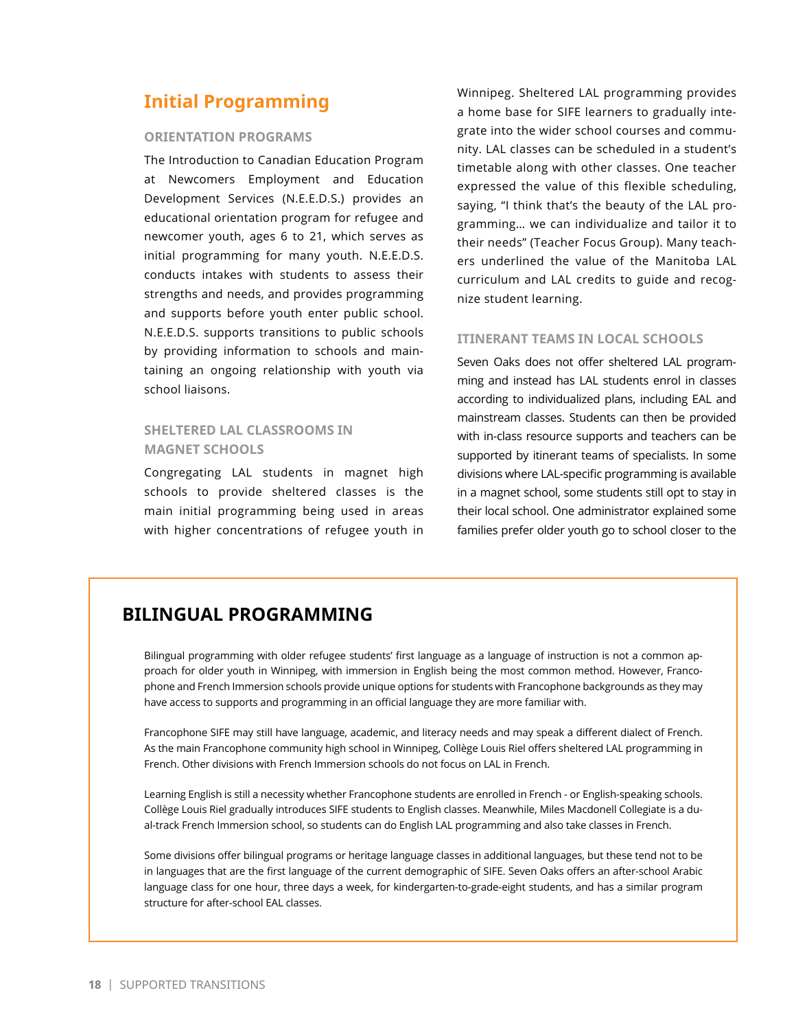## Initial Programming

### ORIENTATION PROGRAMS

The Introduction to Canadian Education Program at Newcomers Employment and Education Development Services (N.E.E.D.S.) provides an educational orientation program for refugee and newcomer youth, ages 6 to 21, which serves as initial programming for many youth. N.E.E.D.S. conducts intakes with students to assess their strengths and needs, and provides programming and supports before youth enter public school. N.E.E.D.S. supports transitions to public schools by providing information to schools and maintaining an ongoing relationship with youth via school liaisons.

### SHELTERED LAL CLASSROOMS IN MAGNET SCHOOLS

Congregating LAL students in magnet high schools to provide sheltered classes is the main initial programming being used in areas with higher concentrations of refugee youth in Winnipeg. Sheltered LAL programming provides a home base for SIFE learners to gradually integrate into the wider school courses and community. LAL classes can be scheduled in a student's timetable along with other classes. One teacher expressed the value of this flexible scheduling, saying, "I think that's the beauty of the LAL programming… we can individualize and tailor it to their needs" (Teacher Focus Group). Many teachers underlined the value of the Manitoba LAL curriculum and LAL credits to guide and recognize student learning.

### ITINERANT TEAMS IN LOCAL SCHOOLS

Seven Oaks does not offer sheltered LAL programming and instead has LAL students enrol in classes according to individualized plans, including EAL and mainstream classes. Students can then be provided with in-class resource supports and teachers can be supported by itinerant teams of specialists. In some divisions where LAL-specific programming is available in a magnet school, some students still opt to stay in their local school. One administrator explained some families prefer older youth go to school closer to the

## BILINGUAL PROGRAMMING

Bilingual programming with older refugee students' first language as a language of instruction is not a common approach for older youth in Winnipeg, with immersion in English being the most common method. However, Francophone and French Immersion schools provide unique options for students with Francophone backgrounds as they may have access to supports and programming in an official language they are more familiar with.

Francophone SIFE may still have language, academic, and literacy needs and may speak a different dialect of French. As the main Francophone community high school in Winnipeg, Collège Louis Riel offers sheltered LAL programming in French. Other divisions with French Immersion schools do not focus on LAL in French.

Learning English is still a necessity whether Francophone students are enrolled in French - or English-speaking schools. Collège Louis Riel gradually introduces SIFE students to English classes. Meanwhile, Miles Macdonell Collegiate is a dual-track French Immersion school, so students can do English LAL programming and also take classes in French.

Some divisions offer bilingual programs or heritage language classes in additional languages, but these tend not to be in languages that are the first language of the current demographic of SIFE. Seven Oaks offers an after-school Arabic language class for one hour, three days a week, for kindergarten-to-grade-eight students, and has a similar program structure for after-school EAL classes.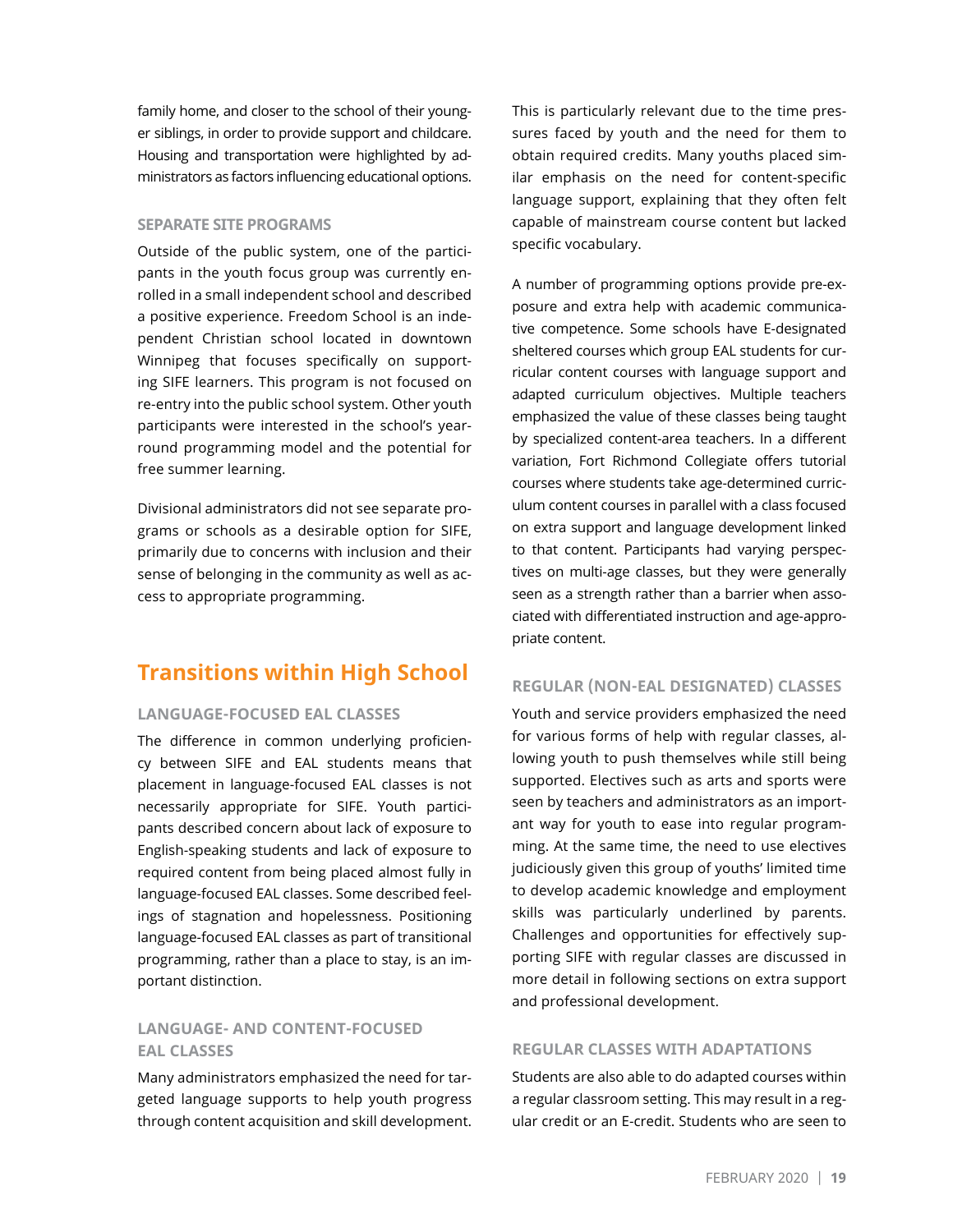family home, and closer to the school of their younger siblings, in order to provide support and childcare. Housing and transportation were highlighted by administrators as factors influencing educational options.

### SEPARATE SITE PROGRAMS

Outside of the public system, one of the participants in the youth focus group was currently enrolled in a small independent school and described a positive experience. Freedom School is an independent Christian school located in downtown Winnipeg that focuses specifically on supporting SIFE learners. This program is not focused on re-entry into the public school system. Other youth participants were interested in the school's year-round programming model and the potential for free summer learning.

Divisional administrators did not see separate programs or schools as a desirable option for SIFE, primarily due to concerns with inclusion and their sense of belonging in the community as well as access to appropriate programming.

## Transitions within High School

### LANGUAGE-FOCUSED EAL CLASSES

The difference in common underlying proficiency between SIFE and EAL students means that placement in language-focused EAL classes is not necessarily appropriate for SIFE. Youth participants described concern about lack of exposure to English-speaking students and lack of exposure to required content from being placed almost fully in language-focused EAL classes. Some described feelings of stagnation and hopelessness. Positioning language-focused EAL classes as part of transitional programming, rather than a place to stay, is an important distinction.

### LANGUAGE- AND CONTENT-FOCUSED EAL CLASSES

Many administrators emphasized the need for targeted language supports to help youth progress through content acquisition and skill development. This is particularly relevant due to the time pressures faced by youth and the need for them to obtain required credits. Many youths placed similar emphasis on the need for content-specific language support, explaining that they often felt capable of mainstream course content but lacked specific vocabulary.

A number of programming options provide pre-exposure and extra help with academic communicative competence. Some schools have E-designated sheltered courses which group EAL students for curricular content courses with language support and adapted curriculum objectives. Multiple teachers emphasized the value of these classes being taught by specialized content-area teachers. In a different variation, Fort Richmond Collegiate offers tutorial courses where students take age-determined curriculum content courses in parallel with a class focused on extra support and language development linked to that content. Participants had varying perspectives on multi-age classes, but they were generally seen as a strength rather than a barrier when associated with differentiated instruction and age-appropriate content.

### REGULAR (NON-EAL DESIGNATED) CLASSES

Youth and service providers emphasized the need for various forms of help with regular classes, allowing youth to push themselves while still being supported. Electives such as arts and sports were seen by teachers and administrators as an important way for youth to ease into regular programming. At the same time, the need to use electives judiciously given this group of youths' limited time to develop academic knowledge and employment skills was particularly underlined by parents. Challenges and opportunities for effectively supporting SIFE with regular classes are discussed in more detail in following sections on extra support and professional development.

### REGULAR CLASSES WITH ADAPTATIONS

Students are also able to do adapted courses within a regular classroom setting. This may result in a regular credit or an E-credit. Students who are seen to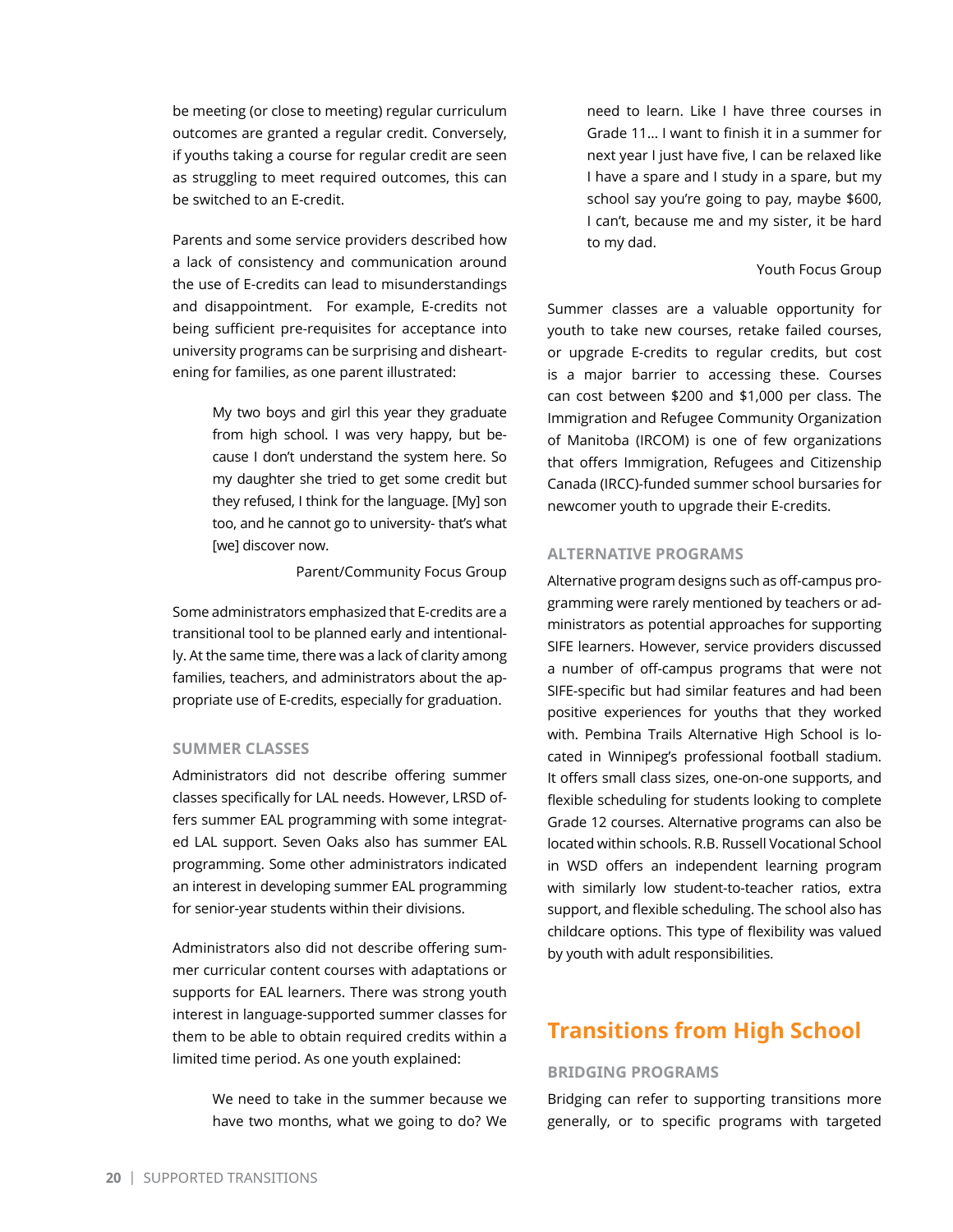be meeting (or close to meeting) regular curriculum outcomes are granted a regular credit. Conversely, if youths taking a course for regular credit are seen as struggling to meet required outcomes, this can be switched to an E-credit.

Parents and some service providers described how a lack of consistency and communication around the use of E-credits can lead to misunderstandings and disappointment. For example, E-credits not being sufficient pre-requisites for acceptance into university programs can be surprising and disheartening for families, as one parent illustrated:

> My two boys and girl this year they graduate from high school. I was very happy, but because I don't understand the system here. So my daughter she tried to get some credit but they refused, I think for the language. [My] son too, and he cannot go to university- that's what [we] discover now.
>
> Parent/Community Focus Group

Some administrators emphasized that E-credits are a transitional tool to be planned early and intentionally. At the same time, there was a lack of clarity among families, teachers, and administrators about the appropriate use of E-credits, especially for graduation.

### SUMMER CLASSES

Administrators did not describe offering summer classes specifically for LAL needs. However, LRSD offers summer EAL programming with some integrated LAL support. Seven Oaks also has summer EAL programming. Some other administrators indicated an interest in developing summer EAL programming for senior-year students within their divisions.

Administrators also did not describe offering summer curricular content courses with adaptations or supports for EAL learners. There was strong youth interest in language-supported summer classes for them to be able to obtain required credits within a limited time period. As one youth explained:

> We need to take in the summer because we have two months, what we going to do? We need to learn. Like I have three courses in Grade 11... I want to finish it in a summer for next year I just have five, I can be relaxed like I have a spare and I study in a spare, but my school say you're going to pay, maybe $600, I can't, because me and my sister, it be hard to my dad.
>
> Youth Focus Group

Summer classes are a valuable opportunity for youth to take new courses, retake failed courses, or upgrade E-credits to regular credits, but cost is a major barrier to accessing these. Courses can cost between $200 and $1,000 per class. The Immigration and Refugee Community Organization of Manitoba (IRCOM) is one of few organizations that offers Immigration, Refugees and Citizenship Canada (IRCC)-funded summer school bursaries for newcomer youth to upgrade their E-credits.

### ALTERNATIVE PROGRAMS

Alternative program designs such as off-campus programming were rarely mentioned by teachers or administrators as potential approaches for supporting SIFE learners. However, service providers discussed a number of off-campus programs that were not SIFE-specific but had similar features and had been positive experiences for youths that they worked with. Pembina Trails Alternative High School is located in Winnipeg's professional football stadium. It offers small class sizes, one-on-one supports, and flexible scheduling for students looking to complete Grade 12 courses. Alternative programs can also be located within schools. R.B. Russell Vocational School in WSD offers an independent learning program with similarly low student-to-teacher ratios, extra support, and flexible scheduling. The school also has childcare options. This type of flexibility was valued by youth with adult responsibilities.

## Transitions from High School

### BRIDGING PROGRAMS

Bridging can refer to supporting transitions more generally, or to specific programs with targeted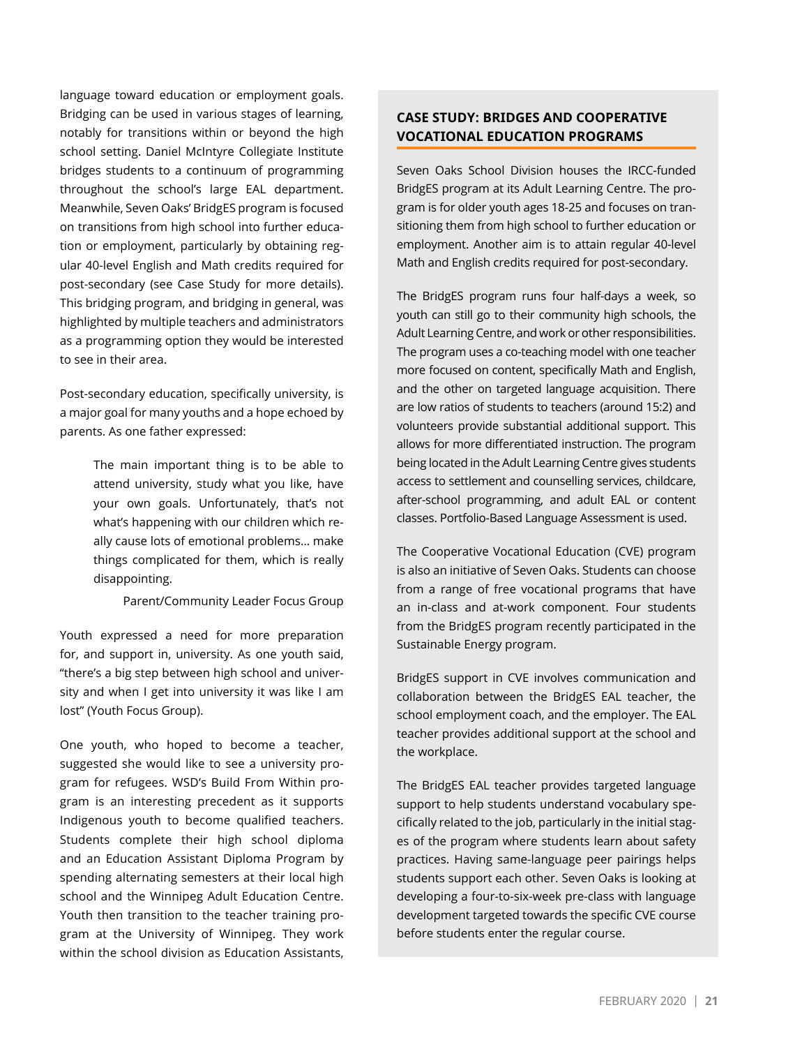language toward education or employment goals. Bridging can be used in various stages of learning, notably for transitions within or beyond the high school setting. Daniel McIntyre Collegiate Institute bridges students to a continuum of programming throughout the school's large EAL department. Meanwhile, Seven Oaks' BridgES program is focused on transitions from high school into further education or employment, particularly by obtaining regular 40-level English and Math credits required for post-secondary (see Case Study for more details). This bridging program, and bridging in general, was highlighted by multiple teachers and administrators as a programming option they would be interested to see in their area.

Post-secondary education, specifically university, is a major goal for many youths and a hope echoed by parents. As one father expressed:

> The main important thing is to be able to attend university, study what you like, have your own goals. Unfortunately, that's not what's happening with our children which really cause lots of emotional problems… make things complicated for them, which is really disappointing.
>
> Parent/Community Leader Focus Group

Youth expressed a need for more preparation for, and support in, university. As one youth said, "there's a big step between high school and university and when I get into university it was like I am lost" (Youth Focus Group).

One youth, who hoped to become a teacher, suggested she would like to see a university program for refugees. WSD's Build From Within program is an interesting precedent as it supports Indigenous youth to become qualified teachers. Students complete their high school diploma and an Education Assistant Diploma Program by spending alternating semesters at their local high school and the Winnipeg Adult Education Centre. Youth then transition to the teacher training program at the University of Winnipeg. They work within the school division as Education Assistants,

### CASE STUDY: BRIDGES AND COOPERATIVE VOCATIONAL EDUCATION PROGRAMS

Seven Oaks School Division houses the IRCC-funded BridgES program at its Adult Learning Centre. The program is for older youth ages 18-25 and focuses on transitioning them from high school to further education or employment. Another aim is to attain regular 40-level Math and English credits required for post-secondary.

The BridgES program runs four half-days a week, so youth can still go to their community high schools, the Adult Learning Centre, and work or other responsibilities. The program uses a co-teaching model with one teacher more focused on content, specifically Math and English, and the other on targeted language acquisition. There are low ratios of students to teachers (around 15:2) and volunteers provide substantial additional support. This allows for more differentiated instruction. The program being located in the Adult Learning Centre gives students access to settlement and counselling services, childcare, after-school programming, and adult EAL or content classes. Portfolio-Based Language Assessment is used.

The Cooperative Vocational Education (CVE) program is also an initiative of Seven Oaks. Students can choose from a range of free vocational programs that have an in-class and at-work component. Four students from the BridgES program recently participated in the Sustainable Energy program.

BridgES support in CVE involves communication and collaboration between the BridgES EAL teacher, the school employment coach, and the employer. The EAL teacher provides additional support at the school and the workplace.

The BridgES EAL teacher provides targeted language support to help students understand vocabulary specifically related to the job, particularly in the initial stages of the program where students learn about safety practices. Having same-language peer pairings helps students support each other. Seven Oaks is looking at developing a four-to-six-week pre-class with language development targeted towards the specific CVE course before students enter the regular course.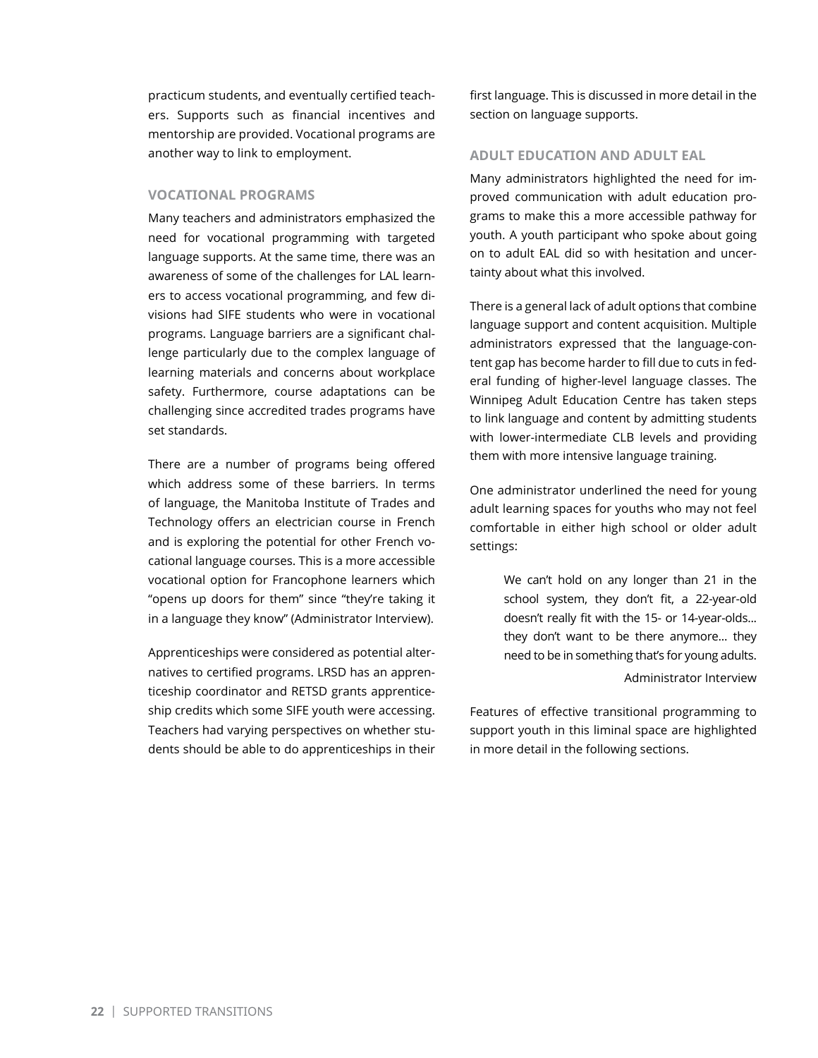practicum students, and eventually certified teachers. Supports such as financial incentives and mentorship are provided. Vocational programs are another way to link to employment.

### VOCATIONAL PROGRAMS

Many teachers and administrators emphasized the need for vocational programming with targeted language supports. At the same time, there was an awareness of some of the challenges for LAL learners to access vocational programming, and few divisions had SIFE students who were in vocational programs. Language barriers are a significant challenge particularly due to the complex language of learning materials and concerns about workplace safety. Furthermore, course adaptations can be challenging since accredited trades programs have set standards.

There are a number of programs being offered which address some of these barriers. In terms of language, the Manitoba Institute of Trades and Technology offers an electrician course in French and is exploring the potential for other French vocational language courses. This is a more accessible vocational option for Francophone learners which "opens up doors for them" since "they're taking it in a language they know" (Administrator Interview).

Apprenticeships were considered as potential alternatives to certified programs. LRSD has an apprenticeship coordinator and RETSD grants apprenticeship credits which some SIFE youth were accessing. Teachers had varying perspectives on whether students should be able to do apprenticeships in their first language. This is discussed in more detail in the section on language supports.

### ADULT EDUCATION AND ADULT EAL

Many administrators highlighted the need for improved communication with adult education programs to make this a more accessible pathway for youth. A youth participant who spoke about going on to adult EAL did so with hesitation and uncertainty about what this involved.

There is a general lack of adult options that combine language support and content acquisition. Multiple administrators expressed that the language-content gap has become harder to fill due to cuts in federal funding of higher-level language classes. The Winnipeg Adult Education Centre has taken steps to link language and content by admitting students with lower-intermediate CLB levels and providing them with more intensive language training.

One administrator underlined the need for young adult learning spaces for youths who may not feel comfortable in either high school or older adult settings:

> We can't hold on any longer than 21 in the school system, they don't fit, a 22-year-old doesn't really fit with the 15- or 14-year-olds… they don't want to be there anymore… they need to be in something that's for young adults.
>
> Administrator Interview

Features of effective transitional programming to support youth in this liminal space are highlighted in more detail in the following sections.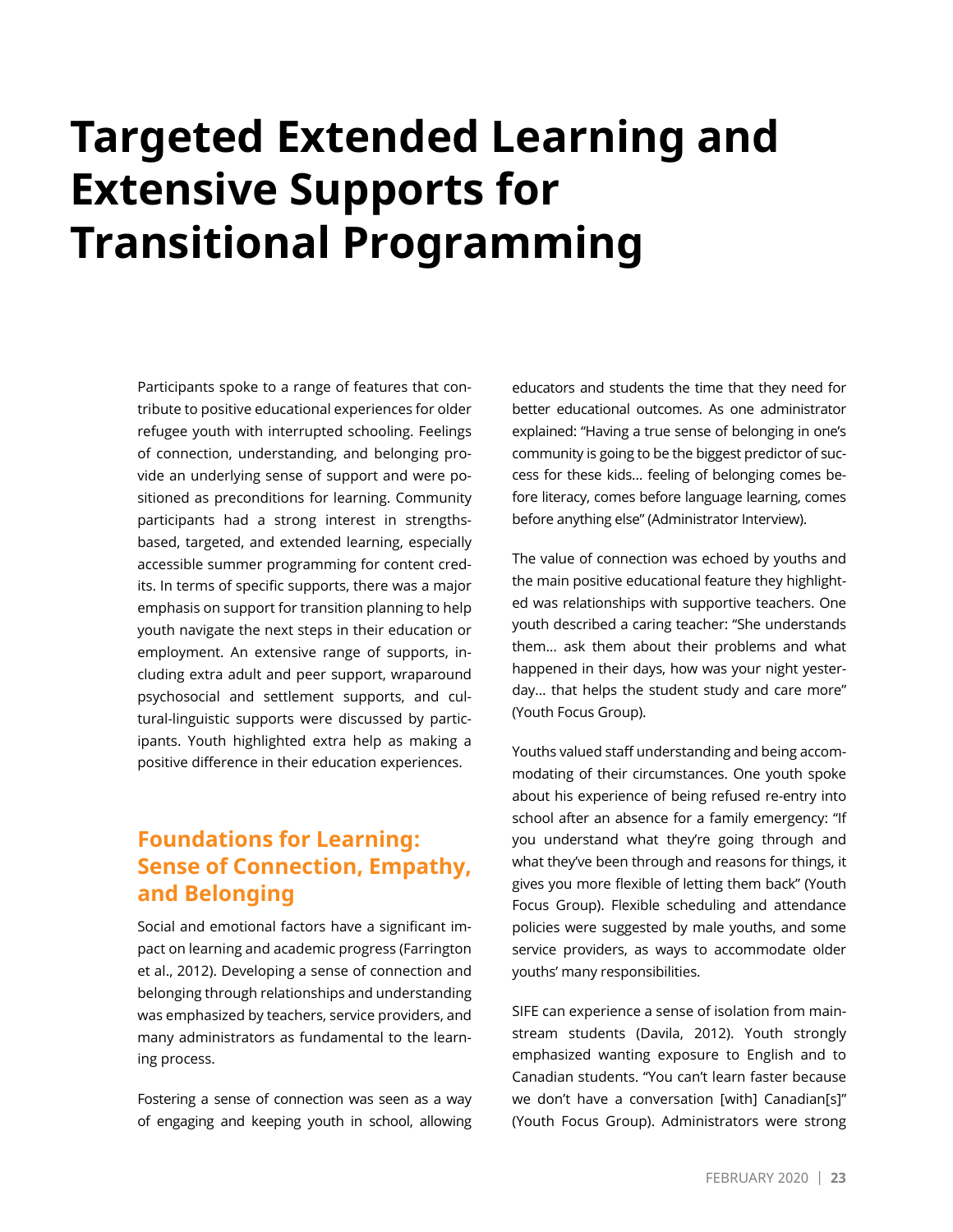# Targeted Extended Learning and Extensive Supports for Transitional Programming

Participants spoke to a range of features that contribute to positive educational experiences for older refugee youth with interrupted schooling. Feelings of connection, understanding, and belonging provide an underlying sense of support and were positioned as preconditions for learning. Community participants had a strong interest in strengths-based, targeted, and extended learning, especially accessible summer programming for content credits. In terms of specific supports, there was a major emphasis on support for transition planning to help youth navigate the next steps in their education or employment. An extensive range of supports, including extra adult and peer support, wraparound psychosocial and settlement supports, and cultural-linguistic supports were discussed by participants. Youth highlighted extra help as making a positive difference in their education experiences.

## Foundations for Learning: Sense of Connection, Empathy, and Belonging

Social and emotional factors have a significant impact on learning and academic progress (Farrington et al., 2012). Developing a sense of connection and belonging through relationships and understanding was emphasized by teachers, service providers, and many administrators as fundamental to the learning process.

Fostering a sense of connection was seen as a way of engaging and keeping youth in school, allowing educators and students the time that they need for better educational outcomes. As one administrator explained: "Having a true sense of belonging in one's community is going to be the biggest predictor of success for these kids… feeling of belonging comes before literacy, comes before language learning, comes before anything else" (Administrator Interview).

The value of connection was echoed by youths and the main positive educational feature they highlighted was relationships with supportive teachers. One youth described a caring teacher: "She understands them… ask them about their problems and what happened in their days, how was your night yesterday… that helps the student study and care more" (Youth Focus Group).

Youths valued staff understanding and being accommodating of their circumstances. One youth spoke about his experience of being refused re-entry into school after an absence for a family emergency: "If you understand what they're going through and what they've been through and reasons for things, it gives you more flexible of letting them back" (Youth Focus Group). Flexible scheduling and attendance policies were suggested by male youths, and some service providers, as ways to accommodate older youths' many responsibilities.

SIFE can experience a sense of isolation from mainstream students (Davila, 2012). Youth strongly emphasized wanting exposure to English and to Canadian students. "You can't learn faster because we don't have a conversation [with] Canadian[s]" (Youth Focus Group). Administrators were strong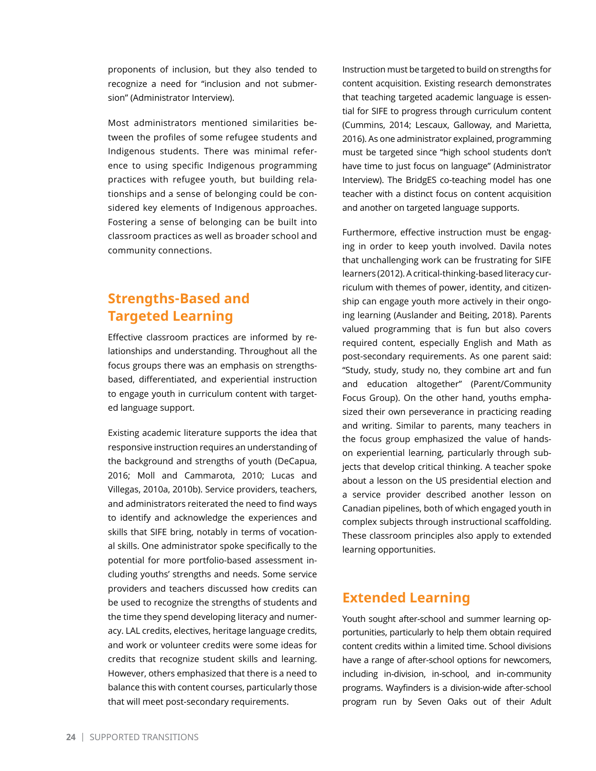proponents of inclusion, but they also tended to recognize a need for "inclusion and not submersion" (Administrator Interview).

Most administrators mentioned similarities between the profiles of some refugee students and Indigenous students. There was minimal reference to using specific Indigenous programming practices with refugee youth, but building relationships and a sense of belonging could be considered key elements of Indigenous approaches. Fostering a sense of belonging can be built into classroom practices as well as broader school and community connections.

## Strengths-Based and Targeted Learning

Effective classroom practices are informed by relationships and understanding. Throughout all the focus groups there was an emphasis on strengths-based, differentiated, and experiential instruction to engage youth in curriculum content with targeted language support.

Existing academic literature supports the idea that responsive instruction requires an understanding of the background and strengths of youth (DeCapua, 2016; Moll and Cammarota, 2010; Lucas and Villegas, 2010a, 2010b). Service providers, teachers, and administrators reiterated the need to find ways to identify and acknowledge the experiences and skills that SIFE bring, notably in terms of vocational skills. One administrator spoke specifically to the potential for more portfolio-based assessment including youths' strengths and needs. Some service providers and teachers discussed how credits can be used to recognize the strengths of students and the time they spend developing literacy and numeracy. LAL credits, electives, heritage language credits, and work or volunteer credits were some ideas for credits that recognize student skills and learning. However, others emphasized that there is a need to balance this with content courses, particularly those that will meet post-secondary requirements.

Instruction must be targeted to build on strengths for content acquisition. Existing research demonstrates that teaching targeted academic language is essential for SIFE to progress through curriculum content (Cummins, 2014; Lescaux, Galloway, and Marietta, 2016). As one administrator explained, programming must be targeted since "high school students don't have time to just focus on language" (Administrator Interview). The BridgES co-teaching model has one teacher with a distinct focus on content acquisition and another on targeted language supports.

Furthermore, effective instruction must be engaging in order to keep youth involved. Davila notes that unchallenging work can be frustrating for SIFE learners (2012). A critical-thinking-based literacy curriculum with themes of power, identity, and citizenship can engage youth more actively in their ongoing learning (Auslander and Beiting, 2018). Parents valued programming that is fun but also covers required content, especially English and Math as post-secondary requirements. As one parent said: "Study, study, study no, they combine art and fun and education altogether" (Parent/Community Focus Group). On the other hand, youths emphasized their own perseverance in practicing reading and writing. Similar to parents, many teachers in the focus group emphasized the value of hands-on experiential learning, particularly through subjects that develop critical thinking. A teacher spoke about a lesson on the US presidential election and a service provider described another lesson on Canadian pipelines, both of which engaged youth in complex subjects through instructional scaffolding. These classroom principles also apply to extended learning opportunities.

## Extended Learning

Youth sought after-school and summer learning opportunities, particularly to help them obtain required content credits within a limited time. School divisions have a range of after-school options for newcomers, including in-division, in-school, and in-community programs. Wayfinders is a division-wide after-school program run by Seven Oaks out of their Adult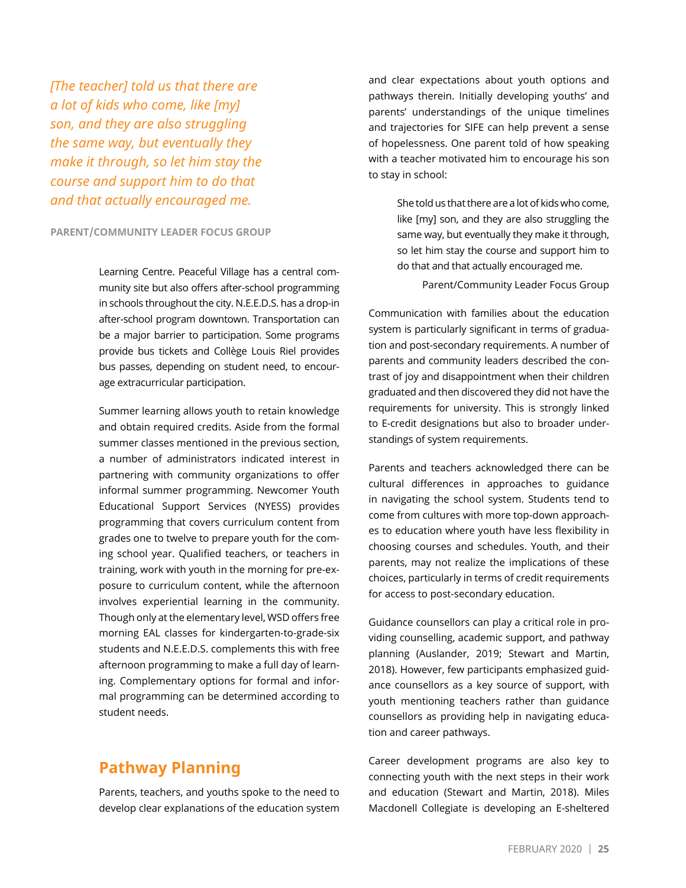*[The teacher] told us that there are a lot of kids who come, like [my] son, and they are also struggling the same way, but eventually they make it through, so let him stay the course and support him to do that and that actually encouraged me.*

**PARENT/COMMUNITY LEADER FOCUS GROUP**

Learning Centre. Peaceful Village has a central community site but also offers after-school programming in schools throughout the city. N.E.E.D.S. has a drop-in after-school program downtown. Transportation can be a major barrier to participation. Some programs provide bus tickets and Collège Louis Riel provides bus passes, depending on student need, to encourage extracurricular participation.

Summer learning allows youth to retain knowledge and obtain required credits. Aside from the formal summer classes mentioned in the previous section, a number of administrators indicated interest in partnering with community organizations to offer informal summer programming. Newcomer Youth Educational Support Services (NYESS) provides programming that covers curriculum content from grades one to twelve to prepare youth for the coming school year. Qualified teachers, or teachers in training, work with youth in the morning for pre-exposure to curriculum content, while the afternoon involves experiential learning in the community. Though only at the elementary level, WSD offers free morning EAL classes for kindergarten-to-grade-six students and N.E.E.D.S. complements this with free afternoon programming to make a full day of learning. Complementary options for formal and informal programming can be determined according to student needs.

## Pathway Planning

Parents, teachers, and youths spoke to the need to develop clear explanations of the education system and clear expectations about youth options and pathways therein. Initially developing youths' and parents' understandings of the unique timelines and trajectories for SIFE can help prevent a sense of hopelessness. One parent told of how speaking with a teacher motivated him to encourage his son to stay in school:

> She told us that there are a lot of kids who come, like [my] son, and they are also struggling the same way, but eventually they make it through, so let him stay the course and support him to do that and that actually encouraged me.
>
> Parent/Community Leader Focus Group

Communication with families about the education system is particularly significant in terms of graduation and post-secondary requirements. A number of parents and community leaders described the contrast of joy and disappointment when their children graduated and then discovered they did not have the requirements for university. This is strongly linked to E-credit designations but also to broader understandings of system requirements.

Parents and teachers acknowledged there can be cultural differences in approaches to guidance in navigating the school system. Students tend to come from cultures with more top-down approaches to education where youth have less flexibility in choosing courses and schedules. Youth, and their parents, may not realize the implications of these choices, particularly in terms of credit requirements for access to post-secondary education.

Guidance counsellors can play a critical role in providing counselling, academic support, and pathway planning (Auslander, 2019; Stewart and Martin, 2018). However, few participants emphasized guidance counsellors as a key source of support, with youth mentioning teachers rather than guidance counsellors as providing help in navigating education and career pathways.

Career development programs are also key to connecting youth with the next steps in their work and education (Stewart and Martin, 2018). Miles Macdonell Collegiate is developing an E-sheltered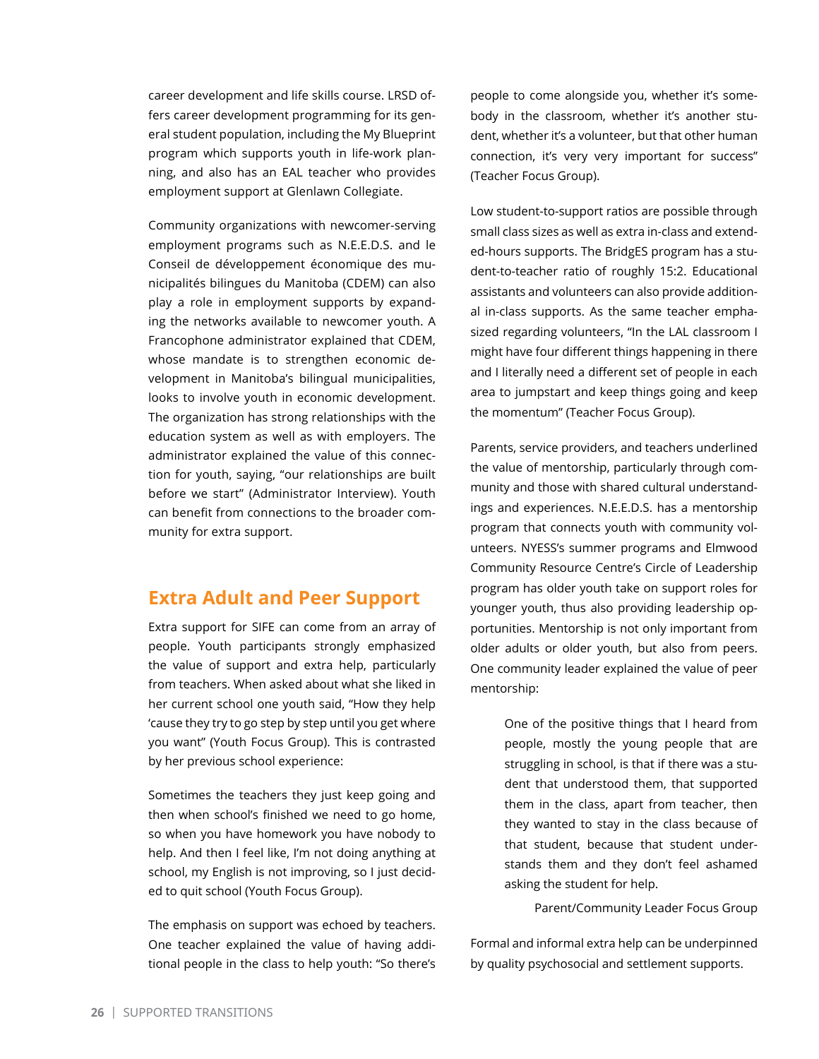career development and life skills course. LRSD offers career development programming for its general student population, including the My Blueprint program which supports youth in life-work planning, and also has an EAL teacher who provides employment support at Glenlawn Collegiate.

Community organizations with newcomer-serving employment programs such as N.E.E.D.S. and le Conseil de développement économique des municipalités bilingues du Manitoba (CDEM) can also play a role in employment supports by expanding the networks available to newcomer youth. A Francophone administrator explained that CDEM, whose mandate is to strengthen economic development in Manitoba's bilingual municipalities, looks to involve youth in economic development. The organization has strong relationships with the education system as well as with employers. The administrator explained the value of this connection for youth, saying, "our relationships are built before we start" (Administrator Interview). Youth can benefit from connections to the broader community for extra support.

## Extra Adult and Peer Support

Extra support for SIFE can come from an array of people. Youth participants strongly emphasized the value of support and extra help, particularly from teachers. When asked about what she liked in her current school one youth said, "How they help 'cause they try to go step by step until you get where you want" (Youth Focus Group). This is contrasted by her previous school experience:

Sometimes the teachers they just keep going and then when school's finished we need to go home, so when you have homework you have nobody to help. And then I feel like, I'm not doing anything at school, my English is not improving, so I just decided to quit school (Youth Focus Group).

The emphasis on support was echoed by teachers. One teacher explained the value of having additional people in the class to help youth: "So there's people to come alongside you, whether it's somebody in the classroom, whether it's another student, whether it's a volunteer, but that other human connection, it's very very important for success" (Teacher Focus Group).

Low student-to-support ratios are possible through small class sizes as well as extra in-class and extended-hours supports. The BridgES program has a student-to-teacher ratio of roughly 15:2. Educational assistants and volunteers can also provide additional in-class supports. As the same teacher emphasized regarding volunteers, "In the LAL classroom I might have four different things happening in there and I literally need a different set of people in each area to jumpstart and keep things going and keep the momentum" (Teacher Focus Group).

Parents, service providers, and teachers underlined the value of mentorship, particularly through community and those with shared cultural understandings and experiences. N.E.E.D.S. has a mentorship program that connects youth with community volunteers. NYESS's summer programs and Elmwood Community Resource Centre's Circle of Leadership program has older youth take on support roles for younger youth, thus also providing leadership opportunities. Mentorship is not only important from older adults or older youth, but also from peers. One community leader explained the value of peer mentorship:

> One of the positive things that I heard from people, mostly the young people that are struggling in school, is that if there was a student that understood them, that supported them in the class, apart from teacher, then they wanted to stay in the class because of that student, because that student understands them and they don't feel ashamed asking the student for help.
>
> Parent/Community Leader Focus Group

Formal and informal extra help can be underpinned by quality psychosocial and settlement supports.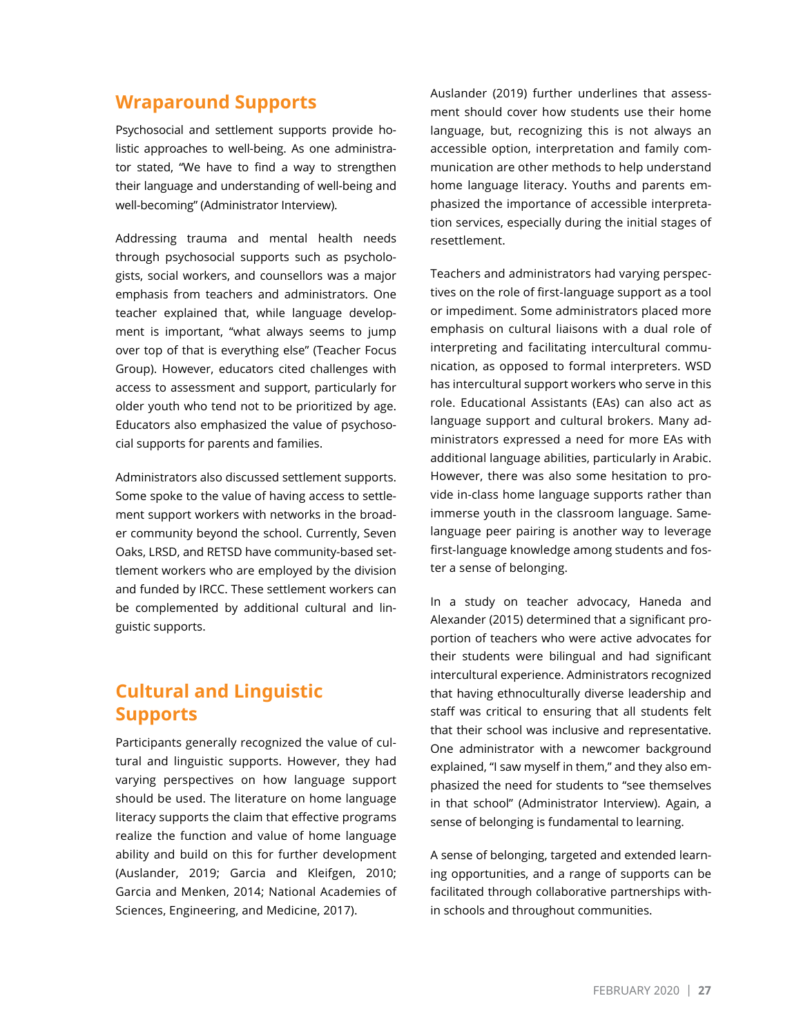## Wraparound Supports

Psychosocial and settlement supports provide holistic approaches to well-being. As one administrator stated, "We have to find a way to strengthen their language and understanding of well-being and well-becoming" (Administrator Interview).

Addressing trauma and mental health needs through psychosocial supports such as psychologists, social workers, and counsellors was a major emphasis from teachers and administrators. One teacher explained that, while language development is important, "what always seems to jump over top of that is everything else" (Teacher Focus Group). However, educators cited challenges with access to assessment and support, particularly for older youth who tend not to be prioritized by age. Educators also emphasized the value of psychosocial supports for parents and families.

Administrators also discussed settlement supports. Some spoke to the value of having access to settlement support workers with networks in the broader community beyond the school. Currently, Seven Oaks, LRSD, and RETSD have community-based settlement workers who are employed by the division and funded by IRCC. These settlement workers can be complemented by additional cultural and linguistic supports.

## Cultural and Linguistic Supports

Participants generally recognized the value of cultural and linguistic supports. However, they had varying perspectives on how language support should be used. The literature on home language literacy supports the claim that effective programs realize the function and value of home language ability and build on this for further development (Auslander, 2019; Garcia and Kleifgen, 2010; Garcia and Menken, 2014; National Academies of Sciences, Engineering, and Medicine, 2017).

Auslander (2019) further underlines that assessment should cover how students use their home language, but, recognizing this is not always an accessible option, interpretation and family communication are other methods to help understand home language literacy. Youths and parents emphasized the importance of accessible interpretation services, especially during the initial stages of resettlement.

Teachers and administrators had varying perspectives on the role of first-language support as a tool or impediment. Some administrators placed more emphasis on cultural liaisons with a dual role of interpreting and facilitating intercultural communication, as opposed to formal interpreters. WSD has intercultural support workers who serve in this role. Educational Assistants (EAs) can also act as language support and cultural brokers. Many administrators expressed a need for more EAs with additional language abilities, particularly in Arabic. However, there was also some hesitation to provide in-class home language supports rather than immerse youth in the classroom language. Same-language peer pairing is another way to leverage first-language knowledge among students and foster a sense of belonging.

In a study on teacher advocacy, Haneda and Alexander (2015) determined that a significant proportion of teachers who were active advocates for their students were bilingual and had significant intercultural experience. Administrators recognized that having ethnoculturally diverse leadership and staff was critical to ensuring that all students felt that their school was inclusive and representative. One administrator with a newcomer background explained, "I saw myself in them," and they also emphasized the need for students to "see themselves in that school" (Administrator Interview). Again, a sense of belonging is fundamental to learning.

A sense of belonging, targeted and extended learning opportunities, and a range of supports can be facilitated through collaborative partnerships within schools and throughout communities.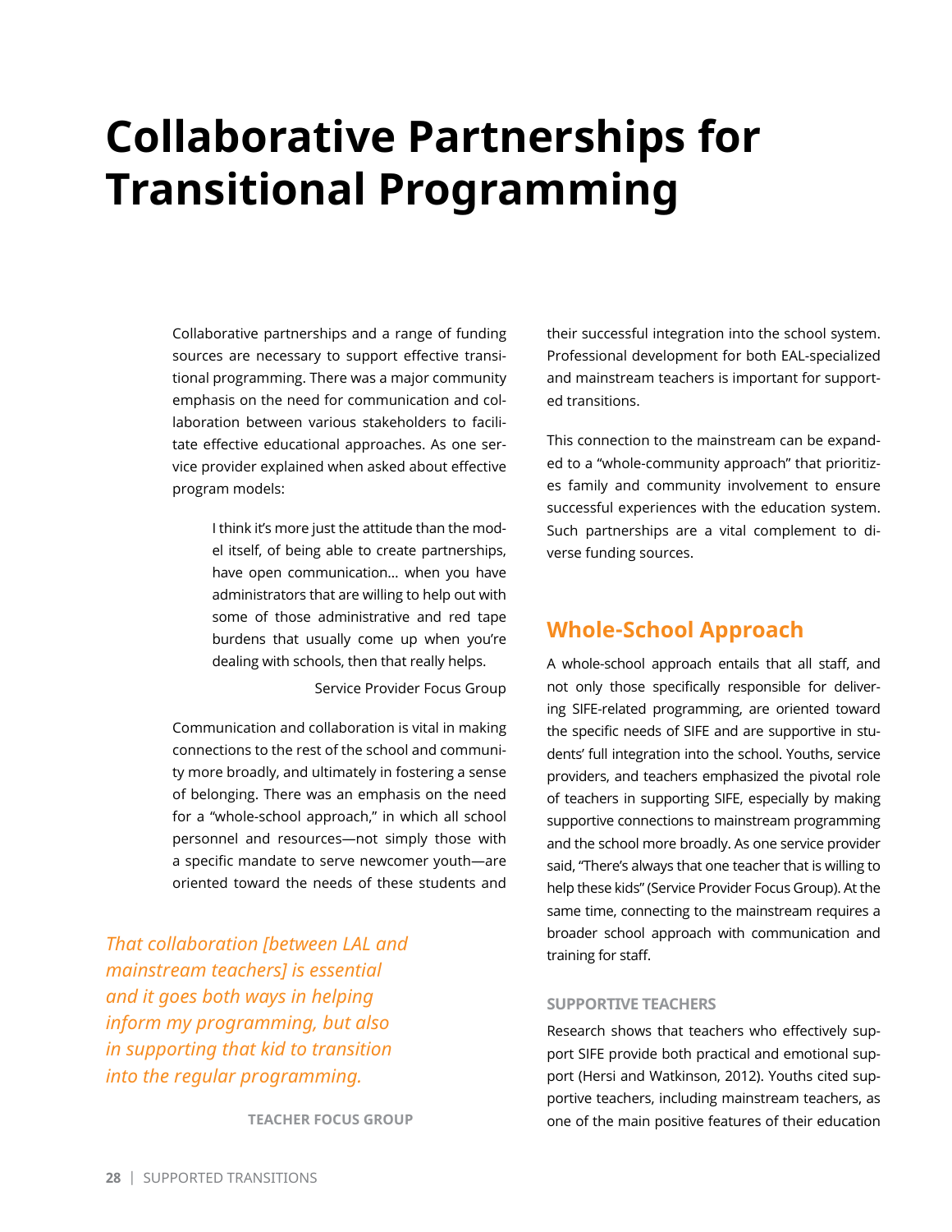# Collaborative Partnerships for Transitional Programming

Collaborative partnerships and a range of funding sources are necessary to support effective transitional programming. There was a major community emphasis on the need for communication and collaboration between various stakeholders to facilitate effective educational approaches. As one service provider explained when asked about effective program models:

> I think it's more just the attitude than the model itself, of being able to create partnerships, have open communication… when you have administrators that are willing to help out with some of those administrative and red tape burdens that usually come up when you're dealing with schools, then that really helps.
>
> Service Provider Focus Group

Communication and collaboration is vital in making connections to the rest of the school and community more broadly, and ultimately in fostering a sense of belonging. There was an emphasis on the need for a "whole-school approach," in which all school personnel and resources—not simply those with a specific mandate to serve newcomer youth—are oriented toward the needs of these students and their successful integration into the school system. Professional development for both EAL-specialized and mainstream teachers is important for supported transitions.

*That collaboration [between LAL and mainstream teachers] is essential and it goes both ways in helping inform my programming, but also in supporting that kid to transition into the regular programming.*

**TEACHER FOCUS GROUP**

This connection to the mainstream can be expanded to a "whole-community approach" that prioritizes family and community involvement to ensure successful experiences with the education system. Such partnerships are a vital complement to diverse funding sources.

## Whole-School Approach

A whole-school approach entails that all staff, and not only those specifically responsible for delivering SIFE-related programming, are oriented toward the specific needs of SIFE and are supportive in students' full integration into the school. Youths, service providers, and teachers emphasized the pivotal role of teachers in supporting SIFE, especially by making supportive connections to mainstream programming and the school more broadly. As one service provider said, "There's always that one teacher that is willing to help these kids" (Service Provider Focus Group). At the same time, connecting to the mainstream requires a broader school approach with communication and training for staff.

### SUPPORTIVE TEACHERS

Research shows that teachers who effectively support SIFE provide both practical and emotional support (Hersi and Watkinson, 2012). Youths cited supportive teachers, including mainstream teachers, as one of the main positive features of their education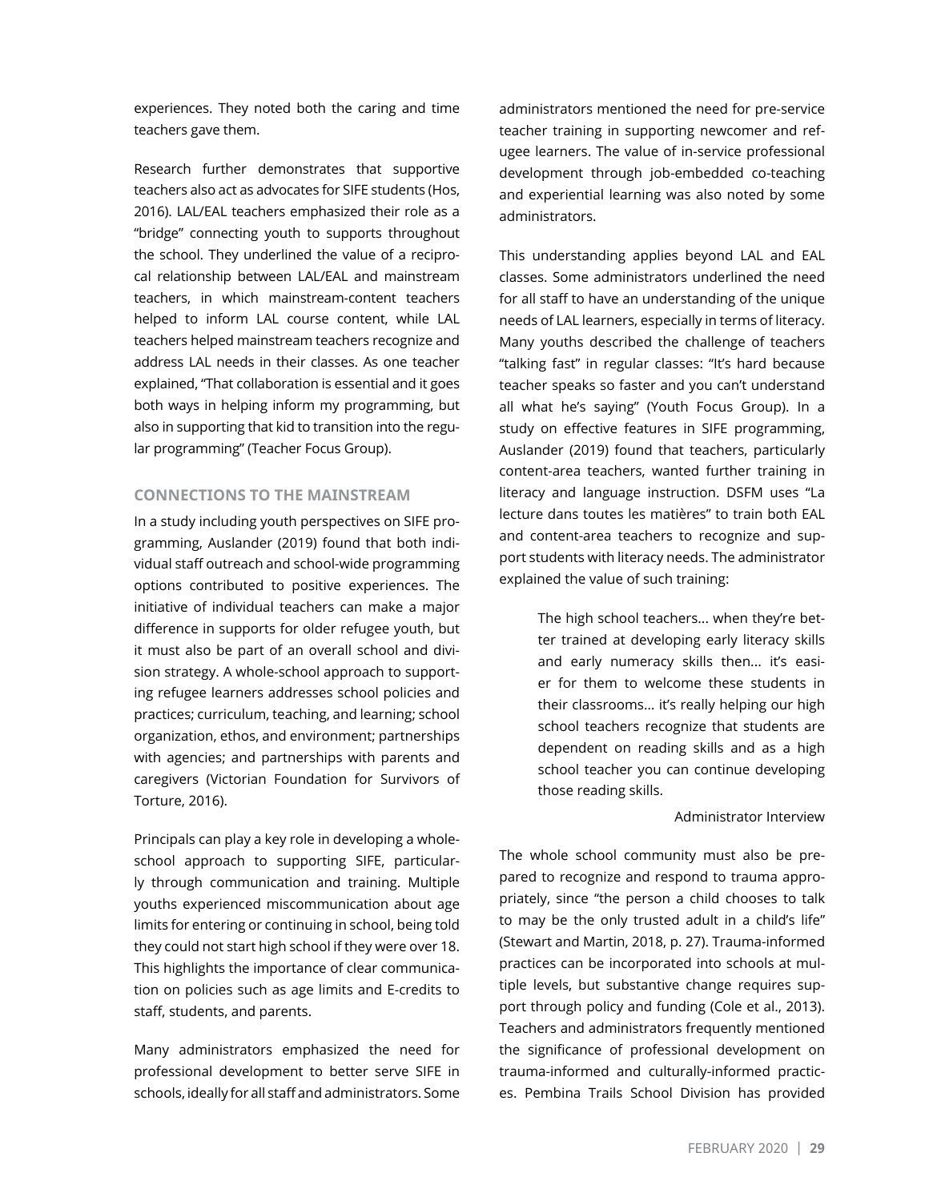experiences. They noted both the caring and time teachers gave them.

Research further demonstrates that supportive teachers also act as advocates for SIFE students (Hos, 2016). LAL/EAL teachers emphasized their role as a "bridge" connecting youth to supports throughout the school. They underlined the value of a reciprocal relationship between LAL/EAL and mainstream teachers, in which mainstream-content teachers helped to inform LAL course content, while LAL teachers helped mainstream teachers recognize and address LAL needs in their classes. As one teacher explained, "That collaboration is essential and it goes both ways in helping inform my programming, but also in supporting that kid to transition into the regular programming" (Teacher Focus Group).

### CONNECTIONS TO THE MAINSTREAM

In a study including youth perspectives on SIFE programming, Auslander (2019) found that both individual staff outreach and school-wide programming options contributed to positive experiences. The initiative of individual teachers can make a major difference in supports for older refugee youth, but it must also be part of an overall school and division strategy. A whole-school approach to supporting refugee learners addresses school policies and practices; curriculum, teaching, and learning; school organization, ethos, and environment; partnerships with agencies; and partnerships with parents and caregivers (Victorian Foundation for Survivors of Torture, 2016).

Principals can play a key role in developing a whole-school approach to supporting SIFE, particularly through communication and training. Multiple youths experienced miscommunication about age limits for entering or continuing in school, being told they could not start high school if they were over 18. This highlights the importance of clear communication on policies such as age limits and E-credits to staff, students, and parents.

Many administrators emphasized the need for professional development to better serve SIFE in schools, ideally for all staff and administrators. Some administrators mentioned the need for pre-service teacher training in supporting newcomer and refugee learners. The value of in-service professional development through job-embedded co-teaching and experiential learning was also noted by some administrators.

This understanding applies beyond LAL and EAL classes. Some administrators underlined the need for all staff to have an understanding of the unique needs of LAL learners, especially in terms of literacy. Many youths described the challenge of teachers "talking fast" in regular classes: "It's hard because teacher speaks so faster and you can't understand all what he's saying" (Youth Focus Group). In a study on effective features in SIFE programming, Auslander (2019) found that teachers, particularly content-area teachers, wanted further training in literacy and language instruction. DSFM uses "La lecture dans toutes les matières" to train both EAL and content-area teachers to recognize and support students with literacy needs. The administrator explained the value of such training:

> The high school teachers… when they're better trained at developing early literacy skills and early numeracy skills then… it's easier for them to welcome these students in their classrooms… it's really helping our high school teachers recognize that students are dependent on reading skills and as a high school teacher you can continue developing those reading skills.
>
> Administrator Interview

The whole school community must also be prepared to recognize and respond to trauma appropriately, since "the person a child chooses to talk to may be the only trusted adult in a child's life" (Stewart and Martin, 2018, p. 27). Trauma-informed practices can be incorporated into schools at multiple levels, but substantive change requires support through policy and funding (Cole et al., 2013). Teachers and administrators frequently mentioned the significance of professional development on trauma-informed and culturally-informed practices. Pembina Trails School Division has provided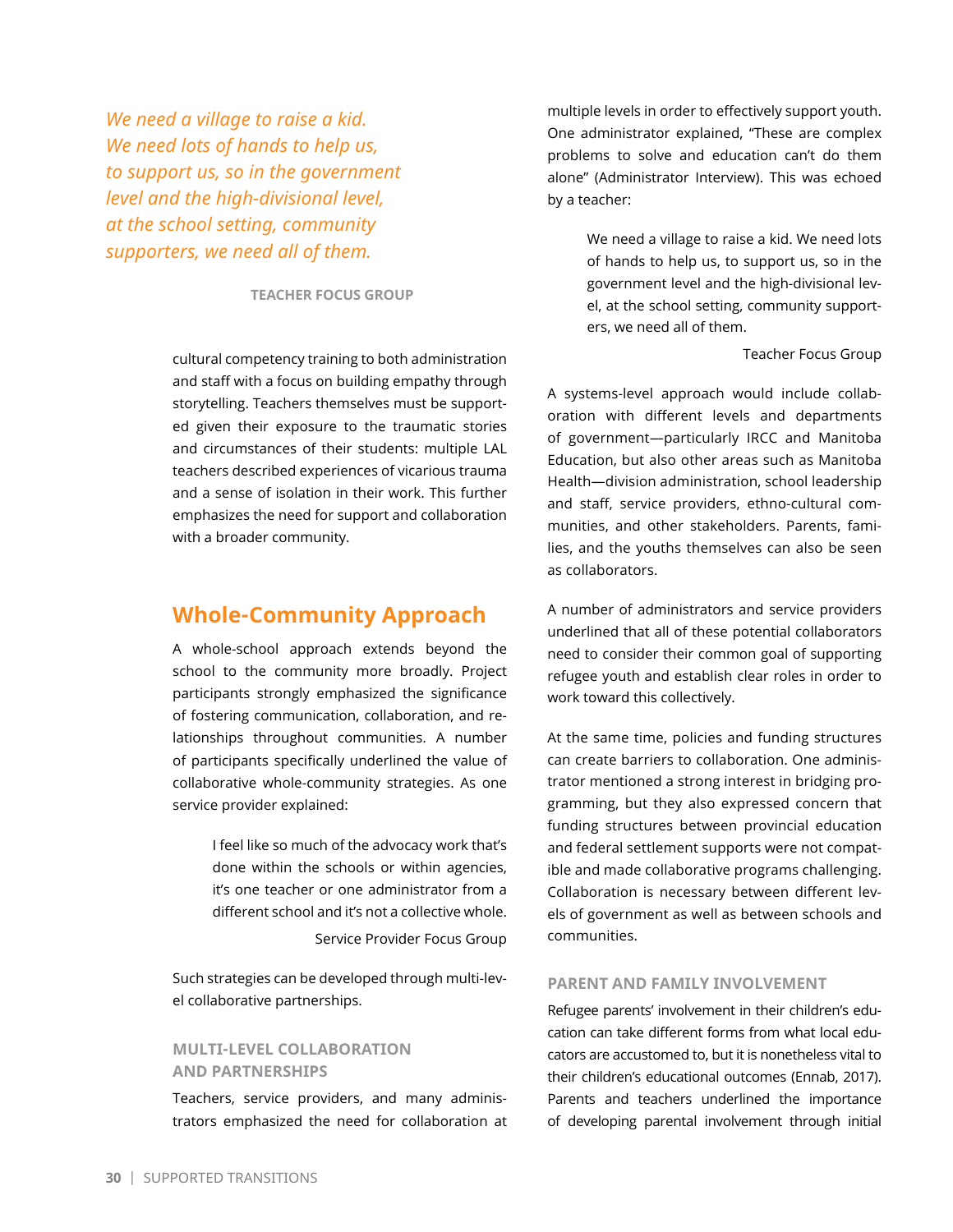*We need a village to raise a kid. We need lots of hands to help us, to support us, so in the government level and the high-divisional level, at the school setting, community supporters, we need all of them.*

**TEACHER FOCUS GROUP**

cultural competency training to both administration and staff with a focus on building empathy through storytelling. Teachers themselves must be supported given their exposure to the traumatic stories and circumstances of their students: multiple LAL teachers described experiences of vicarious trauma and a sense of isolation in their work. This further emphasizes the need for support and collaboration with a broader community.

## Whole-Community Approach

A whole-school approach extends beyond the school to the community more broadly. Project participants strongly emphasized the significance of fostering communication, collaboration, and relationships throughout communities. A number of participants specifically underlined the value of collaborative whole-community strategies. As one service provider explained:

> I feel like so much of the advocacy work that's done within the schools or within agencies, it's one teacher or one administrator from a different school and it's not a collective whole.
>
> Service Provider Focus Group

Such strategies can be developed through multi-level collaborative partnerships.

### MULTI-LEVEL COLLABORATION AND PARTNERSHIPS

Teachers, service providers, and many administrators emphasized the need for collaboration at multiple levels in order to effectively support youth. One administrator explained, "These are complex problems to solve and education can't do them alone" (Administrator Interview). This was echoed by a teacher:

> We need a village to raise a kid. We need lots of hands to help us, to support us, so in the government level and the high-divisional level, at the school setting, community supporters, we need all of them.
>
> Teacher Focus Group

A systems-level approach would include collaboration with different levels and departments of government—particularly IRCC and Manitoba Education, but also other areas such as Manitoba Health—division administration, school leadership and staff, service providers, ethno-cultural communities, and other stakeholders. Parents, families, and the youths themselves can also be seen as collaborators.

A number of administrators and service providers underlined that all of these potential collaborators need to consider their common goal of supporting refugee youth and establish clear roles in order to work toward this collectively.

At the same time, policies and funding structures can create barriers to collaboration. One administrator mentioned a strong interest in bridging programming, but they also expressed concern that funding structures between provincial education and federal settlement supports were not compatible and made collaborative programs challenging. Collaboration is necessary between different levels of government as well as between schools and communities.

### PARENT AND FAMILY INVOLVEMENT

Refugee parents' involvement in their children's education can take different forms from what local educators are accustomed to, but it is nonetheless vital to their children's educational outcomes (Ennab, 2017). Parents and teachers underlined the importance of developing parental involvement through initial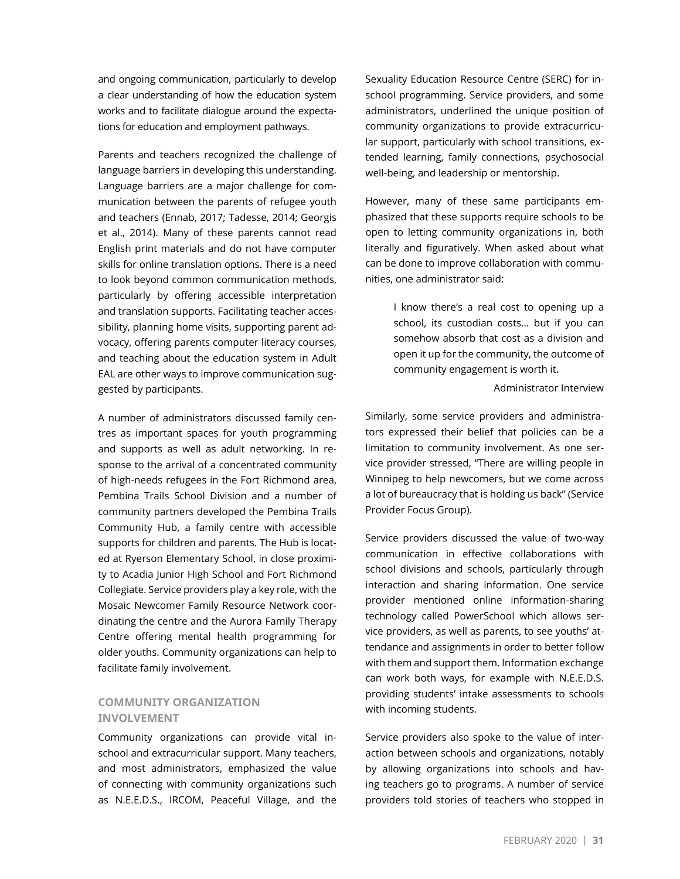and ongoing communication, particularly to develop a clear understanding of how the education system works and to facilitate dialogue around the expectations for education and employment pathways.

Parents and teachers recognized the challenge of language barriers in developing this understanding. Language barriers are a major challenge for communication between the parents of refugee youth and teachers (Ennab, 2017; Tadesse, 2014; Georgis et al., 2014). Many of these parents cannot read English print materials and do not have computer skills for online translation options. There is a need to look beyond common communication methods, particularly by offering accessible interpretation and translation supports. Facilitating teacher accessibility, planning home visits, supporting parent advocacy, offering parents computer literacy courses, and teaching about the education system in Adult EAL are other ways to improve communication suggested by participants.

A number of administrators discussed family centres as important spaces for youth programming and supports as well as adult networking. In response to the arrival of a concentrated community of high-needs refugees in the Fort Richmond area, Pembina Trails School Division and a number of community partners developed the Pembina Trails Community Hub, a family centre with accessible supports for children and parents. The Hub is located at Ryerson Elementary School, in close proximity to Acadia Junior High School and Fort Richmond Collegiate. Service providers play a key role, with the Mosaic Newcomer Family Resource Network coordinating the centre and the Aurora Family Therapy Centre offering mental health programming for older youths. Community organizations can help to facilitate family involvement.

### COMMUNITY ORGANIZATION INVOLVEMENT

Community organizations can provide vital in-school and extracurricular support. Many teachers, and most administrators, emphasized the value of connecting with community organizations such as N.E.E.D.S., IRCOM, Peaceful Village, and the Sexuality Education Resource Centre (SERC) for in-school programming. Service providers, and some administrators, underlined the unique position of community organizations to provide extracurricular support, particularly with school transitions, extended learning, family connections, psychosocial well-being, and leadership or mentorship.

However, many of these same participants emphasized that these supports require schools to be open to letting community organizations in, both literally and figuratively. When asked about what can be done to improve collaboration with communities, one administrator said:

> I know there's a real cost to opening up a school, its custodian costs… but if you can somehow absorb that cost as a division and open it up for the community, the outcome of community engagement is worth it.
>
> Administrator Interview

Similarly, some service providers and administrators expressed their belief that policies can be a limitation to community involvement. As one service provider stressed, "There are willing people in Winnipeg to help newcomers, but we come across a lot of bureaucracy that is holding us back" (Service Provider Focus Group).

Service providers discussed the value of two-way communication in effective collaborations with school divisions and schools, particularly through interaction and sharing information. One service provider mentioned online information-sharing technology called PowerSchool which allows service providers, as well as parents, to see youths' attendance and assignments in order to better follow with them and support them. Information exchange can work both ways, for example with N.E.E.D.S. providing students' intake assessments to schools with incoming students.

Service providers also spoke to the value of interaction between schools and organizations, notably by allowing organizations into schools and having teachers go to programs. A number of service providers told stories of teachers who stopped in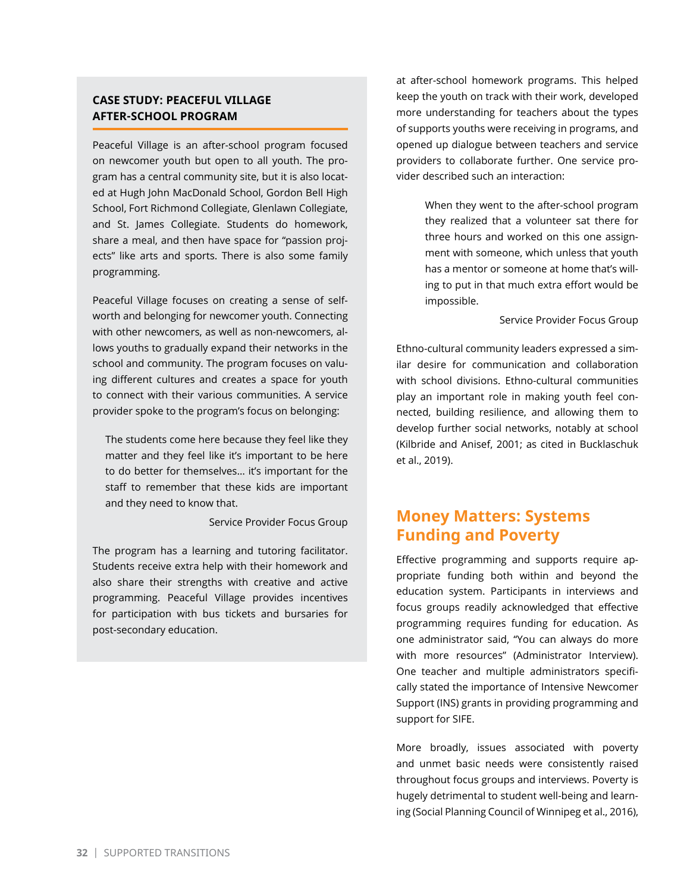### CASE STUDY: PEACEFUL VILLAGE AFTER-SCHOOL PROGRAM

Peaceful Village is an after-school program focused on newcomer youth but open to all youth. The program has a central community site, but it is also located at Hugh John MacDonald School, Gordon Bell High School, Fort Richmond Collegiate, Glenlawn Collegiate, and St. James Collegiate. Students do homework, share a meal, and then have space for "passion projects" like arts and sports. There is also some family programming.

Peaceful Village focuses on creating a sense of self-worth and belonging for newcomer youth. Connecting with other newcomers, as well as non-newcomers, allows youths to gradually expand their networks in the school and community. The program focuses on valuing different cultures and creates a space for youth to connect with their various communities. A service provider spoke to the program's focus on belonging:

> The students come here because they feel like they matter and they feel like it's important to be here to do better for themselves... it's important for the staff to remember that these kids are important and they need to know that.
>
> Service Provider Focus Group

The program has a learning and tutoring facilitator. Students receive extra help with their homework and also share their strengths with creative and active programming. Peaceful Village provides incentives for participation with bus tickets and bursaries for post-secondary education.

at after-school homework programs. This helped keep the youth on track with their work, developed more understanding for teachers about the types of supports youths were receiving in programs, and opened up dialogue between teachers and service providers to collaborate further. One service provider described such an interaction:

> When they went to the after-school program they realized that a volunteer sat there for three hours and worked on this one assignment with someone, which unless that youth has a mentor or someone at home that's willing to put in that much extra effort would be impossible.
>
> Service Provider Focus Group

Ethno-cultural community leaders expressed a similar desire for communication and collaboration with school divisions. Ethno-cultural communities play an important role in making youth feel connected, building resilience, and allowing them to develop further social networks, notably at school (Kilbride and Anisef, 2001; as cited in Bucklaschuk et al., 2019).

## Money Matters: Systems Funding and Poverty

Effective programming and supports require appropriate funding both within and beyond the education system. Participants in interviews and focus groups readily acknowledged that effective programming requires funding for education. As one administrator said, "You can always do more with more resources" (Administrator Interview). One teacher and multiple administrators specifically stated the importance of Intensive Newcomer Support (INS) grants in providing programming and support for SIFE.

More broadly, issues associated with poverty and unmet basic needs were consistently raised throughout focus groups and interviews. Poverty is hugely detrimental to student well-being and learning (Social Planning Council of Winnipeg et al., 2016),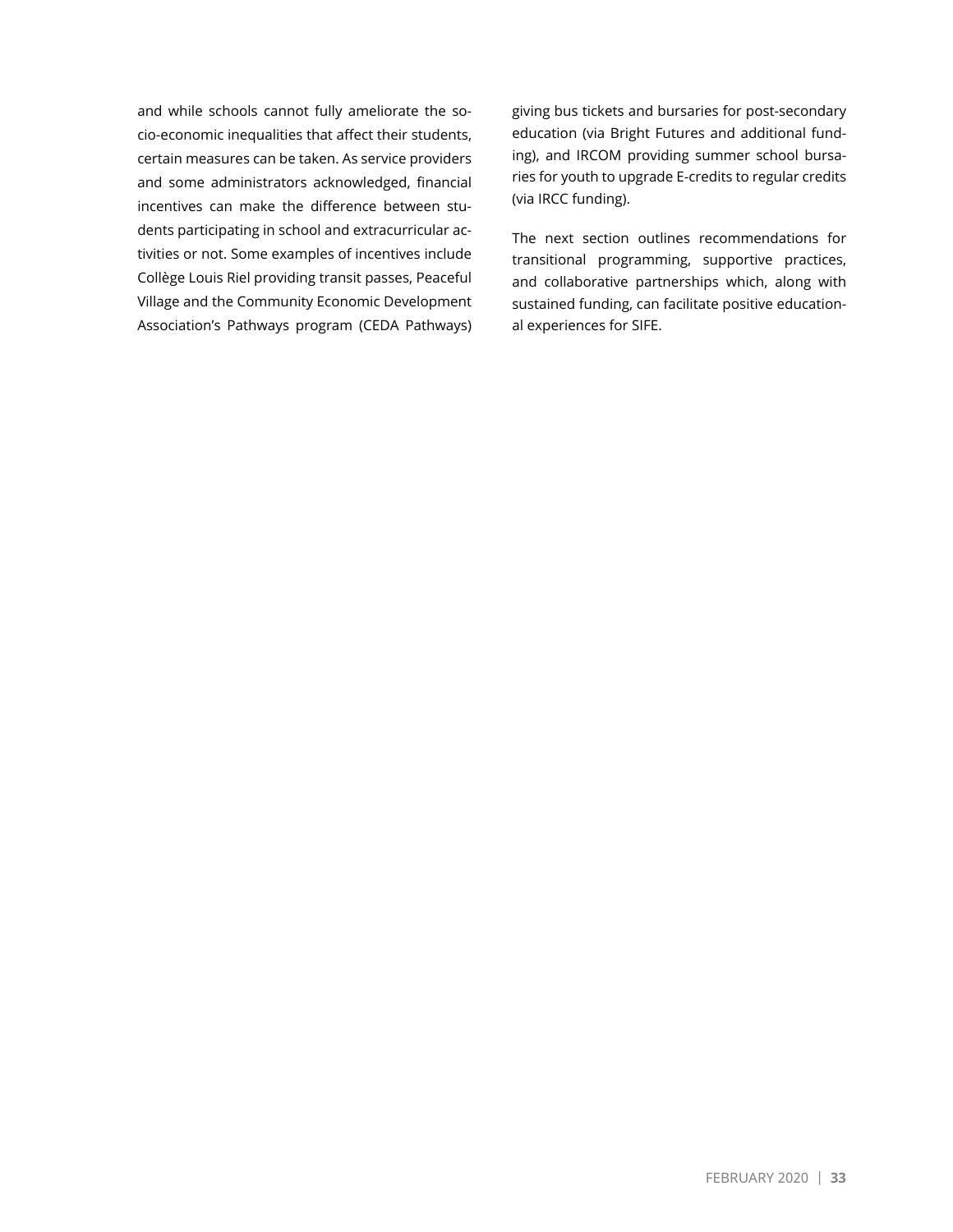and while schools cannot fully ameliorate the socio-economic inequalities that affect their students, certain measures can be taken. As service providers and some administrators acknowledged, financial incentives can make the difference between students participating in school and extracurricular activities or not. Some examples of incentives include Collège Louis Riel providing transit passes, Peaceful Village and the Community Economic Development Association's Pathways program (CEDA Pathways) giving bus tickets and bursaries for post-secondary education (via Bright Futures and additional funding), and IRCOM providing summer school bursaries for youth to upgrade E-credits to regular credits (via IRCC funding).

The next section outlines recommendations for transitional programming, supportive practices, and collaborative partnerships which, along with sustained funding, can facilitate positive educational experiences for SIFE.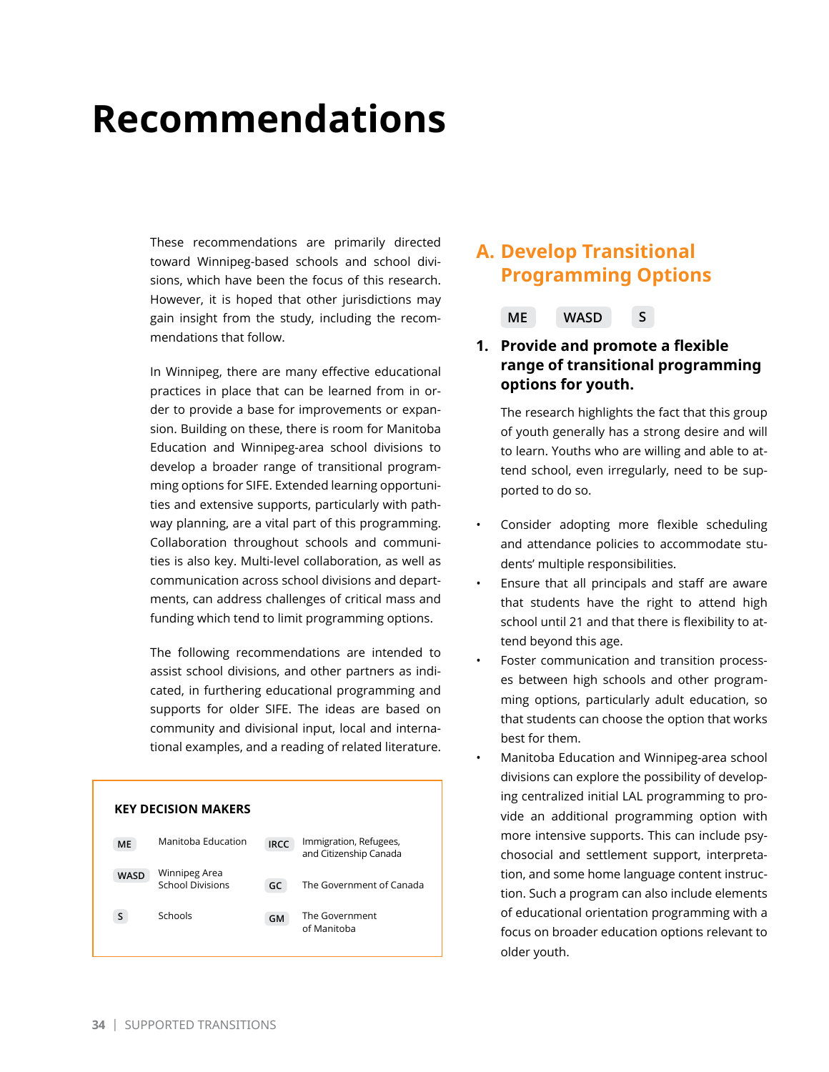# Recommendations

These recommendations are primarily directed toward Winnipeg-based schools and school divisions, which have been the focus of this research. However, it is hoped that other jurisdictions may gain insight from the study, including the recommendations that follow.

In Winnipeg, there are many effective educational practices in place that can be learned from in order to provide a base for improvements or expansion. Building on these, there is room for Manitoba Education and Winnipeg-area school divisions to develop a broader range of transitional programming options for SIFE. Extended learning opportunities and extensive supports, particularly with pathway planning, are a vital part of this programming. Collaboration throughout schools and communities is also key. Multi-level collaboration, as well as communication across school divisions and departments, can address challenges of critical mass and funding which tend to limit programming options.

The following recommendations are intended to assist school divisions, and other partners as indicated, in furthering educational programming and supports for older SIFE. The ideas are based on community and divisional input, local and international examples, and a reading of related literature.

**KEY DECISION MAKERS**

| | | | |
|---|---|---|---|
| ME | Manitoba Education | IRCC | Immigration, Refugees, and Citizenship Canada |
| WASD | Winnipeg Area School Divisions | GC | The Government of Canada |
| S | Schools | GM | The Government of Manitoba |

## A. Develop Transitional Programming Options

ME WASD S

### 1. Provide and promote a flexible range of transitional programming options for youth.

The research highlights the fact that this group of youth generally has a strong desire and will to learn. Youths who are willing and able to attend school, even irregularly, need to be supported to do so.

- Consider adopting more flexible scheduling and attendance policies to accommodate students' multiple responsibilities.
- Ensure that all principals and staff are aware that students have the right to attend high school until 21 and that there is flexibility to attend beyond this age.
- Foster communication and transition processes between high schools and other programming options, particularly adult education, so that students can choose the option that works best for them.
- Manitoba Education and Winnipeg-area school divisions can explore the possibility of developing centralized initial LAL programming to provide an additional programming option with more intensive supports. This can include psychosocial and settlement support, interpretation, and some home language content instruction. Such a program can also include elements of educational orientation programming with a focus on broader education options relevant to older youth.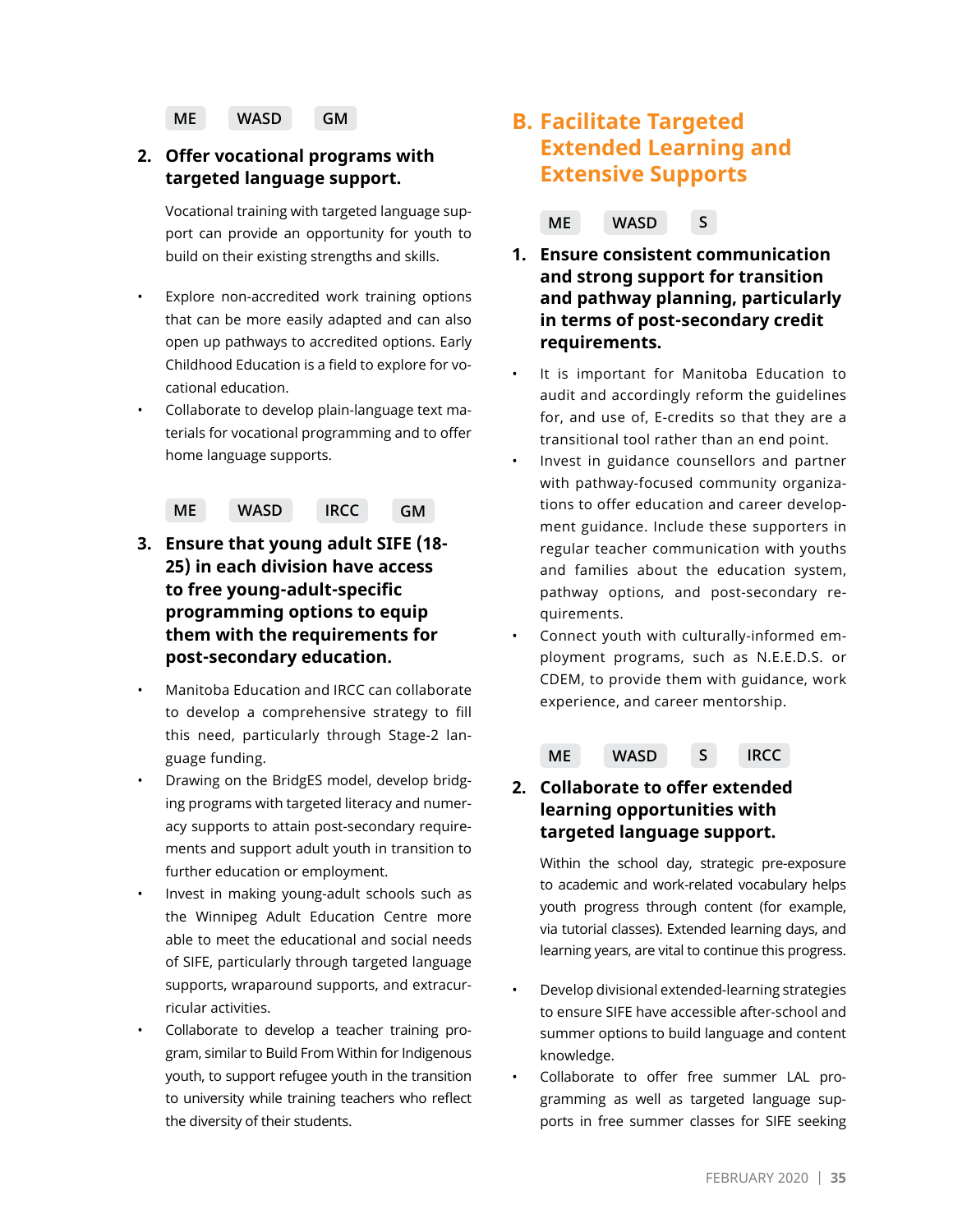ME WASD GM

2. **Offer vocational programs with targeted language support.**

   Vocational training with targeted language support can provide an opportunity for youth to build on their existing strengths and skills.

- Explore non-accredited work training options that can be more easily adapted and can also open up pathways to accredited options. Early Childhood Education is a field to explore for vocational education.
- Collaborate to develop plain-language text materials for vocational programming and to offer home language supports.

ME WASD IRCC GM

3. **Ensure that young adult SIFE (18-25) in each division have access to free young-adult-specific programming options to equip them with the requirements for post-secondary education.**

- Manitoba Education and IRCC can collaborate to develop a comprehensive strategy to fill this need, particularly through Stage-2 language funding.
- Drawing on the BridgES model, develop bridging programs with targeted literacy and numeracy supports to attain post-secondary requirements and support adult youth in transition to further education or employment.
- Invest in making young-adult schools such as the Winnipeg Adult Education Centre more able to meet the educational and social needs of SIFE, particularly through targeted language supports, wraparound supports, and extracurricular activities.
- Collaborate to develop a teacher training program, similar to Build From Within for Indigenous youth, to support refugee youth in the transition to university while training teachers who reflect the diversity of their students.

## B. Facilitate Targeted Extended Learning and Extensive Supports

ME WASD S

1. **Ensure consistent communication and strong support for transition and pathway planning, particularly in terms of post-secondary credit requirements.**

- It is important for Manitoba Education to audit and accordingly reform the guidelines for, and use of, E-credits so that they are a transitional tool rather than an end point.
- Invest in guidance counsellors and partner with pathway-focused community organizations to offer education and career development guidance. Include these supporters in regular teacher communication with youths and families about the education system, pathway options, and post-secondary requirements.
- Connect youth with culturally-informed employment programs, such as N.E.E.D.S. or CDEM, to provide them with guidance, work experience, and career mentorship.

ME WASD S IRCC

2. **Collaborate to offer extended learning opportunities with targeted language support.**

   Within the school day, strategic pre-exposure to academic and work-related vocabulary helps youth progress through content (for example, via tutorial classes). Extended learning days, and learning years, are vital to continue this progress.

- Develop divisional extended-learning strategies to ensure SIFE have accessible after-school and summer options to build language and content knowledge.
- Collaborate to offer free summer LAL programming as well as targeted language supports in free summer classes for SIFE seeking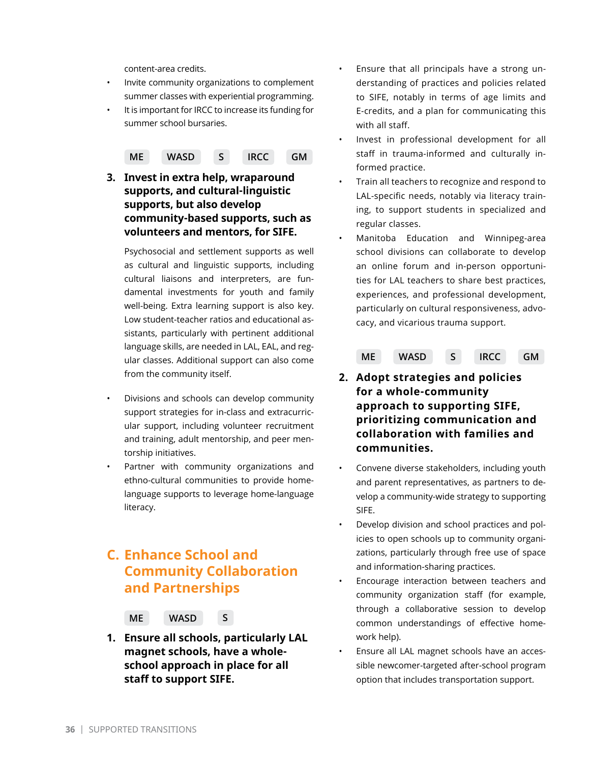content-area credits.

- Invite community organizations to complement summer classes with experiential programming.
- It is important for IRCC to increase its funding for summer school bursaries.

ME WASD S IRCC GM

### 3. Invest in extra help, wraparound supports, and cultural-linguistic supports, but also develop community-based supports, such as volunteers and mentors, for SIFE.

Psychosocial and settlement supports as well as cultural and linguistic supports, including cultural liaisons and interpreters, are fundamental investments for youth and family well-being. Extra learning support is also key. Low student-teacher ratios and educational assistants, particularly with pertinent additional language skills, are needed in LAL, EAL, and regular classes. Additional support can also come from the community itself.

- Divisions and schools can develop community support strategies for in-class and extracurricular support, including volunteer recruitment and training, adult mentorship, and peer mentorship initiatives.
- Partner with community organizations and ethno-cultural communities to provide home-language supports to leverage home-language literacy.

## C. Enhance School and Community Collaboration and Partnerships

ME WASD S

### 1. Ensure all schools, particularly LAL magnet schools, have a whole-school approach in place for all staff to support SIFE.

- Ensure that all principals have a strong understanding of practices and policies related to SIFE, notably in terms of age limits and E-credits, and a plan for communicating this with all staff.
- Invest in professional development for all staff in trauma-informed and culturally informed practice.
- Train all teachers to recognize and respond to LAL-specific needs, notably via literacy training, to support students in specialized and regular classes.
- Manitoba Education and Winnipeg-area school divisions can collaborate to develop an online forum and in-person opportunities for LAL teachers to share best practices, experiences, and professional development, particularly on cultural responsiveness, advocacy, and vicarious trauma support.

ME WASD S IRCC GM

### 2. Adopt strategies and policies for a whole-community approach to supporting SIFE, prioritizing communication and collaboration with families and communities.

- Convene diverse stakeholders, including youth and parent representatives, as partners to develop a community-wide strategy to supporting SIFE.
- Develop division and school practices and policies to open schools up to community organizations, particularly through free use of space and information-sharing practices.
- Encourage interaction between teachers and community organization staff (for example, through a collaborative session to develop common understandings of effective homework help).
- Ensure all LAL magnet schools have an accessible newcomer-targeted after-school program option that includes transportation support.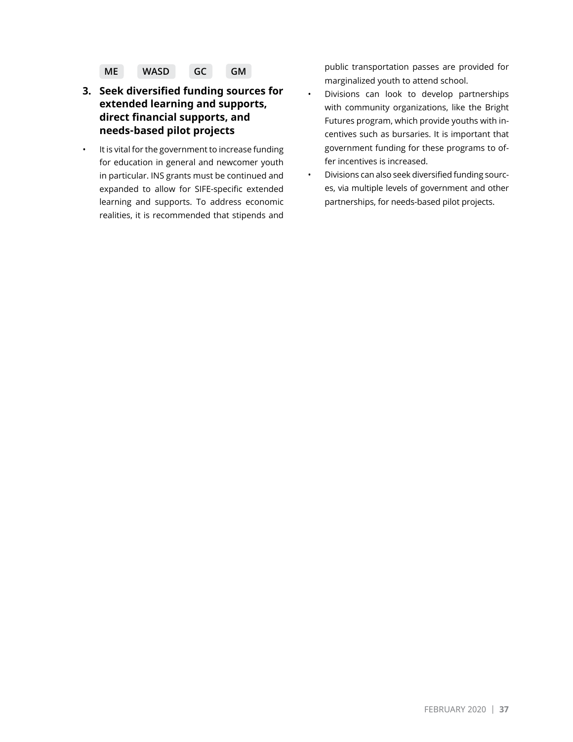ME WASD GC GM

### 3. Seek diversified funding sources for extended learning and supports, direct financial supports, and needs-based pilot projects

- It is vital for the government to increase funding for education in general and newcomer youth in particular. INS grants must be continued and expanded to allow for SIFE-specific extended learning and supports. To address economic realities, it is recommended that stipends and public transportation passes are provided for marginalized youth to attend school.
- Divisions can look to develop partnerships with community organizations, like the Bright Futures program, which provide youths with incentives such as bursaries. It is important that government funding for these programs to offer incentives is increased.
- Divisions can also seek diversified funding sources, via multiple levels of government and other partnerships, for needs-based pilot projects.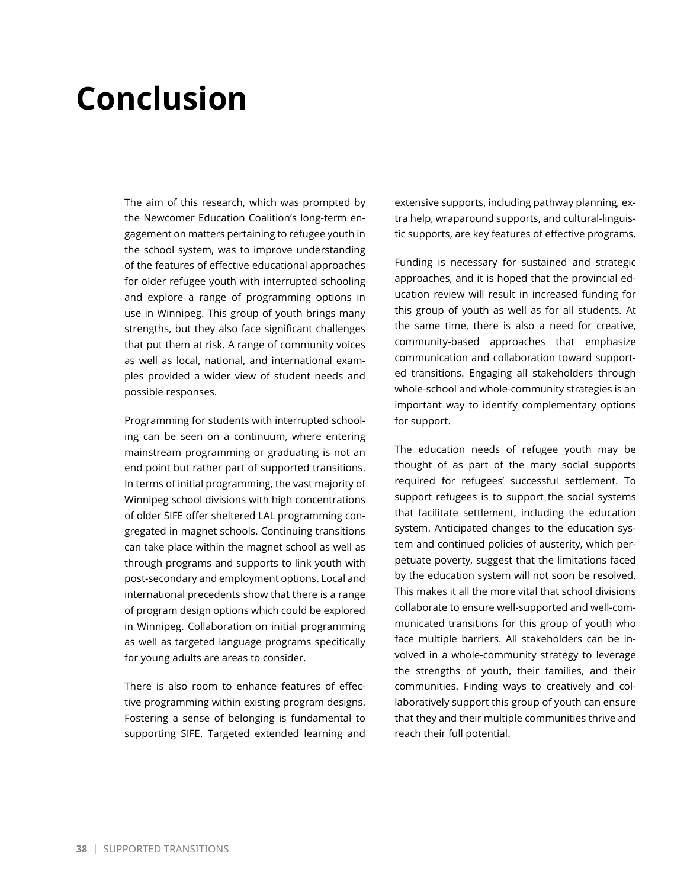# Conclusion

The aim of this research, which was prompted by the Newcomer Education Coalition's long-term engagement on matters pertaining to refugee youth in the school system, was to improve understanding of the features of effective educational approaches for older refugee youth with interrupted schooling and explore a range of programming options in use in Winnipeg. This group of youth brings many strengths, but they also face significant challenges that put them at risk. A range of community voices as well as local, national, and international examples provided a wider view of student needs and possible responses.

Programming for students with interrupted schooling can be seen on a continuum, where entering mainstream programming or graduating is not an end point but rather part of supported transitions. In terms of initial programming, the vast majority of Winnipeg school divisions with high concentrations of older SIFE offer sheltered LAL programming congregated in magnet schools. Continuing transitions can take place within the magnet school as well as through programs and supports to link youth with post-secondary and employment options. Local and international precedents show that there is a range of program design options which could be explored in Winnipeg. Collaboration on initial programming as well as targeted language programs specifically for young adults are areas to consider.

There is also room to enhance features of effective programming within existing program designs. Fostering a sense of belonging is fundamental to supporting SIFE. Targeted extended learning and extensive supports, including pathway planning, extra help, wraparound supports, and cultural-linguistic supports, are key features of effective programs.

Funding is necessary for sustained and strategic approaches, and it is hoped that the provincial education review will result in increased funding for this group of youth as well as for all students. At the same time, there is also a need for creative, community-based approaches that emphasize communication and collaboration toward supported transitions. Engaging all stakeholders through whole-school and whole-community strategies is an important way to identify complementary options for support.

The education needs of refugee youth may be thought of as part of the many social supports required for refugees' successful settlement. To support refugees is to support the social systems that facilitate settlement, including the education system. Anticipated changes to the education system and continued policies of austerity, which perpetuate poverty, suggest that the limitations faced by the education system will not soon be resolved. This makes it all the more vital that school divisions collaborate to ensure well-supported and well-communicated transitions for this group of youth who face multiple barriers. All stakeholders can be involved in a whole-community strategy to leverage the strengths of youth, their families, and their communities. Finding ways to creatively and collaboratively support this group of youth can ensure that they and their multiple communities thrive and reach their full potential.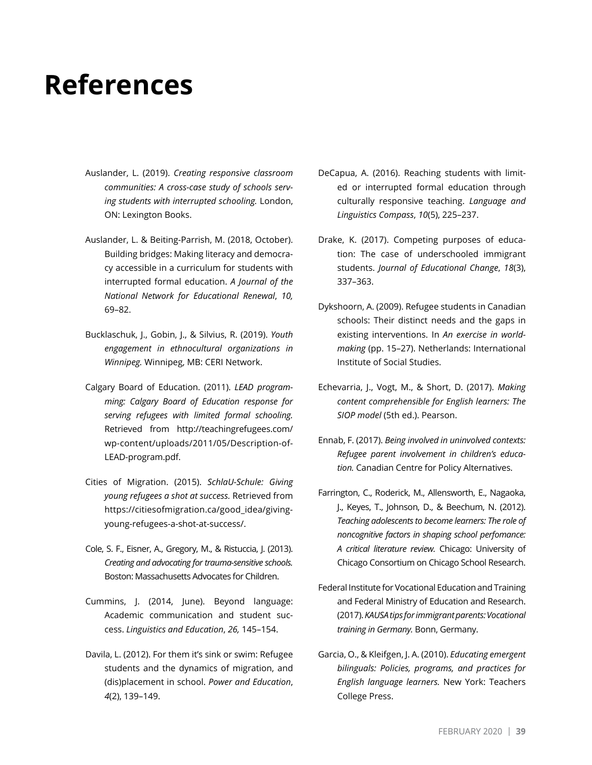# References

Auslander, L. (2019). *Creating responsive classroom communities: A cross-case study of schools serving students with interrupted schooling.* London, ON: Lexington Books.

Auslander, L. & Beiting-Parrish, M. (2018, October). Building bridges: Making literacy and democracy accessible in a curriculum for students with interrupted formal education. *A Journal of the National Network for Educational Renewal*, *10,* 69–82.

Bucklaschuk, J., Gobin, J., & Silvius, R. (2019). *Youth engagement in ethnocultural organizations in Winnipeg.* Winnipeg, MB: CERI Network.

Calgary Board of Education. (2011). *LEAD programming: Calgary Board of Education response for serving refugees with limited formal schooling.* Retrieved from http://teachingrefugees.com/wp-content/uploads/2011/05/Description-of-LEAD-program.pdf.

Cities of Migration. (2015). *SchlaU-Schule: Giving young refugees a shot at success.* Retrieved from https://citiesofmigration.ca/good_idea/giving-young-refugees-a-shot-at-success/.

Cole, S. F., Eisner, A., Gregory, M., & Ristuccia, J. (2013). *Creating and advocating for trauma-sensitive schools.* Boston: Massachusetts Advocates for Children.

Cummins, J. (2014, June). Beyond language: Academic communication and student success. *Linguistics and Education*, *26,* 145–154.

Davila, L. (2012). For them it's sink or swim: Refugee students and the dynamics of migration, and (dis)placement in school. *Power and Education*, *4*(2), 139–149.

DeCapua, A. (2016). Reaching students with limited or interrupted formal education through culturally responsive teaching. *Language and Linguistics Compass*, *10*(5), 225–237.

Drake, K. (2017). Competing purposes of education: The case of underschooled immigrant students. *Journal of Educational Change*, *18*(3), 337–363.

Dykshoorn, A. (2009). Refugee students in Canadian schools: Their distinct needs and the gaps in existing interventions. In *An exercise in worldmaking* (pp. 15–27). Netherlands: International Institute of Social Studies.

Echevarria, J., Vogt, M., & Short, D. (2017). *Making content comprehensible for English learners: The SIOP model* (5th ed.). Pearson.

Ennab, F. (2017). *Being involved in uninvolved contexts: Refugee parent involvement in children's education.* Canadian Centre for Policy Alternatives.

Farrington, C., Roderick, M., Allensworth, E., Nagaoka, J., Keyes, T., Johnson, D., & Beechum, N. (2012). *Teaching adolescents to become learners: The role of noncognitive factors in shaping school perfomance: A critical literature review.* Chicago: University of Chicago Consortium on Chicago School Research.

Federal Institute for Vocational Education and Training and Federal Ministry of Education and Research. (2017). *KAUSA tips for immigrant parents: Vocational training in Germany.* Bonn, Germany.

Garcia, O., & Kleifgen, J. A. (2010). *Educating emergent bilinguals: Policies, programs, and practices for English language learners*. New York: Teachers College Press.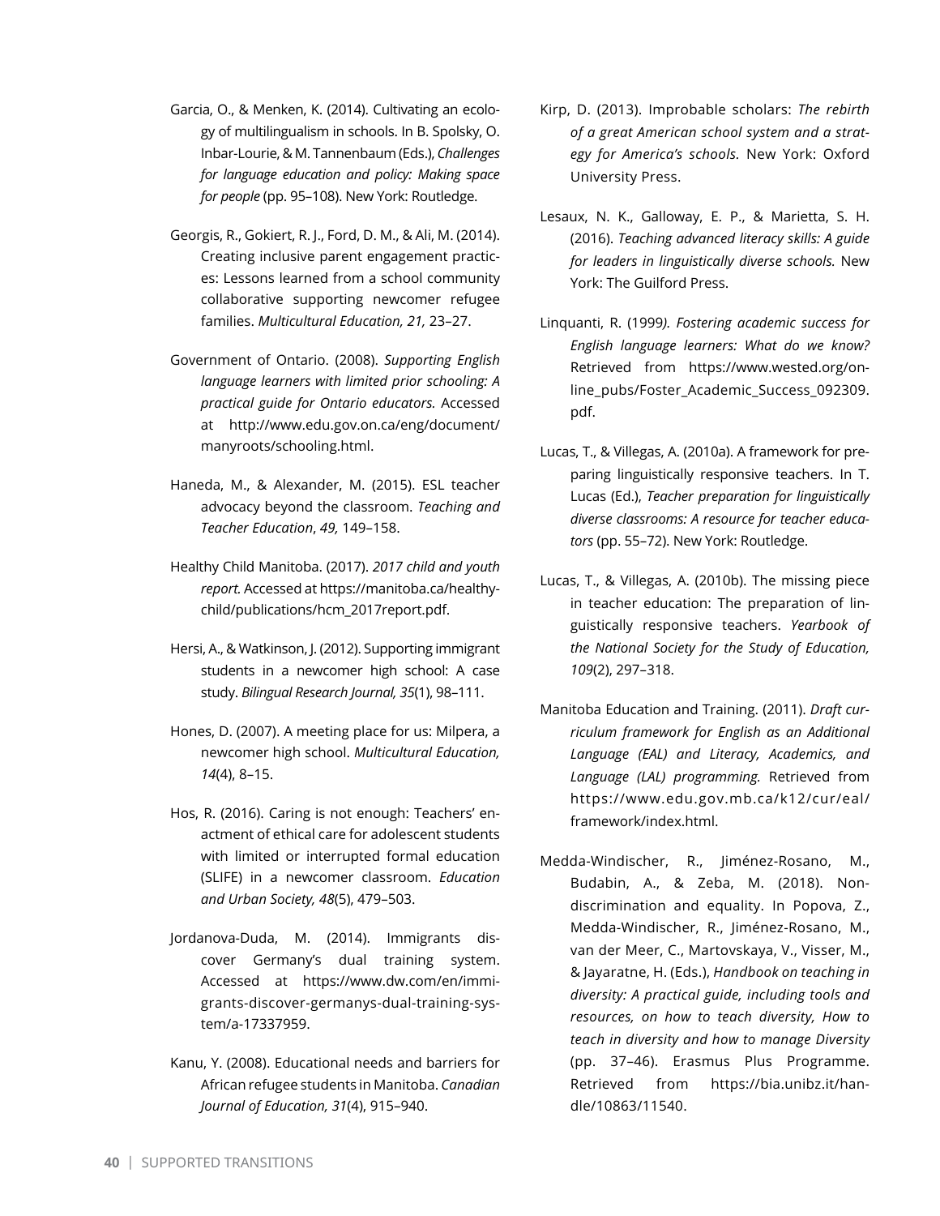Garcia, O., & Menken, K. (2014). Cultivating an ecology of multilingualism in schools. In B. Spolsky, O. Inbar-Lourie, & M. Tannenbaum (Eds.), *Challenges for language education and policy: Making space for people* (pp. 95–108). New York: Routledge.

Georgis, R., Gokiert, R. J., Ford, D. M., & Ali, M. (2014). Creating inclusive parent engagement practices: Lessons learned from a school community collaborative supporting newcomer refugee families. *Multicultural Education, 21,* 23–27.

Government of Ontario. (2008). *Supporting English language learners with limited prior schooling: A practical guide for Ontario educators.* Accessed at http://www.edu.gov.on.ca/eng/document/manyroots/schooling.html.

Haneda, M., & Alexander, M. (2015). ESL teacher advocacy beyond the classroom. *Teaching and Teacher Education*, *49,* 149–158.

Healthy Child Manitoba. (2017). *2017 child and youth report.* Accessed at https://manitoba.ca/healthychild/publications/hcm_2017report.pdf.

Hersi, A., & Watkinson, J. (2012). Supporting immigrant students in a newcomer high school: A case study. *Bilingual Research Journal, 35*(1), 98–111.

Hones, D. (2007). A meeting place for us: Milpera, a newcomer high school. *Multicultural Education, 14*(4), 8–15.

Hos, R. (2016). Caring is not enough: Teachers' enactment of ethical care for adolescent students with limited or interrupted formal education (SLIFE) in a newcomer classroom. *Education and Urban Society, 48*(5), 479–503.

Jordanova-Duda, M. (2014). Immigrants discover Germany's dual training system. Accessed at https://www.dw.com/en/immigrants-discover-germanys-dual-training-system/a-17337959.

Kanu, Y. (2008). Educational needs and barriers for African refugee students in Manitoba. *Canadian Journal of Education, 31*(4), 915–940.

Kirp, D. (2013). Improbable scholars: *The rebirth of a great American school system and a strategy for America's schools.* New York: Oxford University Press.

Lesaux, N. K., Galloway, E. P., & Marietta, S. H. (2016). *Teaching advanced literacy skills: A guide for leaders in linguistically diverse schools.* New York: The Guilford Press.

Linquanti, R. (1999*). Fostering academic success for English language learners: What do we know?* Retrieved from https://www.wested.org/online_pubs/Foster_Academic_Success_092309.pdf.

Lucas, T., & Villegas, A. (2010a). A framework for preparing linguistically responsive teachers. In T. Lucas (Ed.), *Teacher preparation for linguistically diverse classrooms: A resource for teacher educators* (pp. 55–72). New York: Routledge.

Lucas, T., & Villegas, A. (2010b). The missing piece in teacher education: The preparation of linguistically responsive teachers. *Yearbook of the National Society for the Study of Education, 109*(2), 297–318.

Manitoba Education and Training. (2011). *Draft curriculum framework for English as an Additional Language (EAL) and Literacy, Academics, and Language (LAL) programming.* Retrieved from https://www.edu.gov.mb.ca/k12/cur/eal/framework/index.html.

Medda-Windischer, R., Jiménez-Rosano, M., Budabin, A., & Zeba, M. (2018). Non-discrimination and equality. In Popova, Z., Medda-Windischer, R., Jiménez-Rosano, M., van der Meer, C., Martovskaya, V., Visser, M., & Jayaratne, H. (Eds.), *Handbook on teaching in diversity: A practical guide, including tools and resources, on how to teach diversity, How to teach in diversity and how to manage Diversity* (pp. 37–46). Erasmus Plus Programme. Retrieved from https://bia.unibz.it/handle/10863/11540.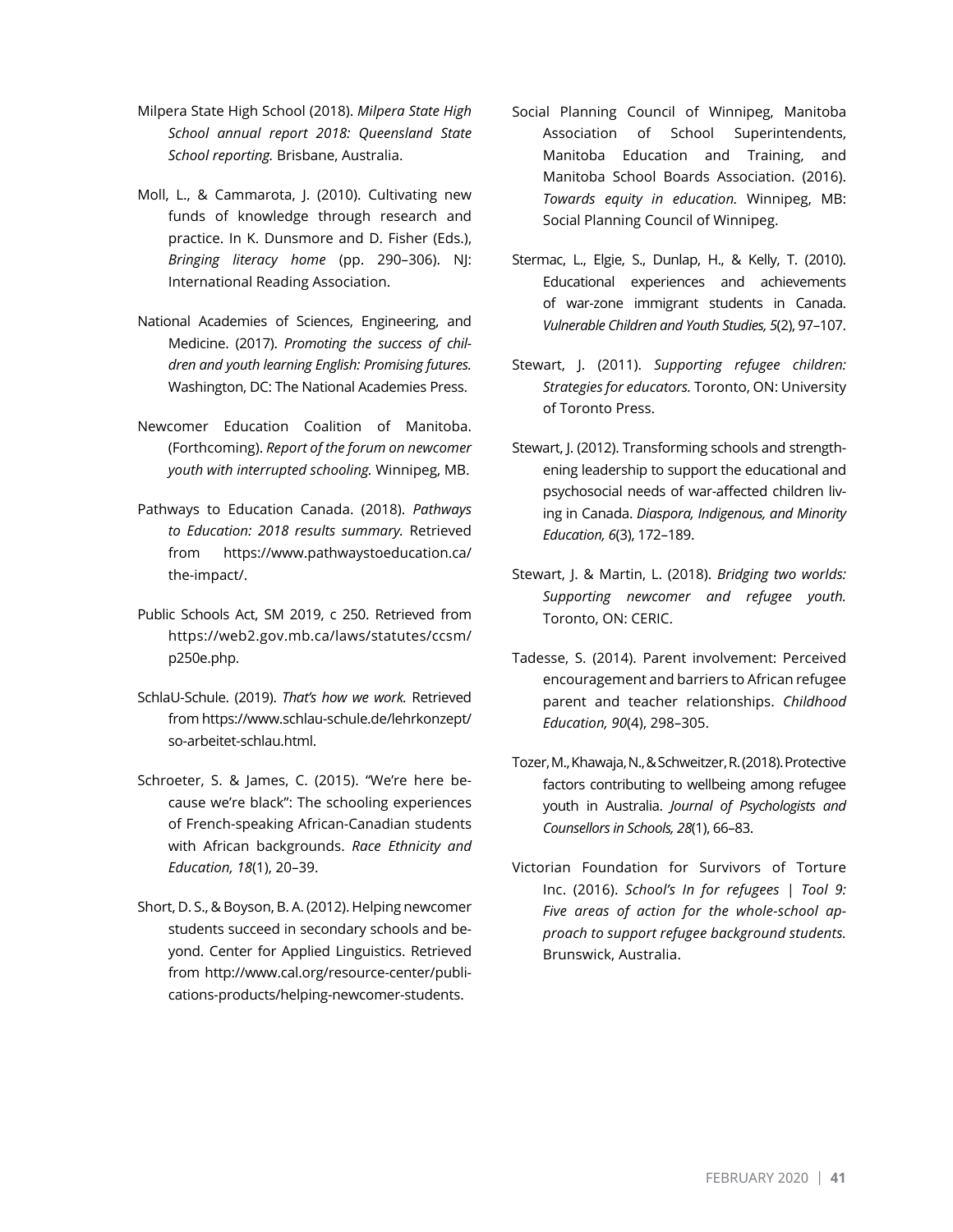Milpera State High School (2018). *Milpera State High School annual report 2018: Queensland State School reporting.* Brisbane, Australia.

Moll, L., & Cammarota, J. (2010). Cultivating new funds of knowledge through research and practice. In K. Dunsmore and D. Fisher (Eds.), *Bringing literacy home* (pp. 290–306). NJ: International Reading Association.

National Academies of Sciences, Engineering, and Medicine. (2017). *Promoting the success of children and youth learning English: Promising futures.* Washington, DC: The National Academies Press.

Newcomer Education Coalition of Manitoba. (Forthcoming). *Report of the forum on newcomer youth with interrupted schooling.* Winnipeg, MB.

Pathways to Education Canada. (2018). *Pathways to Education: 2018 results summary.* Retrieved from https://www.pathwaystoeducation.ca/the-impact/.

Public Schools Act, SM 2019, c 250. Retrieved from https://web2.gov.mb.ca/laws/statutes/ccsm/p250e.php.

SchlaU-Schule. (2019). *That's how we work.* Retrieved from https://www.schlau-schule.de/lehrkonzept/so-arbeitet-schlau.html.

Schroeter, S. & James, C. (2015). "We're here because we're black": The schooling experiences of French-speaking African-Canadian students with African backgrounds. *Race Ethnicity and Education, 18*(1), 20–39.

Short, D. S., & Boyson, B. A. (2012). Helping newcomer students succeed in secondary schools and beyond. Center for Applied Linguistics. Retrieved from http://www.cal.org/resource-center/publications-products/helping-newcomer-students.

Social Planning Council of Winnipeg, Manitoba Association of School Superintendents, Manitoba Education and Training, and Manitoba School Boards Association. (2016). *Towards equity in education.* Winnipeg, MB: Social Planning Council of Winnipeg.

Stermac, L., Elgie, S., Dunlap, H., & Kelly, T. (2010). Educational experiences and achievements of war-zone immigrant students in Canada. *Vulnerable Children and Youth Studies, 5*(2), 97–107.

Stewart, J. (2011). *Supporting refugee children: Strategies for educators.* Toronto, ON: University of Toronto Press.

Stewart, J. (2012). Transforming schools and strengthening leadership to support the educational and psychosocial needs of war-affected children living in Canada. *Diaspora, Indigenous, and Minority Education, 6*(3), 172–189.

Stewart, J. & Martin, L. (2018). *Bridging two worlds: Supporting newcomer and refugee youth.* Toronto, ON: CERIC.

Tadesse, S. (2014). Parent involvement: Perceived encouragement and barriers to African refugee parent and teacher relationships. *Childhood Education, 90*(4), 298–305.

Tozer, M., Khawaja, N., & Schweitzer, R. (2018). Protective factors contributing to wellbeing among refugee youth in Australia. *Journal of Psychologists and Counsellors in Schools, 28*(1), 66–83.

Victorian Foundation for Survivors of Torture Inc. (2016). *School's In for refugees | Tool 9: Five areas of action for the whole-school approach to support refugee background students.* Brunswick, Australia.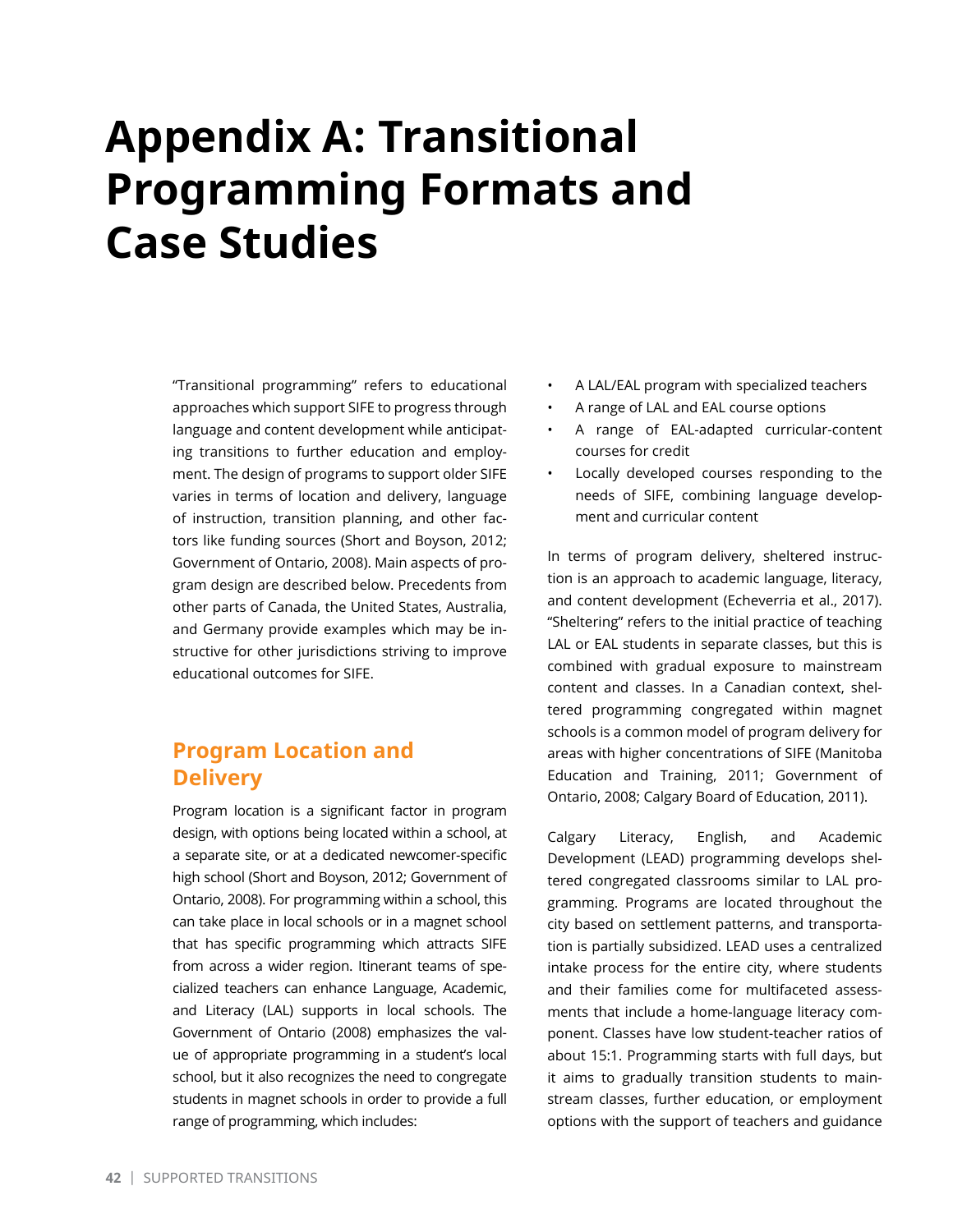# Appendix A: Transitional Programming Formats and Case Studies

"Transitional programming" refers to educational approaches which support SIFE to progress through language and content development while anticipating transitions to further education and employment. The design of programs to support older SIFE varies in terms of location and delivery, language of instruction, transition planning, and other factors like funding sources (Short and Boyson, 2012; Government of Ontario, 2008). Main aspects of program design are described below. Precedents from other parts of Canada, the United States, Australia, and Germany provide examples which may be instructive for other jurisdictions striving to improve educational outcomes for SIFE.

## Program Location and Delivery

Program location is a significant factor in program design, with options being located within a school, at a separate site, or at a dedicated newcomer-specific high school (Short and Boyson, 2012; Government of Ontario, 2008). For programming within a school, this can take place in local schools or in a magnet school that has specific programming which attracts SIFE from across a wider region. Itinerant teams of specialized teachers can enhance Language, Academic, and Literacy (LAL) supports in local schools. The Government of Ontario (2008) emphasizes the value of appropriate programming in a student's local school, but it also recognizes the need to congregate students in magnet schools in order to provide a full range of programming, which includes:

- A LAL/EAL program with specialized teachers
- A range of LAL and EAL course options
- A range of EAL-adapted curricular-content courses for credit
- Locally developed courses responding to the needs of SIFE, combining language development and curricular content

In terms of program delivery, sheltered instruction is an approach to academic language, literacy, and content development (Echeverria et al., 2017). "Sheltering" refers to the initial practice of teaching LAL or EAL students in separate classes, but this is combined with gradual exposure to mainstream content and classes. In a Canadian context, sheltered programming congregated within magnet schools is a common model of program delivery for areas with higher concentrations of SIFE (Manitoba Education and Training, 2011; Government of Ontario, 2008; Calgary Board of Education, 2011).

Calgary Literacy, English, and Academic Development (LEAD) programming develops sheltered congregated classrooms similar to LAL programming. Programs are located throughout the city based on settlement patterns, and transportation is partially subsidized. LEAD uses a centralized intake process for the entire city, where students and their families come for multifaceted assessments that include a home-language literacy component. Classes have low student-teacher ratios of about 15:1. Programming starts with full days, but it aims to gradually transition students to mainstream classes, further education, or employment options with the support of teachers and guidance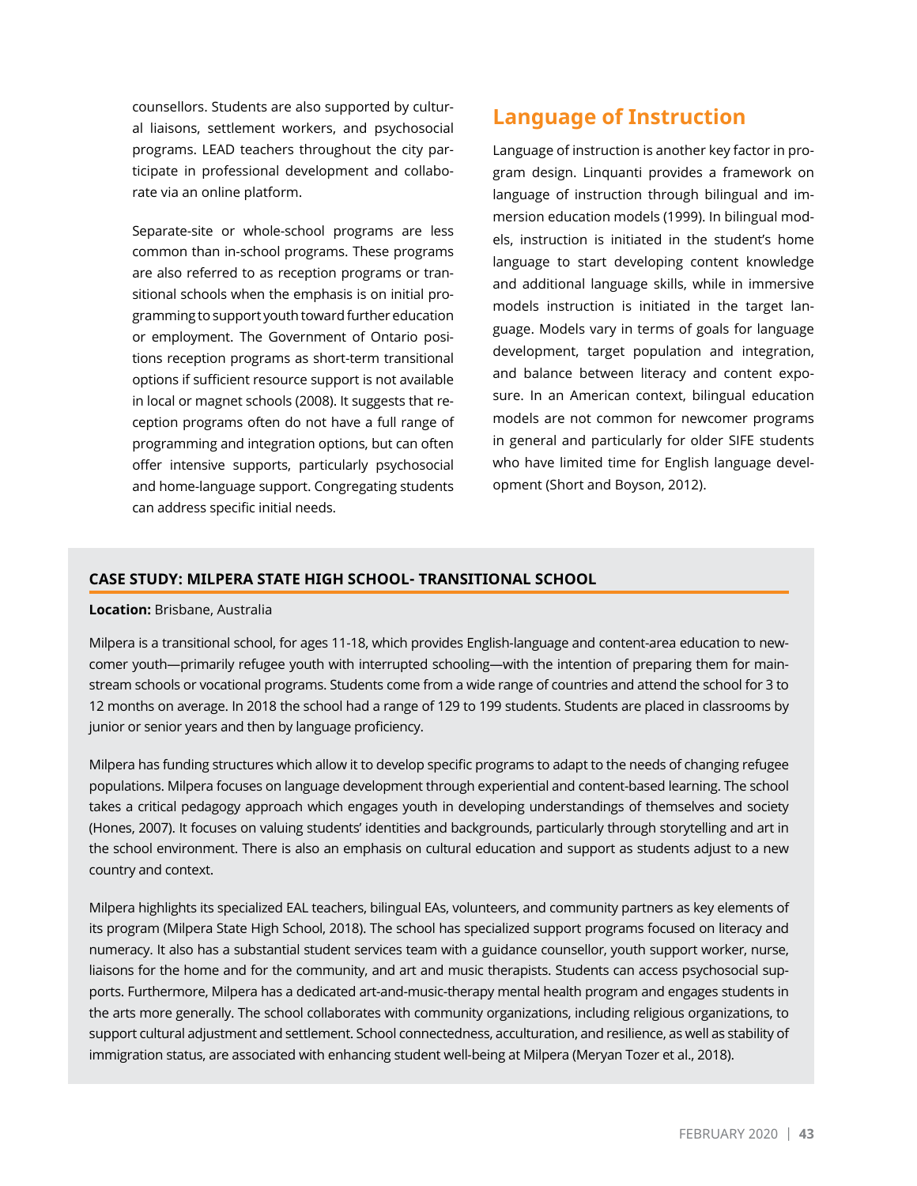counsellors. Students are also supported by cultural liaisons, settlement workers, and psychosocial programs. LEAD teachers throughout the city participate in professional development and collaborate via an online platform.

Separate-site or whole-school programs are less common than in-school programs. These programs are also referred to as reception programs or transitional schools when the emphasis is on initial programming to support youth toward further education or employment. The Government of Ontario positions reception programs as short-term transitional options if sufficient resource support is not available in local or magnet schools (2008). It suggests that reception programs often do not have a full range of programming and integration options, but can often offer intensive supports, particularly psychosocial and home-language support. Congregating students can address specific initial needs.

## Language of Instruction

Language of instruction is another key factor in program design. Linquanti provides a framework on language of instruction through bilingual and immersion education models (1999). In bilingual models, instruction is initiated in the student's home language to start developing content knowledge and additional language skills, while in immersive models instruction is initiated in the target language. Models vary in terms of goals for language development, target population and integration, and balance between literacy and content exposure. In an American context, bilingual education models are not common for newcomer programs in general and particularly for older SIFE students who have limited time for English language development (Short and Boyson, 2012).

### CASE STUDY: MILPERA STATE HIGH SCHOOL- TRANSITIONAL SCHOOL

**Location:** Brisbane, Australia

Milpera is a transitional school, for ages 11-18, which provides English-language and content-area education to newcomer youth—primarily refugee youth with interrupted schooling—with the intention of preparing them for mainstream schools or vocational programs. Students come from a wide range of countries and attend the school for 3 to 12 months on average. In 2018 the school had a range of 129 to 199 students. Students are placed in classrooms by junior or senior years and then by language proficiency.

Milpera has funding structures which allow it to develop specific programs to adapt to the needs of changing refugee populations. Milpera focuses on language development through experiential and content-based learning. The school takes a critical pedagogy approach which engages youth in developing understandings of themselves and society (Hones, 2007). It focuses on valuing students' identities and backgrounds, particularly through storytelling and art in the school environment. There is also an emphasis on cultural education and support as students adjust to a new country and context.

Milpera highlights its specialized EAL teachers, bilingual EAs, volunteers, and community partners as key elements of its program (Milpera State High School, 2018). The school has specialized support programs focused on literacy and numeracy. It also has a substantial student services team with a guidance counsellor, youth support worker, nurse, liaisons for the home and for the community, and art and music therapists. Students can access psychosocial supports. Furthermore, Milpera has a dedicated art-and-music-therapy mental health program and engages students in the arts more generally. The school collaborates with community organizations, including religious organizations, to support cultural adjustment and settlement. School connectedness, acculturation, and resilience, as well as stability of immigration status, are associated with enhancing student well-being at Milpera (Meryan Tozer et al., 2018).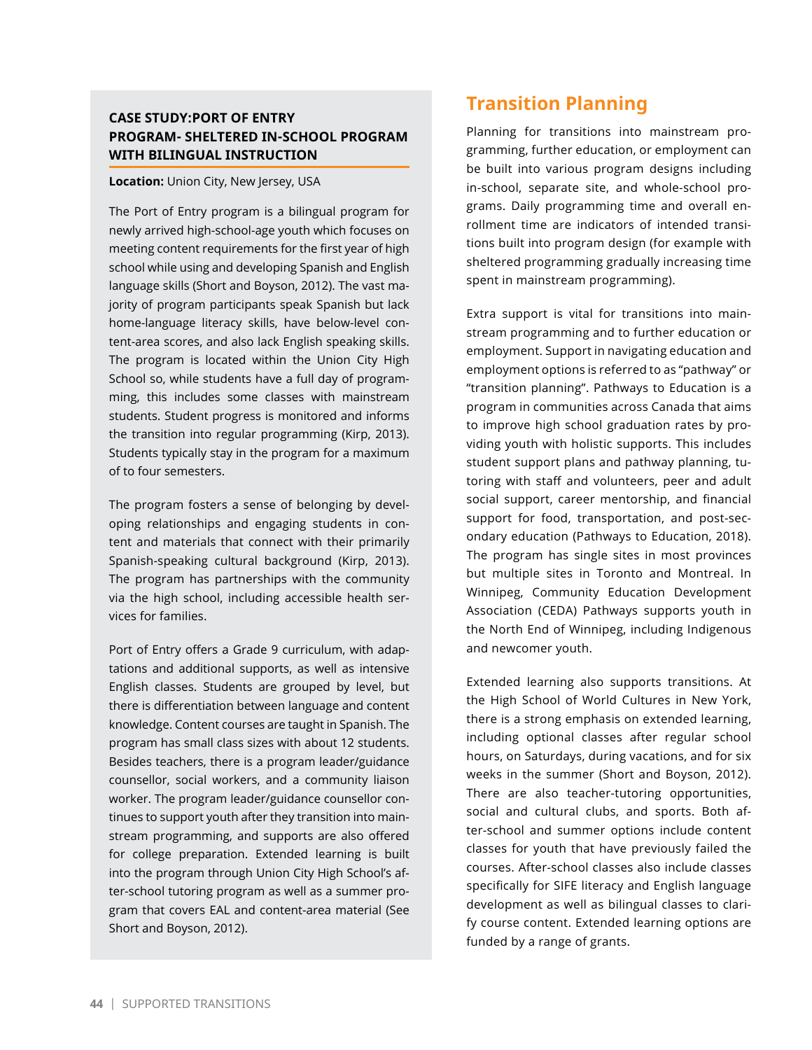### CASE STUDY:PORT OF ENTRY PROGRAM- SHELTERED IN-SCHOOL PROGRAM WITH BILINGUAL INSTRUCTION

**Location:** Union City, New Jersey, USA

The Port of Entry program is a bilingual program for newly arrived high-school-age youth which focuses on meeting content requirements for the first year of high school while using and developing Spanish and English language skills (Short and Boyson, 2012). The vast majority of program participants speak Spanish but lack home-language literacy skills, have below-level content-area scores, and also lack English speaking skills. The program is located within the Union City High School so, while students have a full day of programming, this includes some classes with mainstream students. Student progress is monitored and informs the transition into regular programming (Kirp, 2013). Students typically stay in the program for a maximum of to four semesters.

The program fosters a sense of belonging by developing relationships and engaging students in content and materials that connect with their primarily Spanish-speaking cultural background (Kirp, 2013). The program has partnerships with the community via the high school, including accessible health services for families.

Port of Entry offers a Grade 9 curriculum, with adaptations and additional supports, as well as intensive English classes. Students are grouped by level, but there is differentiation between language and content knowledge. Content courses are taught in Spanish. The program has small class sizes with about 12 students. Besides teachers, there is a program leader/guidance counsellor, social workers, and a community liaison worker. The program leader/guidance counsellor continues to support youth after they transition into mainstream programming, and supports are also offered for college preparation. Extended learning is built into the program through Union City High School's after-school tutoring program as well as a summer program that covers EAL and content-area material (See Short and Boyson, 2012).

## Transition Planning

Planning for transitions into mainstream programming, further education, or employment can be built into various program designs including in-school, separate site, and whole-school programs. Daily programming time and overall enrollment time are indicators of intended transitions built into program design (for example with sheltered programming gradually increasing time spent in mainstream programming).

Extra support is vital for transitions into mainstream programming and to further education or employment. Support in navigating education and employment options is referred to as "pathway" or "transition planning". Pathways to Education is a program in communities across Canada that aims to improve high school graduation rates by providing youth with holistic supports. This includes student support plans and pathway planning, tutoring with staff and volunteers, peer and adult social support, career mentorship, and financial support for food, transportation, and post-secondary education (Pathways to Education, 2018). The program has single sites in most provinces but multiple sites in Toronto and Montreal. In Winnipeg, Community Education Development Association (CEDA) Pathways supports youth in the North End of Winnipeg, including Indigenous and newcomer youth.

Extended learning also supports transitions. At the High School of World Cultures in New York, there is a strong emphasis on extended learning, including optional classes after regular school hours, on Saturdays, during vacations, and for six weeks in the summer (Short and Boyson, 2012). There are also teacher-tutoring opportunities, social and cultural clubs, and sports. Both after-school and summer options include content classes for youth that have previously failed the courses. After-school classes also include classes specifically for SIFE literacy and English language development as well as bilingual classes to clarify course content. Extended learning options are funded by a range of grants.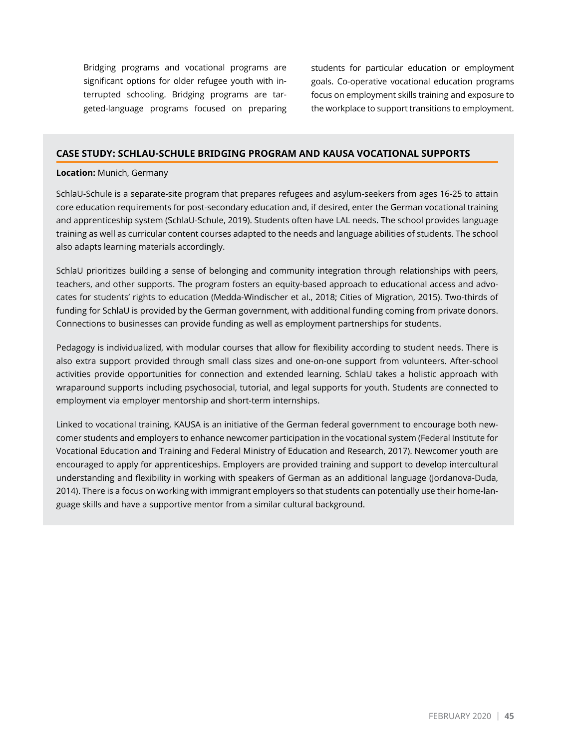Bridging programs and vocational programs are significant options for older refugee youth with interrupted schooling. Bridging programs are targeted-language programs focused on preparing students for particular education or employment goals. Co-operative vocational education programs focus on employment skills training and exposure to the workplace to support transitions to employment.

### CASE STUDY: SCHLAU-SCHULE BRIDGING PROGRAM AND KAUSA VOCATIONAL SUPPORTS

**Location:** Munich, Germany

SchlaU-Schule is a separate-site program that prepares refugees and asylum-seekers from ages 16-25 to attain core education requirements for post-secondary education and, if desired, enter the German vocational training and apprenticeship system (SchlaU-Schule, 2019). Students often have LAL needs. The school provides language training as well as curricular content courses adapted to the needs and language abilities of students. The school also adapts learning materials accordingly.

SchlaU prioritizes building a sense of belonging and community integration through relationships with peers, teachers, and other supports. The program fosters an equity-based approach to educational access and advocates for students' rights to education (Medda-Windischer et al., 2018; Cities of Migration, 2015). Two-thirds of funding for SchlaU is provided by the German government, with additional funding coming from private donors. Connections to businesses can provide funding as well as employment partnerships for students.

Pedagogy is individualized, with modular courses that allow for flexibility according to student needs. There is also extra support provided through small class sizes and one-on-one support from volunteers. After-school activities provide opportunities for connection and extended learning. SchlaU takes a holistic approach with wraparound supports including psychosocial, tutorial, and legal supports for youth. Students are connected to employment via employer mentorship and short-term internships.

Linked to vocational training, KAUSA is an initiative of the German federal government to encourage both newcomer students and employers to enhance newcomer participation in the vocational system (Federal Institute for Vocational Education and Training and Federal Ministry of Education and Research, 2017). Newcomer youth are encouraged to apply for apprenticeships. Employers are provided training and support to develop intercultural understanding and flexibility in working with speakers of German as an additional language (Jordanova-Duda, 2014). There is a focus on working with immigrant employers so that students can potentially use their home-language skills and have a supportive mentor from a similar cultural background.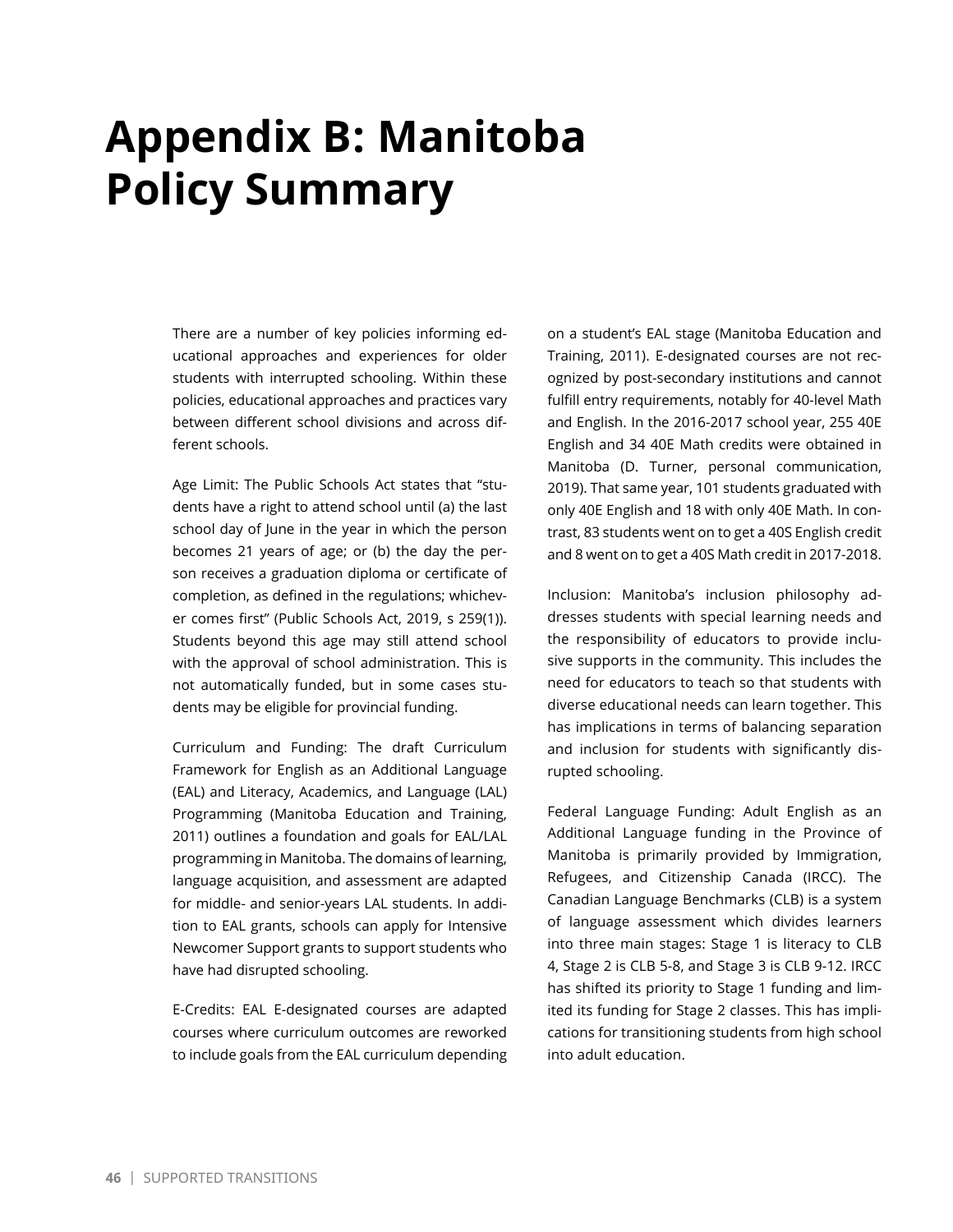# Appendix B: Manitoba Policy Summary

There are a number of key policies informing educational approaches and experiences for older students with interrupted schooling. Within these policies, educational approaches and practices vary between different school divisions and across different schools.

Age Limit: The Public Schools Act states that "students have a right to attend school until (a) the last school day of June in the year in which the person becomes 21 years of age; or (b) the day the person receives a graduation diploma or certificate of completion, as defined in the regulations; whichever comes first" (Public Schools Act, 2019, s 259(1)). Students beyond this age may still attend school with the approval of school administration. This is not automatically funded, but in some cases students may be eligible for provincial funding.

Curriculum and Funding: The draft Curriculum Framework for English as an Additional Language (EAL) and Literacy, Academics, and Language (LAL) Programming (Manitoba Education and Training, 2011) outlines a foundation and goals for EAL/LAL programming in Manitoba. The domains of learning, language acquisition, and assessment are adapted for middle- and senior-years LAL students. In addition to EAL grants, schools can apply for Intensive Newcomer Support grants to support students who have had disrupted schooling.

E-Credits: EAL E-designated courses are adapted courses where curriculum outcomes are reworked to include goals from the EAL curriculum depending on a student's EAL stage (Manitoba Education and Training, 2011). E-designated courses are not recognized by post-secondary institutions and cannot fulfill entry requirements, notably for 40-level Math and English. In the 2016-2017 school year, 255 40E English and 34 40E Math credits were obtained in Manitoba (D. Turner, personal communication, 2019). That same year, 101 students graduated with only 40E English and 18 with only 40E Math. In contrast, 83 students went on to get a 40S English credit and 8 went on to get a 40S Math credit in 2017-2018.

Inclusion: Manitoba's inclusion philosophy addresses students with special learning needs and the responsibility of educators to provide inclusive supports in the community. This includes the need for educators to teach so that students with diverse educational needs can learn together. This has implications in terms of balancing separation and inclusion for students with significantly disrupted schooling.

Federal Language Funding: Adult English as an Additional Language funding in the Province of Manitoba is primarily provided by Immigration, Refugees, and Citizenship Canada (IRCC). The Canadian Language Benchmarks (CLB) is a system of language assessment which divides learners into three main stages: Stage 1 is literacy to CLB 4, Stage 2 is CLB 5-8, and Stage 3 is CLB 9-12. IRCC has shifted its priority to Stage 1 funding and limited its funding for Stage 2 classes. This has implications for transitioning students from high school into adult education.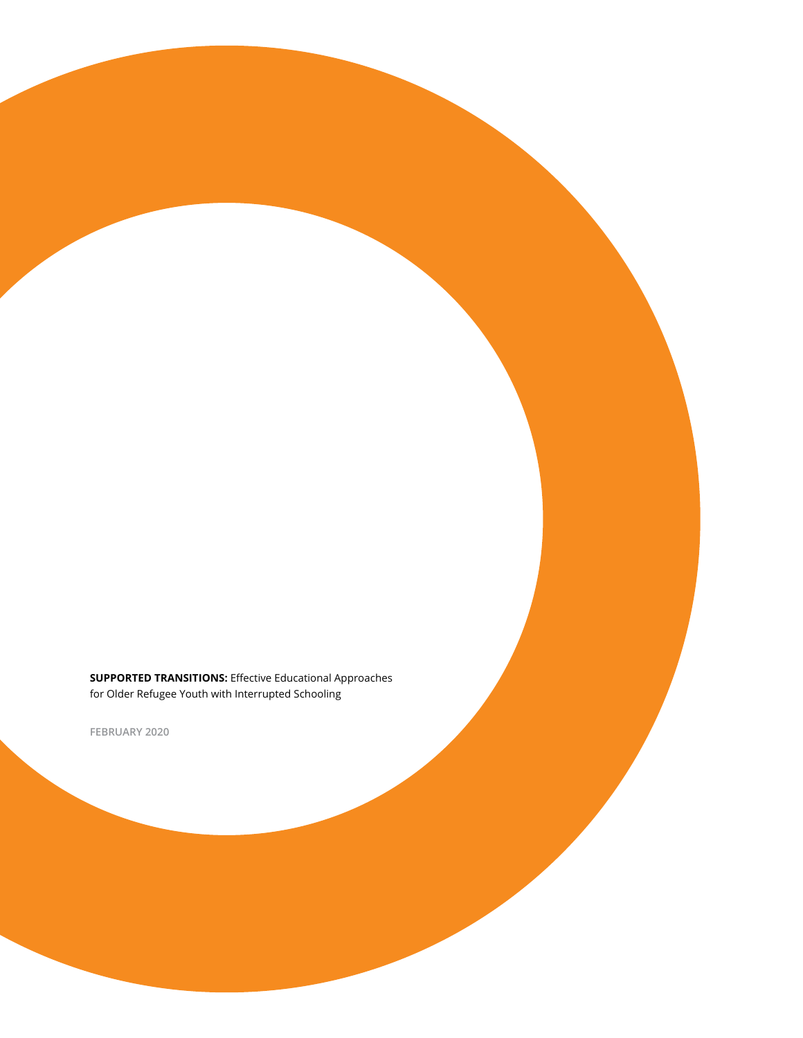**SUPPORTED TRANSITIONS:** Effective Educational Approaches for Older Refugee Youth with Interrupted Schooling

FEBRUARY 2020